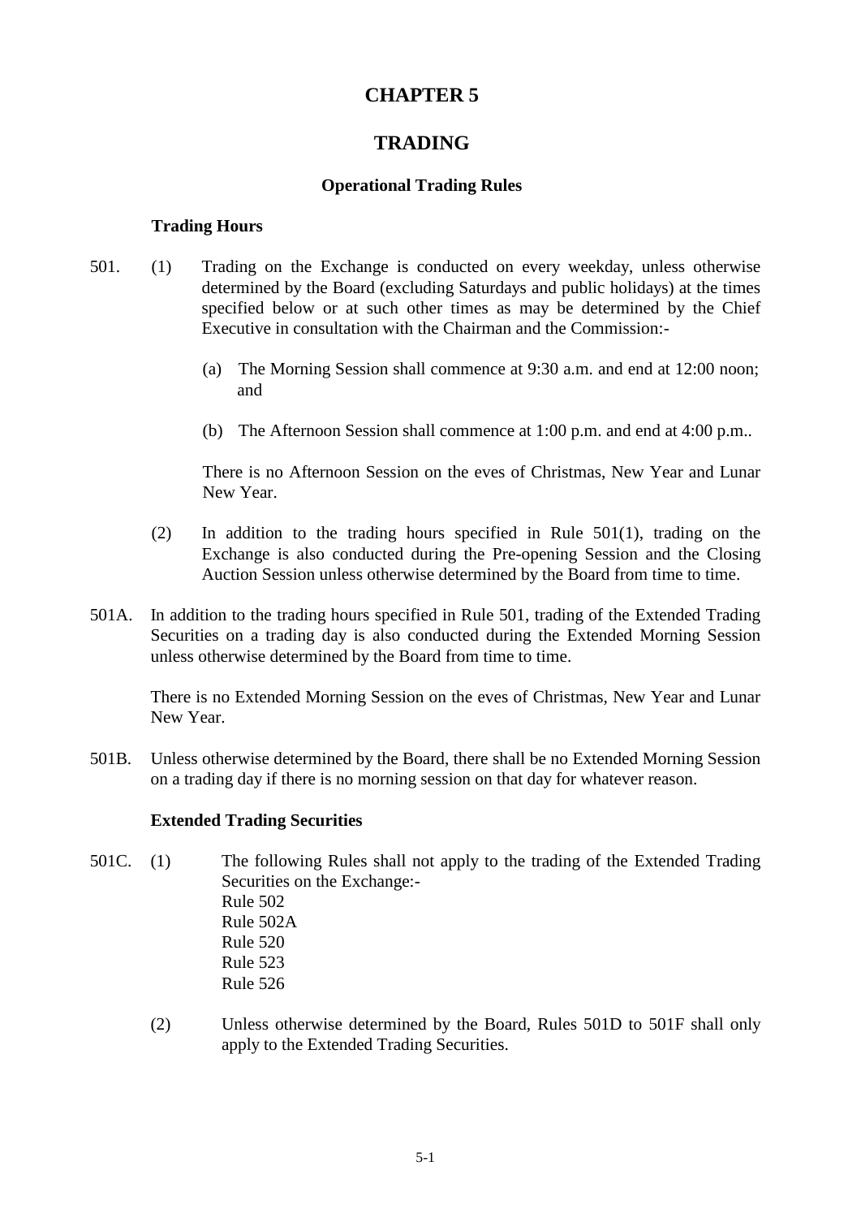# CHAPTER 5

# TRADING

## Operational Trading Rules

### Trading Hours

501. (1) Trading on the Exchange is conducted on every weekday, unless otherwise determined by the Board (excluding Saturdays and public holidays) at the times specified below or at such other times as may be determined by the Chief Executive in consultation with the Chairman and the Commission:-

(a) The Morning Session shall commence at 9:30 a.m. and end at 12:00 noon; and

(b) The Afternoon Session shall commence at 1:00 p.m. and end at 4:00 p.m..

There is no Afternoon Session on the eves of Christmas, New Year and Lunar New Year.

(2) In addition to the trading hours specified in Rule 501(1), trading on the Exchange is also conducted during the Pre-opening Session and the Closing Auction Session unless otherwise determined by the Board from time to time.

501A. In addition to the trading hours specified in Rule 501, trading of the Extended Trading Securities on a trading day is also conducted during the Extended Morning Session unless otherwise determined by the Board from time to time.

There is no Extended Morning Session on the eves of Christmas, New Year and Lunar New Year.

501B. Unless otherwise determined by the Board, there shall be no Extended Morning Session on a trading day if there is no morning session on that day for whatever reason.

### Extended Trading Securities

501C. (1) The following Rules shall not apply to the trading of the Extended Trading Securities on the Exchange:-
Rule 502
Rule 502A
Rule 520
Rule 523
Rule 526

(2) Unless otherwise determined by the Board, Rules 501D to 501F shall only apply to the Extended Trading Securities.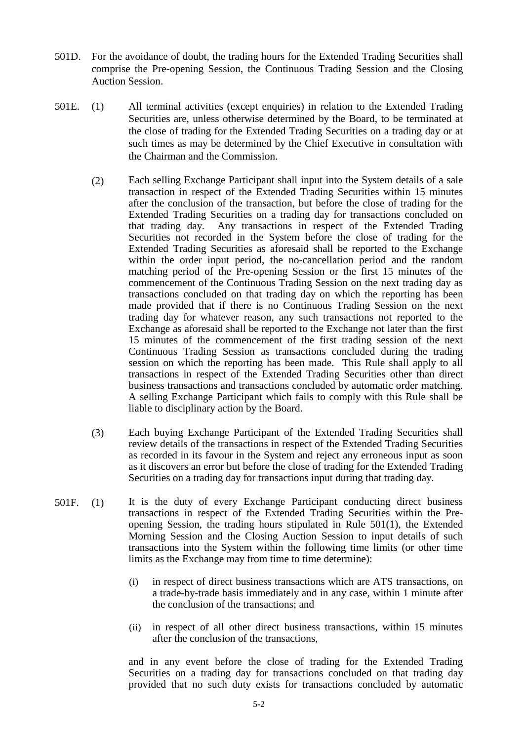501D. For the avoidance of doubt, the trading hours for the Extended Trading Securities shall comprise the Pre-opening Session, the Continuous Trading Session and the Closing Auction Session.

501E. (1) All terminal activities (except enquiries) in relation to the Extended Trading Securities are, unless otherwise determined by the Board, to be terminated at the close of trading for the Extended Trading Securities on a trading day or at such times as may be determined by the Chief Executive in consultation with the Chairman and the Commission.

(2) Each selling Exchange Participant shall input into the System details of a sale transaction in respect of the Extended Trading Securities within 15 minutes after the conclusion of the transaction, but before the close of trading for the Extended Trading Securities on a trading day for transactions concluded on that trading day. Any transactions in respect of the Extended Trading Securities not recorded in the System before the close of trading for the Extended Trading Securities as aforesaid shall be reported to the Exchange within the order input period, the no-cancellation period and the random matching period of the Pre-opening Session or the first 15 minutes of the commencement of the Continuous Trading Session on the next trading day as transactions concluded on that trading day on which the reporting has been made provided that if there is no Continuous Trading Session on the next trading day for whatever reason, any such transactions not reported to the Exchange as aforesaid shall be reported to the Exchange not later than the first 15 minutes of the commencement of the first trading session of the next Continuous Trading Session as transactions concluded during the trading session on which the reporting has been made. This Rule shall apply to all transactions in respect of the Extended Trading Securities other than direct business transactions and transactions concluded by automatic order matching. A selling Exchange Participant which fails to comply with this Rule shall be liable to disciplinary action by the Board.

(3) Each buying Exchange Participant of the Extended Trading Securities shall review details of the transactions in respect of the Extended Trading Securities as recorded in its favour in the System and reject any erroneous input as soon as it discovers an error but before the close of trading for the Extended Trading Securities on a trading day for transactions input during that trading day.

501F. (1) It is the duty of every Exchange Participant conducting direct business transactions in respect of the Extended Trading Securities within the Pre-opening Session, the trading hours stipulated in Rule 501(1), the Extended Morning Session and the Closing Auction Session to input details of such transactions into the System within the following time limits (or other time limits as the Exchange may from time to time determine):

(i) in respect of direct business transactions which are ATS transactions, on a trade-by-trade basis immediately and in any case, within 1 minute after the conclusion of the transactions; and

(ii) in respect of all other direct business transactions, within 15 minutes after the conclusion of the transactions,

and in any event before the close of trading for the Extended Trading Securities on a trading day for transactions concluded on that trading day provided that no such duty exists for transactions concluded by automatic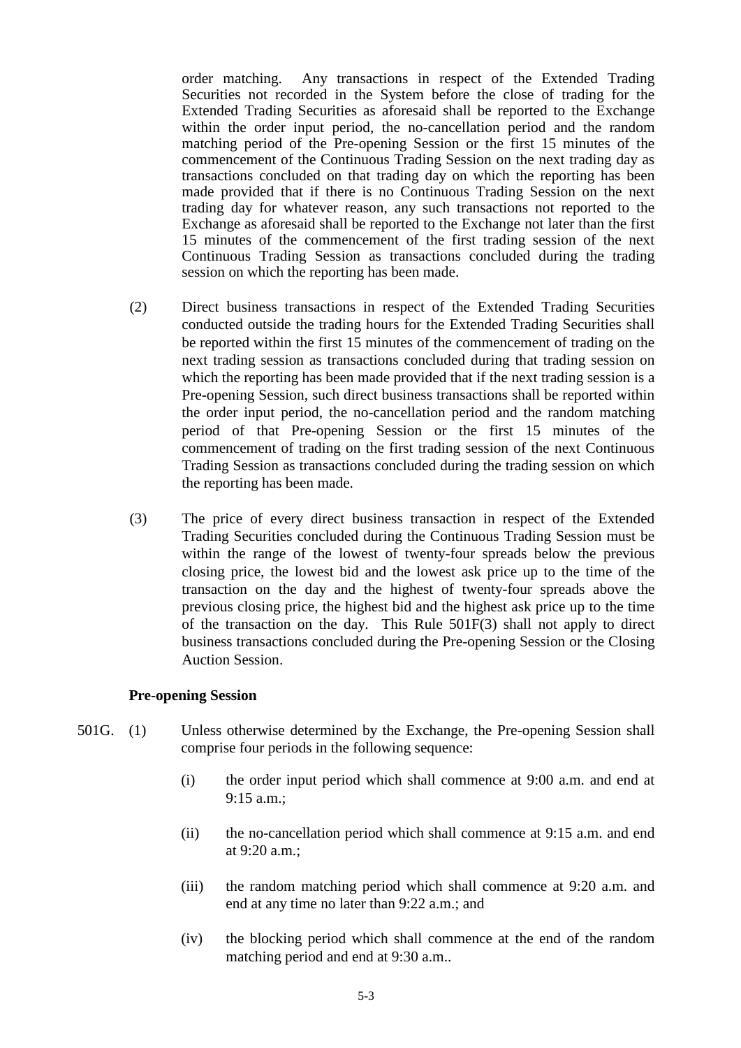order matching. Any transactions in respect of the Extended Trading Securities not recorded in the System before the close of trading for the Extended Trading Securities as aforesaid shall be reported to the Exchange within the order input period, the no-cancellation period and the random matching period of the Pre-opening Session or the first 15 minutes of the commencement of the Continuous Trading Session on the next trading day as transactions concluded on that trading day on which the reporting has been made provided that if there is no Continuous Trading Session on the next trading day for whatever reason, any such transactions not reported to the Exchange as aforesaid shall be reported to the Exchange not later than the first 15 minutes of the commencement of the first trading session of the next Continuous Trading Session as transactions concluded during the trading session on which the reporting has been made.

(2) Direct business transactions in respect of the Extended Trading Securities conducted outside the trading hours for the Extended Trading Securities shall be reported within the first 15 minutes of the commencement of trading on the next trading session as transactions concluded during that trading session on which the reporting has been made provided that if the next trading session is a Pre-opening Session, such direct business transactions shall be reported within the order input period, the no-cancellation period and the random matching period of that Pre-opening Session or the first 15 minutes of the commencement of trading on the first trading session of the next Continuous Trading Session as transactions concluded during the trading session on which the reporting has been made.

(3) The price of every direct business transaction in respect of the Extended Trading Securities concluded during the Continuous Trading Session must be within the range of the lowest of twenty-four spreads below the previous closing price, the lowest bid and the lowest ask price up to the time of the transaction on the day and the highest of twenty-four spreads above the previous closing price, the highest bid and the highest ask price up to the time of the transaction on the day. This Rule 501F(3) shall not apply to direct business transactions concluded during the Pre-opening Session or the Closing Auction Session.

**Pre-opening Session**

501G. (1) Unless otherwise determined by the Exchange, the Pre-opening Session shall comprise four periods in the following sequence:

(i) the order input period which shall commence at 9:00 a.m. and end at 9:15 a.m.;

(ii) the no-cancellation period which shall commence at 9:15 a.m. and end at 9:20 a.m.;

(iii) the random matching period which shall commence at 9:20 a.m. and end at any time no later than 9:22 a.m.; and

(iv) the blocking period which shall commence at the end of the random matching period and end at 9:30 a.m..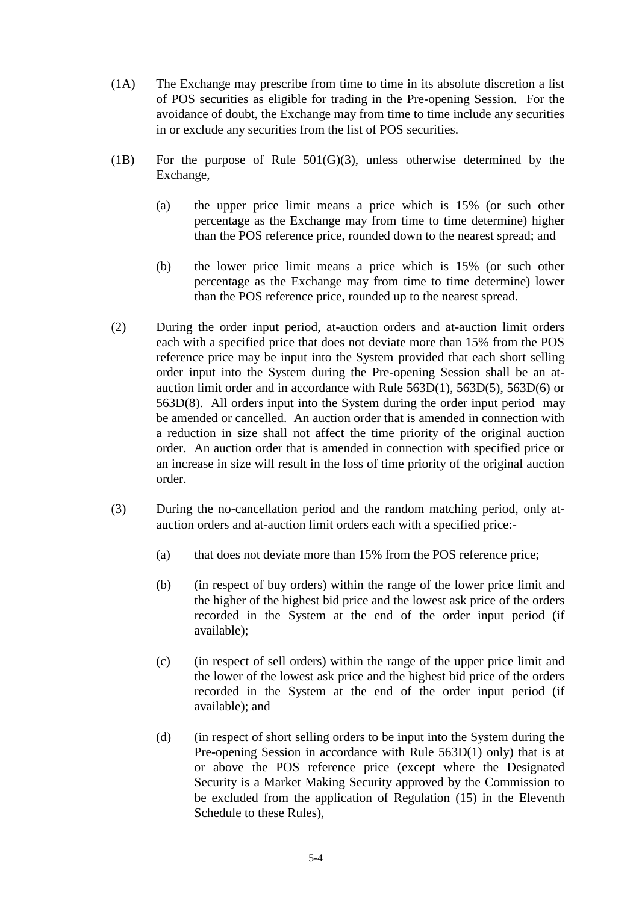(1A) The Exchange may prescribe from time to time in its absolute discretion a list of POS securities as eligible for trading in the Pre-opening Session. For the avoidance of doubt, the Exchange may from time to time include any securities in or exclude any securities from the list of POS securities.

(1B) For the purpose of Rule 501(G)(3), unless otherwise determined by the Exchange,

(a) the upper price limit means a price which is 15% (or such other percentage as the Exchange may from time to time determine) higher than the POS reference price, rounded down to the nearest spread; and

(b) the lower price limit means a price which is 15% (or such other percentage as the Exchange may from time to time determine) lower than the POS reference price, rounded up to the nearest spread.

(2) During the order input period, at-auction orders and at-auction limit orders each with a specified price that does not deviate more than 15% from the POS reference price may be input into the System provided that each short selling order input into the System during the Pre-opening Session shall be an at-auction limit order and in accordance with Rule 563D(1), 563D(5), 563D(6) or 563D(8). All orders input into the System during the order input period may be amended or cancelled. An auction order that is amended in connection with a reduction in size shall not affect the time priority of the original auction order. An auction order that is amended in connection with specified price or an increase in size will result in the loss of time priority of the original auction order.

(3) During the no-cancellation period and the random matching period, only at-auction orders and at-auction limit orders each with a specified price:-

(a) that does not deviate more than 15% from the POS reference price;

(b) (in respect of buy orders) within the range of the lower price limit and the higher of the highest bid price and the lowest ask price of the orders recorded in the System at the end of the order input period (if available);

(c) (in respect of sell orders) within the range of the upper price limit and the lower of the lowest ask price and the highest bid price of the orders recorded in the System at the end of the order input period (if available); and

(d) (in respect of short selling orders to be input into the System during the Pre-opening Session in accordance with Rule 563D(1) only) that is at or above the POS reference price (except where the Designated Security is a Market Making Security approved by the Commission to be excluded from the application of Regulation (15) in the Eleventh Schedule to these Rules),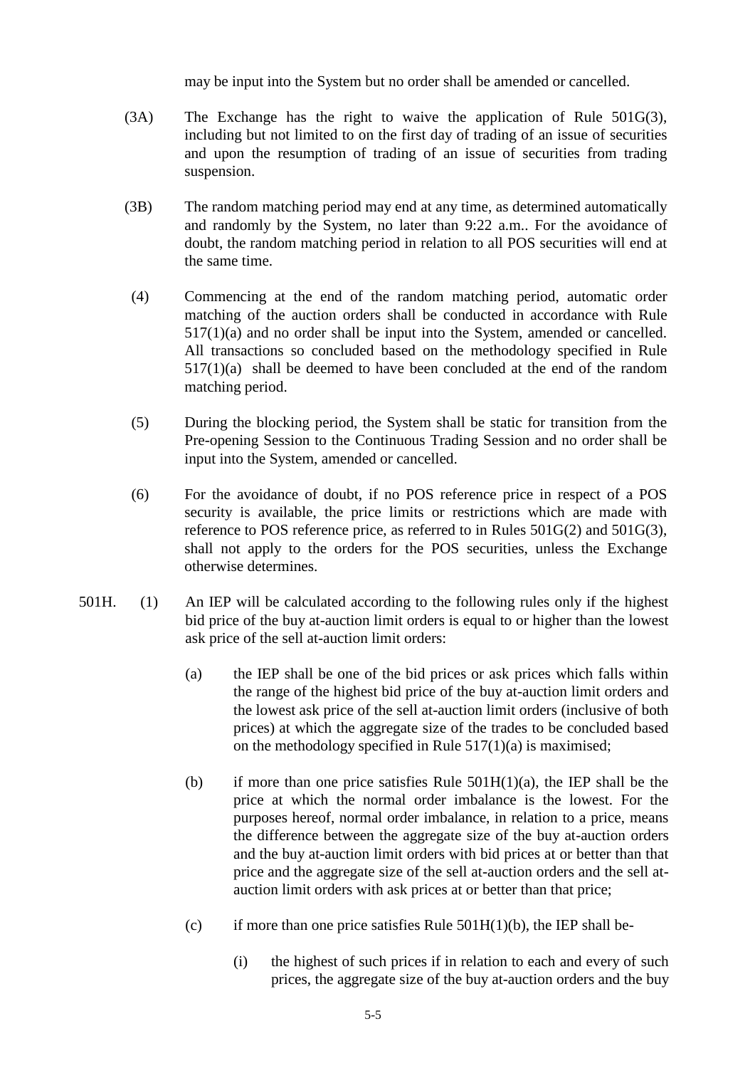may be input into the System but no order shall be amended or cancelled.

(3A) The Exchange has the right to waive the application of Rule 501G(3), including but not limited to on the first day of trading of an issue of securities and upon the resumption of trading of an issue of securities from trading suspension.

(3B) The random matching period may end at any time, as determined automatically and randomly by the System, no later than 9:22 a.m.. For the avoidance of doubt, the random matching period in relation to all POS securities will end at the same time.

(4) Commencing at the end of the random matching period, automatic order matching of the auction orders shall be conducted in accordance with Rule 517(1)(a) and no order shall be input into the System, amended or cancelled. All transactions so concluded based on the methodology specified in Rule 517(1)(a) shall be deemed to have been concluded at the end of the random matching period.

(5) During the blocking period, the System shall be static for transition from the Pre-opening Session to the Continuous Trading Session and no order shall be input into the System, amended or cancelled.

(6) For the avoidance of doubt, if no POS reference price in respect of a POS security is available, the price limits or restrictions which are made with reference to POS reference price, as referred to in Rules 501G(2) and 501G(3), shall not apply to the orders for the POS securities, unless the Exchange otherwise determines.

501H. (1) An IEP will be calculated according to the following rules only if the highest bid price of the buy at-auction limit orders is equal to or higher than the lowest ask price of the sell at-auction limit orders:

(a) the IEP shall be one of the bid prices or ask prices which falls within the range of the highest bid price of the buy at-auction limit orders and the lowest ask price of the sell at-auction limit orders (inclusive of both prices) at which the aggregate size of the trades to be concluded based on the methodology specified in Rule 517(1)(a) is maximised;

(b) if more than one price satisfies Rule 501H(1)(a), the IEP shall be the price at which the normal order imbalance is the lowest. For the purposes hereof, normal order imbalance, in relation to a price, means the difference between the aggregate size of the buy at-auction orders and the buy at-auction limit orders with bid prices at or better than that price and the aggregate size of the sell at-auction orders and the sell at-auction limit orders with ask prices at or better than that price;

(c) if more than one price satisfies Rule 501H(1)(b), the IEP shall be-

(i) the highest of such prices if in relation to each and every of such prices, the aggregate size of the buy at-auction orders and the buy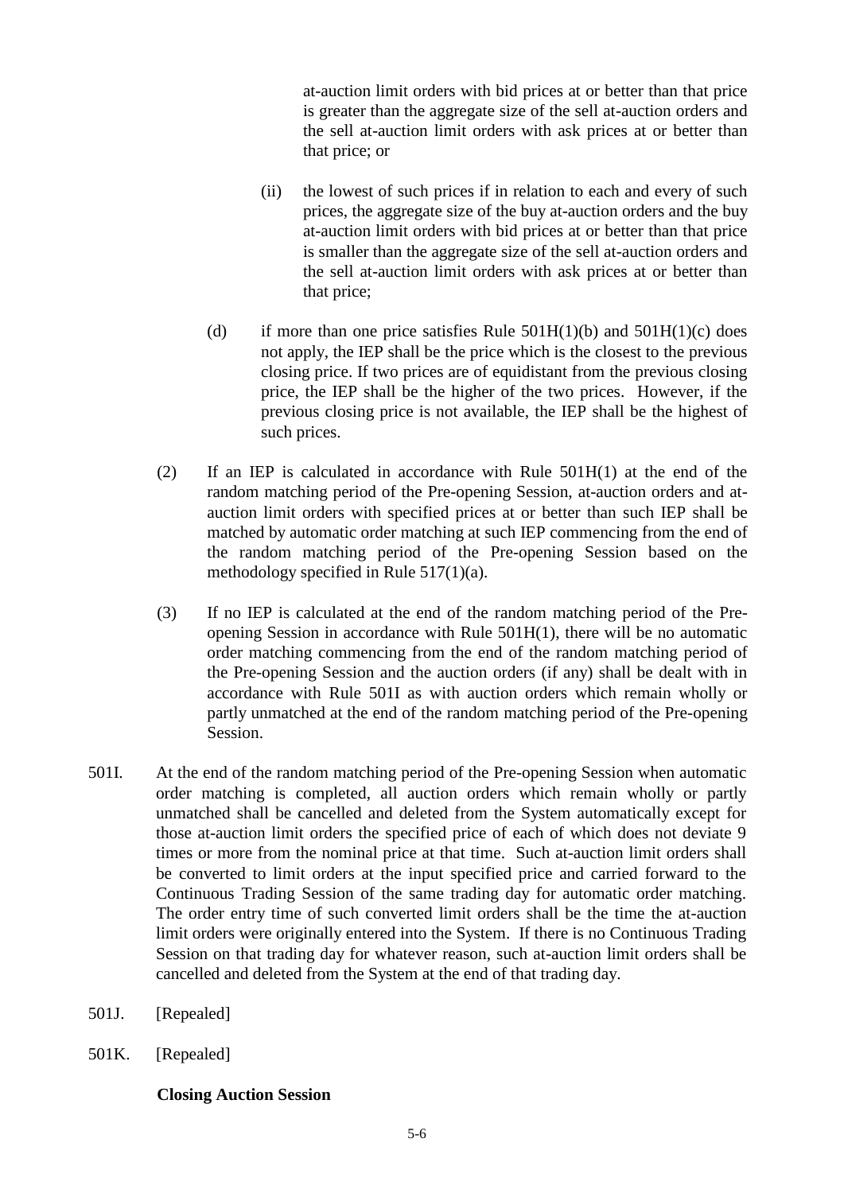at-auction limit orders with bid prices at or better than that price is greater than the aggregate size of the sell at-auction orders and the sell at-auction limit orders with ask prices at or better than that price; or

(ii) the lowest of such prices if in relation to each and every of such prices, the aggregate size of the buy at-auction orders and the buy at-auction limit orders with bid prices at or better than that price is smaller than the aggregate size of the sell at-auction orders and the sell at-auction limit orders with ask prices at or better than that price;

(d) if more than one price satisfies Rule 501H(1)(b) and 501H(1)(c) does not apply, the IEP shall be the price which is the closest to the previous closing price. If two prices are of equidistant from the previous closing price, the IEP shall be the higher of the two prices. However, if the previous closing price is not available, the IEP shall be the highest of such prices.

(2) If an IEP is calculated in accordance with Rule 501H(1) at the end of the random matching period of the Pre-opening Session, at-auction orders and at-auction limit orders with specified prices at or better than such IEP shall be matched by automatic order matching at such IEP commencing from the end of the random matching period of the Pre-opening Session based on the methodology specified in Rule 517(1)(a).

(3) If no IEP is calculated at the end of the random matching period of the Pre-opening Session in accordance with Rule 501H(1), there will be no automatic order matching commencing from the end of the random matching period of the Pre-opening Session and the auction orders (if any) shall be dealt with in accordance with Rule 501I as with auction orders which remain wholly or partly unmatched at the end of the random matching period of the Pre-opening Session.

501I. At the end of the random matching period of the Pre-opening Session when automatic order matching is completed, all auction orders which remain wholly or partly unmatched shall be cancelled and deleted from the System automatically except for those at-auction limit orders the specified price of each of which does not deviate 9 times or more from the nominal price at that time. Such at-auction limit orders shall be converted to limit orders at the input specified price and carried forward to the Continuous Trading Session of the same trading day for automatic order matching. The order entry time of such converted limit orders shall be the time the at-auction limit orders were originally entered into the System. If there is no Continuous Trading Session on that trading day for whatever reason, such at-auction limit orders shall be cancelled and deleted from the System at the end of that trading day.

501J. [Repealed]

501K. [Repealed]

**Closing Auction Session**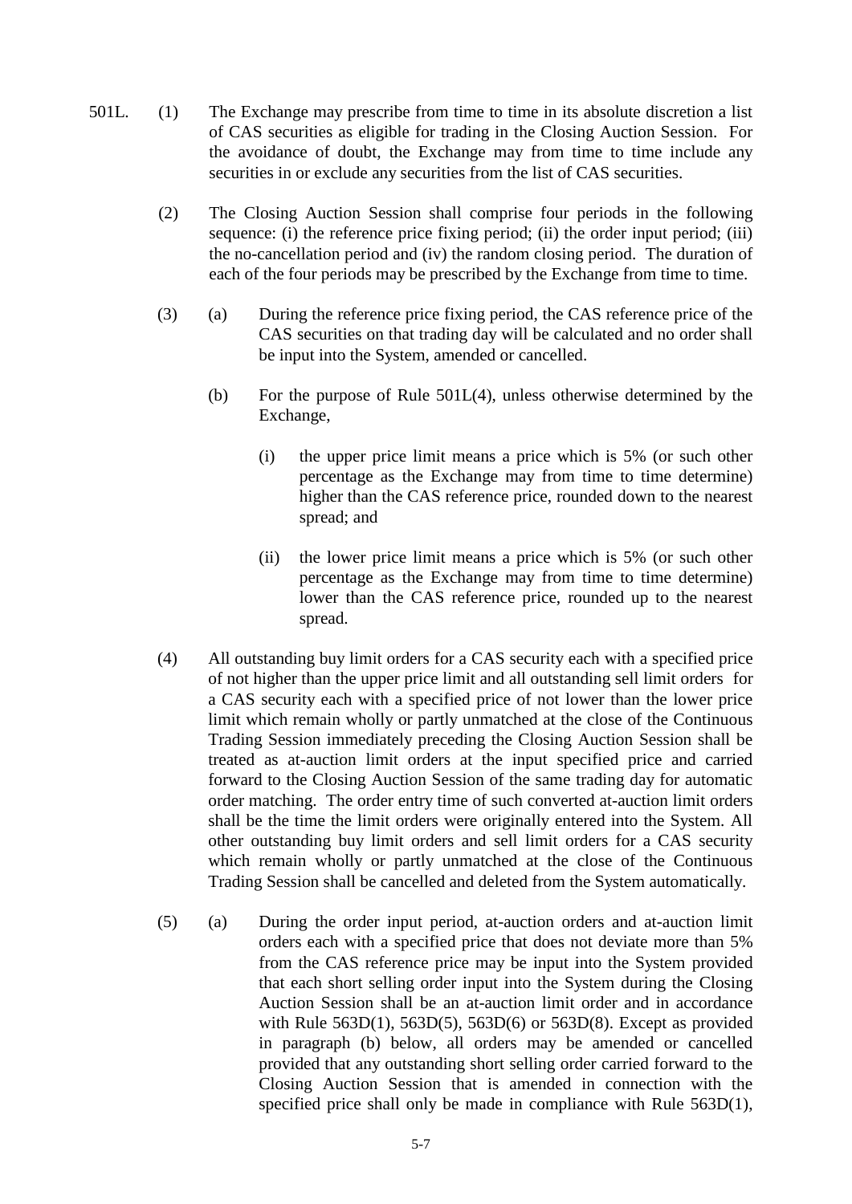501L. (1) The Exchange may prescribe from time to time in its absolute discretion a list of CAS securities as eligible for trading in the Closing Auction Session. For the avoidance of doubt, the Exchange may from time to time include any securities in or exclude any securities from the list of CAS securities.

(2) The Closing Auction Session shall comprise four periods in the following sequence: (i) the reference price fixing period; (ii) the order input period; (iii) the no-cancellation period and (iv) the random closing period. The duration of each of the four periods may be prescribed by the Exchange from time to time.

(3) (a) During the reference price fixing period, the CAS reference price of the CAS securities on that trading day will be calculated and no order shall be input into the System, amended or cancelled.

(b) For the purpose of Rule 501L(4), unless otherwise determined by the Exchange,

(i) the upper price limit means a price which is 5% (or such other percentage as the Exchange may from time to time determine) higher than the CAS reference price, rounded down to the nearest spread; and

(ii) the lower price limit means a price which is 5% (or such other percentage as the Exchange may from time to time determine) lower than the CAS reference price, rounded up to the nearest spread.

(4) All outstanding buy limit orders for a CAS security each with a specified price of not higher than the upper price limit and all outstanding sell limit orders for a CAS security each with a specified price of not lower than the lower price limit which remain wholly or partly unmatched at the close of the Continuous Trading Session immediately preceding the Closing Auction Session shall be treated as at-auction limit orders at the input specified price and carried forward to the Closing Auction Session of the same trading day for automatic order matching. The order entry time of such converted at-auction limit orders shall be the time the limit orders were originally entered into the System. All other outstanding buy limit orders and sell limit orders for a CAS security which remain wholly or partly unmatched at the close of the Continuous Trading Session shall be cancelled and deleted from the System automatically.

(5) (a) During the order input period, at-auction orders and at-auction limit orders each with a specified price that does not deviate more than 5% from the CAS reference price may be input into the System provided that each short selling order input into the System during the Closing Auction Session shall be an at-auction limit order and in accordance with Rule 563D(1), 563D(5), 563D(6) or 563D(8). Except as provided in paragraph (b) below, all orders may be amended or cancelled provided that any outstanding short selling order carried forward to the Closing Auction Session that is amended in connection with the specified price shall only be made in compliance with Rule 563D(1),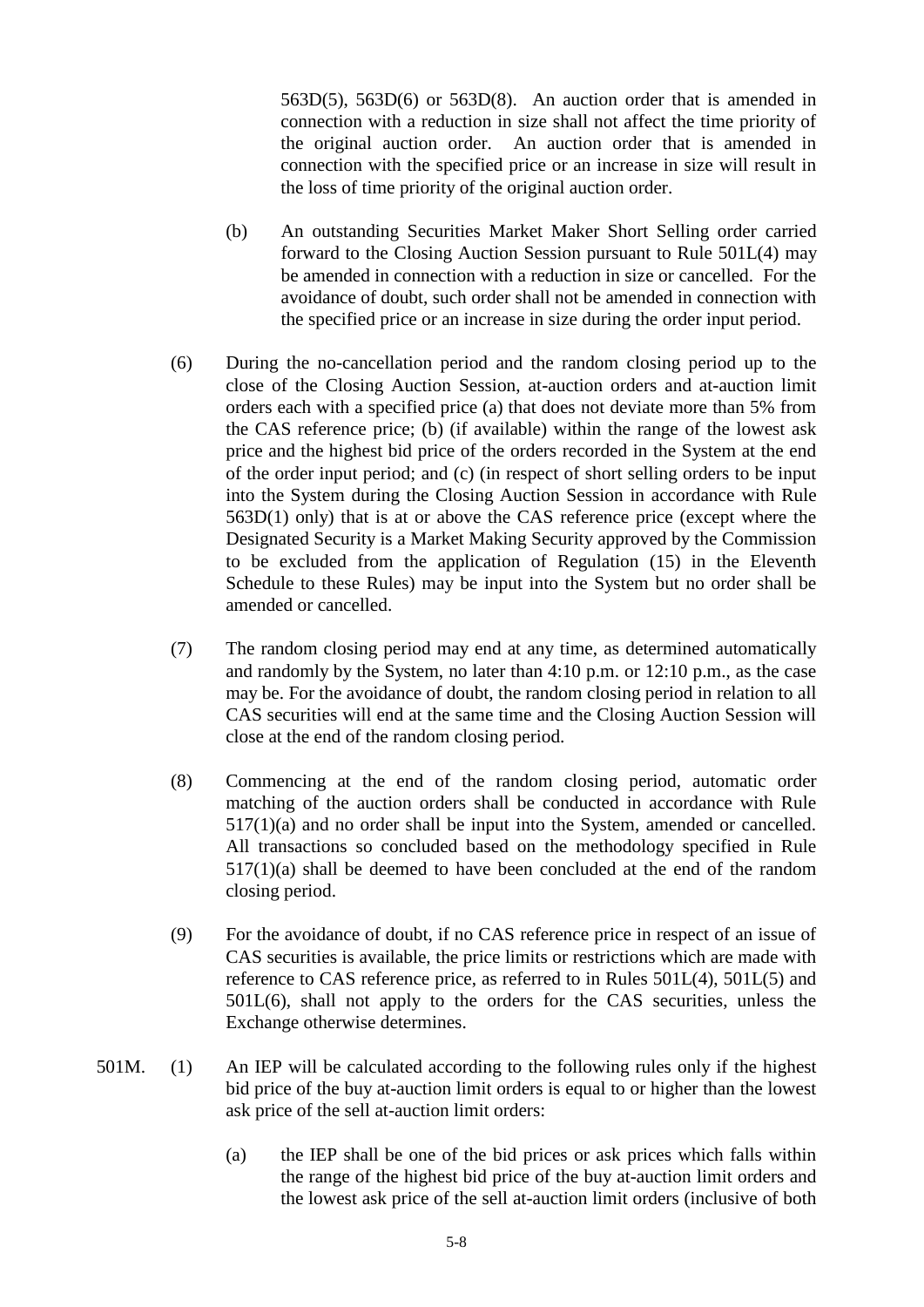563D(5), 563D(6) or 563D(8). An auction order that is amended in connection with a reduction in size shall not affect the time priority of the original auction order. An auction order that is amended in connection with the specified price or an increase in size will result in the loss of time priority of the original auction order.

(b) An outstanding Securities Market Maker Short Selling order carried forward to the Closing Auction Session pursuant to Rule 501L(4) may be amended in connection with a reduction in size or cancelled. For the avoidance of doubt, such order shall not be amended in connection with the specified price or an increase in size during the order input period.

(6) During the no-cancellation period and the random closing period up to the close of the Closing Auction Session, at-auction orders and at-auction limit orders each with a specified price (a) that does not deviate more than 5% from the CAS reference price; (b) (if available) within the range of the lowest ask price and the highest bid price of the orders recorded in the System at the end of the order input period; and (c) (in respect of short selling orders to be input into the System during the Closing Auction Session in accordance with Rule 563D(1) only) that is at or above the CAS reference price (except where the Designated Security is a Market Making Security approved by the Commission to be excluded from the application of Regulation (15) in the Eleventh Schedule to these Rules) may be input into the System but no order shall be amended or cancelled.

(7) The random closing period may end at any time, as determined automatically and randomly by the System, no later than 4:10 p.m. or 12:10 p.m., as the case may be. For the avoidance of doubt, the random closing period in relation to all CAS securities will end at the same time and the Closing Auction Session will close at the end of the random closing period.

(8) Commencing at the end of the random closing period, automatic order matching of the auction orders shall be conducted in accordance with Rule 517(1)(a) and no order shall be input into the System, amended or cancelled. All transactions so concluded based on the methodology specified in Rule 517(1)(a) shall be deemed to have been concluded at the end of the random closing period.

(9) For the avoidance of doubt, if no CAS reference price in respect of an issue of CAS securities is available, the price limits or restrictions which are made with reference to CAS reference price, as referred to in Rules 501L(4), 501L(5) and 501L(6), shall not apply to the orders for the CAS securities, unless the Exchange otherwise determines.

501M. (1) An IEP will be calculated according to the following rules only if the highest bid price of the buy at-auction limit orders is equal to or higher than the lowest ask price of the sell at-auction limit orders:

(a) the IEP shall be one of the bid prices or ask prices which falls within the range of the highest bid price of the buy at-auction limit orders and the lowest ask price of the sell at-auction limit orders (inclusive of both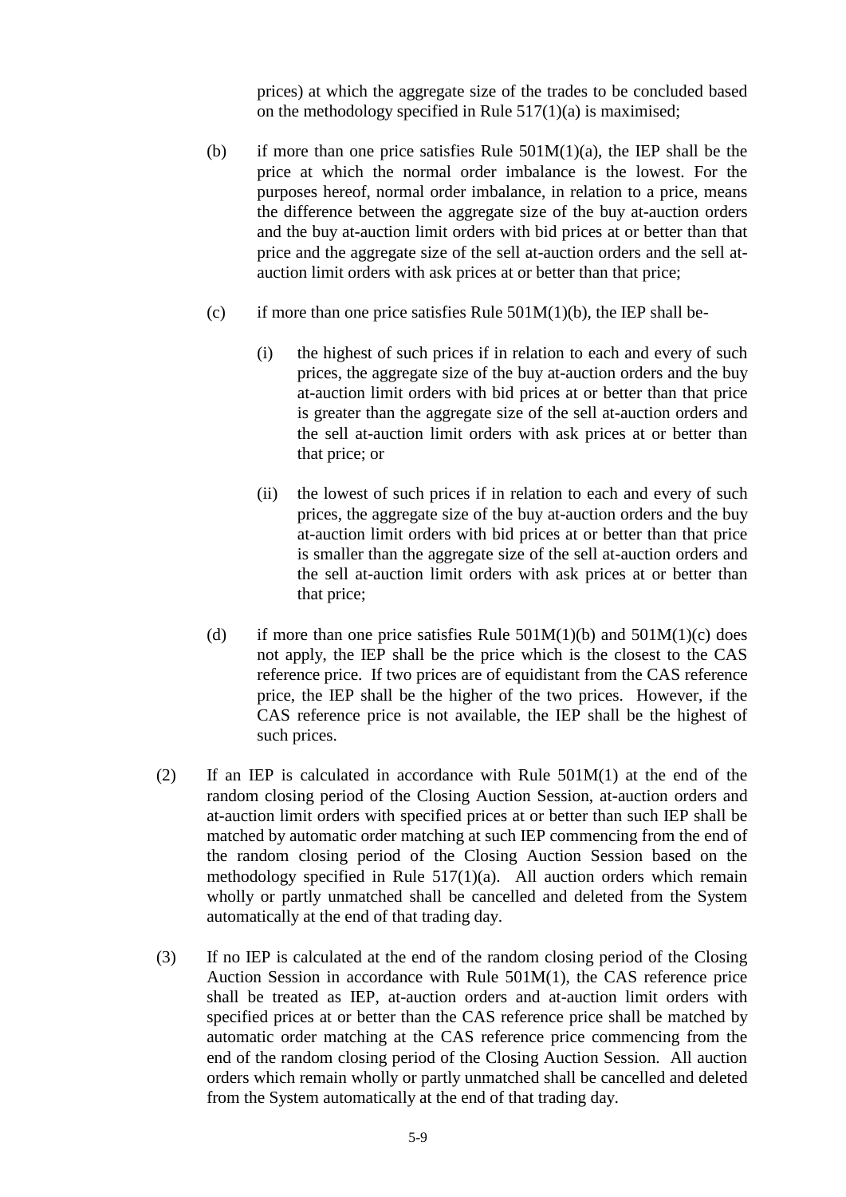prices) at which the aggregate size of the trades to be concluded based on the methodology specified in Rule 517(1)(a) is maximised;

(b) if more than one price satisfies Rule 501M(1)(a), the IEP shall be the price at which the normal order imbalance is the lowest. For the purposes hereof, normal order imbalance, in relation to a price, means the difference between the aggregate size of the buy at-auction orders and the buy at-auction limit orders with bid prices at or better than that price and the aggregate size of the sell at-auction orders and the sell at-auction limit orders with ask prices at or better than that price;

(c) if more than one price satisfies Rule 501M(1)(b), the IEP shall be-

  (i) the highest of such prices if in relation to each and every of such prices, the aggregate size of the buy at-auction orders and the buy at-auction limit orders with bid prices at or better than that price is greater than the aggregate size of the sell at-auction orders and the sell at-auction limit orders with ask prices at or better than that price; or

  (ii) the lowest of such prices if in relation to each and every of such prices, the aggregate size of the buy at-auction orders and the buy at-auction limit orders with bid prices at or better than that price is smaller than the aggregate size of the sell at-auction orders and the sell at-auction limit orders with ask prices at or better than that price;

(d) if more than one price satisfies Rule 501M(1)(b) and 501M(1)(c) does not apply, the IEP shall be the price which is the closest to the CAS reference price. If two prices are of equidistant from the CAS reference price, the IEP shall be the higher of the two prices. However, if the CAS reference price is not available, the IEP shall be the highest of such prices.

(2) If an IEP is calculated in accordance with Rule 501M(1) at the end of the random closing period of the Closing Auction Session, at-auction orders and at-auction limit orders with specified prices at or better than such IEP shall be matched by automatic order matching at such IEP commencing from the end of the random closing period of the Closing Auction Session based on the methodology specified in Rule 517(1)(a). All auction orders which remain wholly or partly unmatched shall be cancelled and deleted from the System automatically at the end of that trading day.

(3) If no IEP is calculated at the end of the random closing period of the Closing Auction Session in accordance with Rule 501M(1), the CAS reference price shall be treated as IEP, at-auction orders and at-auction limit orders with specified prices at or better than the CAS reference price shall be matched by automatic order matching at the CAS reference price commencing from the end of the random closing period of the Closing Auction Session. All auction orders which remain wholly or partly unmatched shall be cancelled and deleted from the System automatically at the end of that trading day.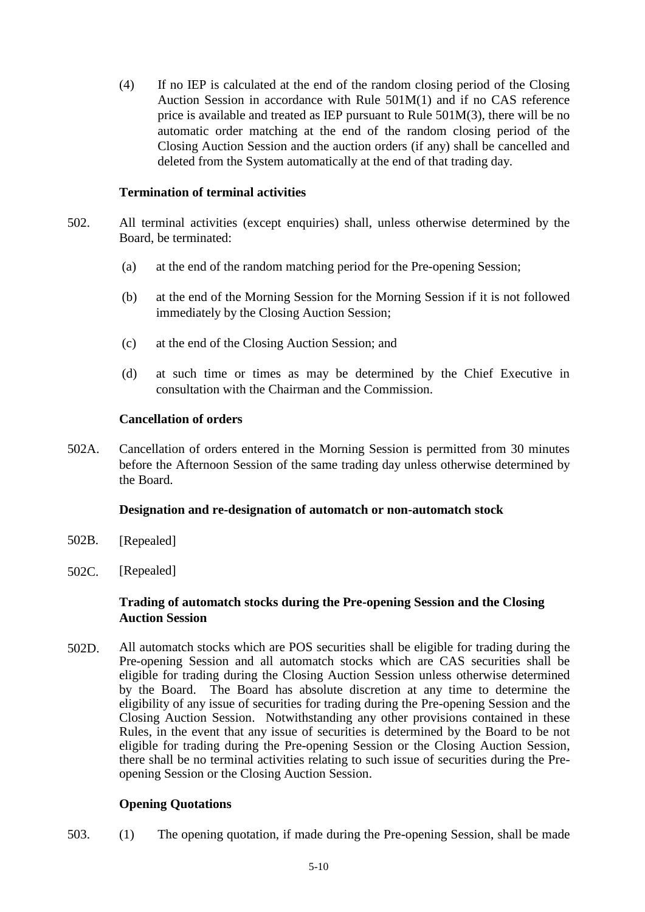(4) If no IEP is calculated at the end of the random closing period of the Closing Auction Session in accordance with Rule 501M(1) and if no CAS reference price is available and treated as IEP pursuant to Rule 501M(3), there will be no automatic order matching at the end of the random closing period of the Closing Auction Session and the auction orders (if any) shall be cancelled and deleted from the System automatically at the end of that trading day.

**Termination of terminal activities**

502. All terminal activities (except enquiries) shall, unless otherwise determined by the Board, be terminated:

(a) at the end of the random matching period for the Pre-opening Session;

(b) at the end of the Morning Session for the Morning Session if it is not followed immediately by the Closing Auction Session;

(c) at the end of the Closing Auction Session; and

(d) at such time or times as may be determined by the Chief Executive in consultation with the Chairman and the Commission.

**Cancellation of orders**

502A. Cancellation of orders entered in the Morning Session is permitted from 30 minutes before the Afternoon Session of the same trading day unless otherwise determined by the Board.

**Designation and re-designation of automatch or non-automatch stock**

502B. [Repealed]

502C. [Repealed]

**Trading of automatch stocks during the Pre-opening Session and the Closing Auction Session**

502D. All automatch stocks which are POS securities shall be eligible for trading during the Pre-opening Session and all automatch stocks which are CAS securities shall be eligible for trading during the Closing Auction Session unless otherwise determined by the Board. The Board has absolute discretion at any time to determine the eligibility of any issue of securities for trading during the Pre-opening Session and the Closing Auction Session. Notwithstanding any other provisions contained in these Rules, in the event that any issue of securities is determined by the Board to be not eligible for trading during the Pre-opening Session or the Closing Auction Session, there shall be no terminal activities relating to such issue of securities during the Pre-opening Session or the Closing Auction Session.

**Opening Quotations**

503. (1) The opening quotation, if made during the Pre-opening Session, shall be made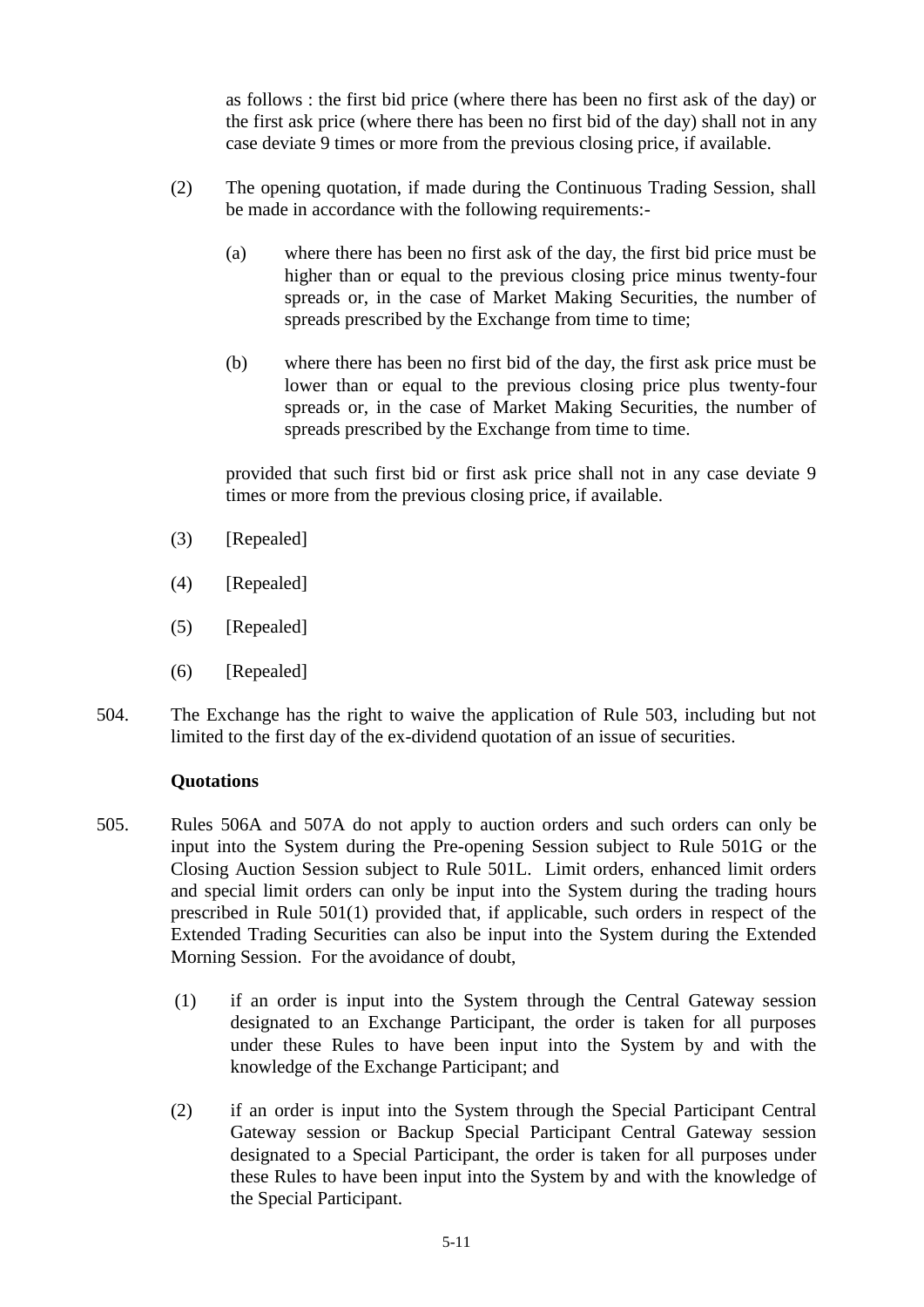as follows : the first bid price (where there has been no first ask of the day) or the first ask price (where there has been no first bid of the day) shall not in any case deviate 9 times or more from the previous closing price, if available.

(2) The opening quotation, if made during the Continuous Trading Session, shall be made in accordance with the following requirements:-

(a) where there has been no first ask of the day, the first bid price must be higher than or equal to the previous closing price minus twenty-four spreads or, in the case of Market Making Securities, the number of spreads prescribed by the Exchange from time to time;

(b) where there has been no first bid of the day, the first ask price must be lower than or equal to the previous closing price plus twenty-four spreads or, in the case of Market Making Securities, the number of spreads prescribed by the Exchange from time to time.

provided that such first bid or first ask price shall not in any case deviate 9 times or more from the previous closing price, if available.

(3) [Repealed]

(4) [Repealed]

(5) [Repealed]

(6) [Repealed]

504. The Exchange has the right to waive the application of Rule 503, including but not limited to the first day of the ex-dividend quotation of an issue of securities.

**Quotations**

505. Rules 506A and 507A do not apply to auction orders and such orders can only be input into the System during the Pre-opening Session subject to Rule 501G or the Closing Auction Session subject to Rule 501L. Limit orders, enhanced limit orders and special limit orders can only be input into the System during the trading hours prescribed in Rule 501(1) provided that, if applicable, such orders in respect of the Extended Trading Securities can also be input into the System during the Extended Morning Session. For the avoidance of doubt,

(1) if an order is input into the System through the Central Gateway session designated to an Exchange Participant, the order is taken for all purposes under these Rules to have been input into the System by and with the knowledge of the Exchange Participant; and

(2) if an order is input into the System through the Special Participant Central Gateway session or Backup Special Participant Central Gateway session designated to a Special Participant, the order is taken for all purposes under these Rules to have been input into the System by and with the knowledge of the Special Participant.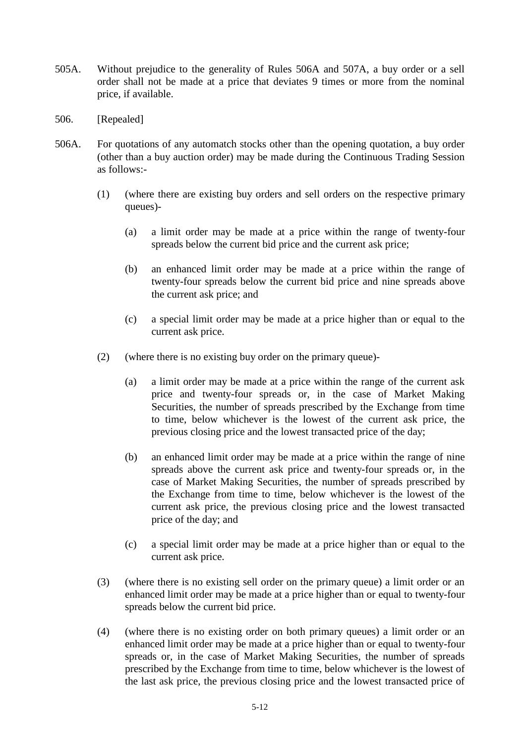505A. Without prejudice to the generality of Rules 506A and 507A, a buy order or a sell order shall not be made at a price that deviates 9 times or more from the nominal price, if available.

506. [Repealed]

506A. For quotations of any automatch stocks other than the opening quotation, a buy order (other than a buy auction order) may be made during the Continuous Trading Session as follows:-

(1) (where there are existing buy orders and sell orders on the respective primary queues)-

(a) a limit order may be made at a price within the range of twenty-four spreads below the current bid price and the current ask price;

(b) an enhanced limit order may be made at a price within the range of twenty-four spreads below the current bid price and nine spreads above the current ask price; and

(c) a special limit order may be made at a price higher than or equal to the current ask price.

(2) (where there is no existing buy order on the primary queue)-

(a) a limit order may be made at a price within the range of the current ask price and twenty-four spreads or, in the case of Market Making Securities, the number of spreads prescribed by the Exchange from time to time, below whichever is the lowest of the current ask price, the previous closing price and the lowest transacted price of the day;

(b) an enhanced limit order may be made at a price within the range of nine spreads above the current ask price and twenty-four spreads or, in the case of Market Making Securities, the number of spreads prescribed by the Exchange from time to time, below whichever is the lowest of the current ask price, the previous closing price and the lowest transacted price of the day; and

(c) a special limit order may be made at a price higher than or equal to the current ask price.

(3) (where there is no existing sell order on the primary queue) a limit order or an enhanced limit order may be made at a price higher than or equal to twenty-four spreads below the current bid price.

(4) (where there is no existing order on both primary queues) a limit order or an enhanced limit order may be made at a price higher than or equal to twenty-four spreads or, in the case of Market Making Securities, the number of spreads prescribed by the Exchange from time to time, below whichever is the lowest of the last ask price, the previous closing price and the lowest transacted price of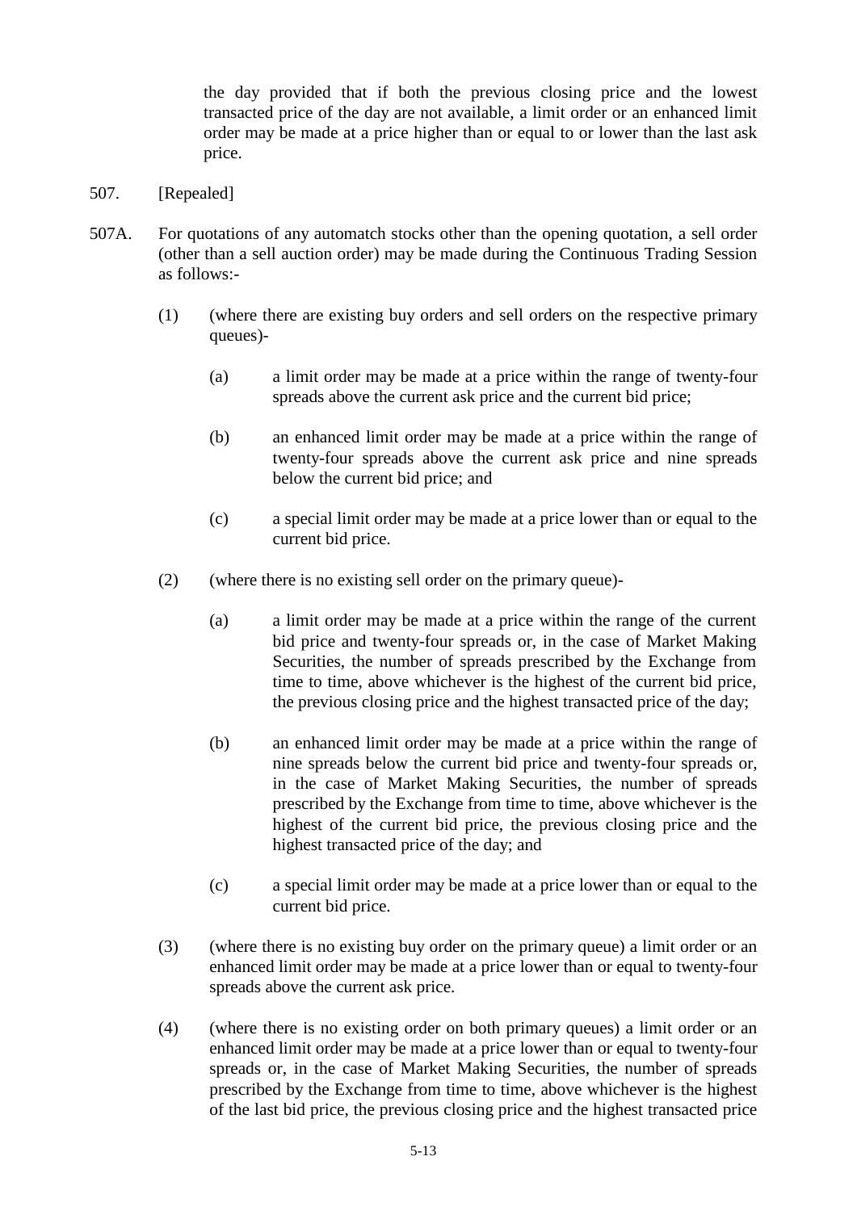the day provided that if both the previous closing price and the lowest transacted price of the day are not available, a limit order or an enhanced limit order may be made at a price higher than or equal to or lower than the last ask price.

507. [Repealed]

507A. For quotations of any automatch stocks other than the opening quotation, a sell order (other than a sell auction order) may be made during the Continuous Trading Session as follows:-

(1) (where there are existing buy orders and sell orders on the respective primary queues)-

(a) a limit order may be made at a price within the range of twenty-four spreads above the current ask price and the current bid price;

(b) an enhanced limit order may be made at a price within the range of twenty-four spreads above the current ask price and nine spreads below the current bid price; and

(c) a special limit order may be made at a price lower than or equal to the current bid price.

(2) (where there is no existing sell order on the primary queue)-

(a) a limit order may be made at a price within the range of the current bid price and twenty-four spreads or, in the case of Market Making Securities, the number of spreads prescribed by the Exchange from time to time, above whichever is the highest of the current bid price, the previous closing price and the highest transacted price of the day;

(b) an enhanced limit order may be made at a price within the range of nine spreads below the current bid price and twenty-four spreads or, in the case of Market Making Securities, the number of spreads prescribed by the Exchange from time to time, above whichever is the highest of the current bid price, the previous closing price and the highest transacted price of the day; and

(c) a special limit order may be made at a price lower than or equal to the current bid price.

(3) (where there is no existing buy order on the primary queue) a limit order or an enhanced limit order may be made at a price lower than or equal to twenty-four spreads above the current ask price.

(4) (where there is no existing order on both primary queues) a limit order or an enhanced limit order may be made at a price lower than or equal to twenty-four spreads or, in the case of Market Making Securities, the number of spreads prescribed by the Exchange from time to time, above whichever is the highest of the last bid price, the previous closing price and the highest transacted price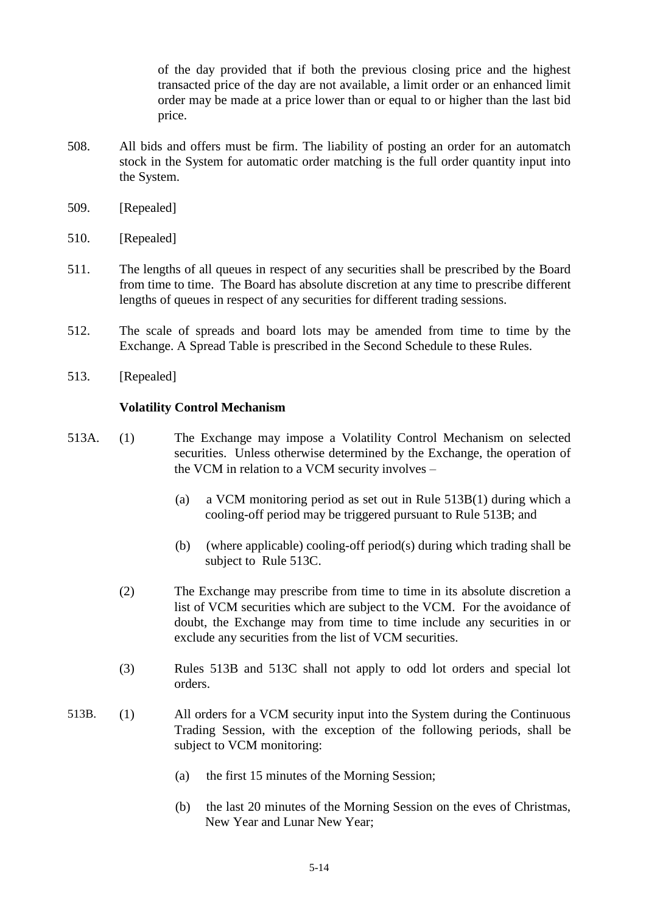of the day provided that if both the previous closing price and the highest transacted price of the day are not available, a limit order or an enhanced limit order may be made at a price lower than or equal to or higher than the last bid price.

508. All bids and offers must be firm. The liability of posting an order for an automatch stock in the System for automatic order matching is the full order quantity input into the System.

509. [Repealed]

510. [Repealed]

511. The lengths of all queues in respect of any securities shall be prescribed by the Board from time to time. The Board has absolute discretion at any time to prescribe different lengths of queues in respect of any securities for different trading sessions.

512. The scale of spreads and board lots may be amended from time to time by the Exchange. A Spread Table is prescribed in the Second Schedule to these Rules.

513. [Repealed]

**Volatility Control Mechanism**

513A. (1) The Exchange may impose a Volatility Control Mechanism on selected securities. Unless otherwise determined by the Exchange, the operation of the VCM in relation to a VCM security involves –

(a) a VCM monitoring period as set out in Rule 513B(1) during which a cooling-off period may be triggered pursuant to Rule 513B; and

(b) (where applicable) cooling-off period(s) during which trading shall be subject to Rule 513C.

(2) The Exchange may prescribe from time to time in its absolute discretion a list of VCM securities which are subject to the VCM. For the avoidance of doubt, the Exchange may from time to time include any securities in or exclude any securities from the list of VCM securities.

(3) Rules 513B and 513C shall not apply to odd lot orders and special lot orders.

513B. (1) All orders for a VCM security input into the System during the Continuous Trading Session, with the exception of the following periods, shall be subject to VCM monitoring:

(a) the first 15 minutes of the Morning Session;

(b) the last 20 minutes of the Morning Session on the eves of Christmas, New Year and Lunar New Year;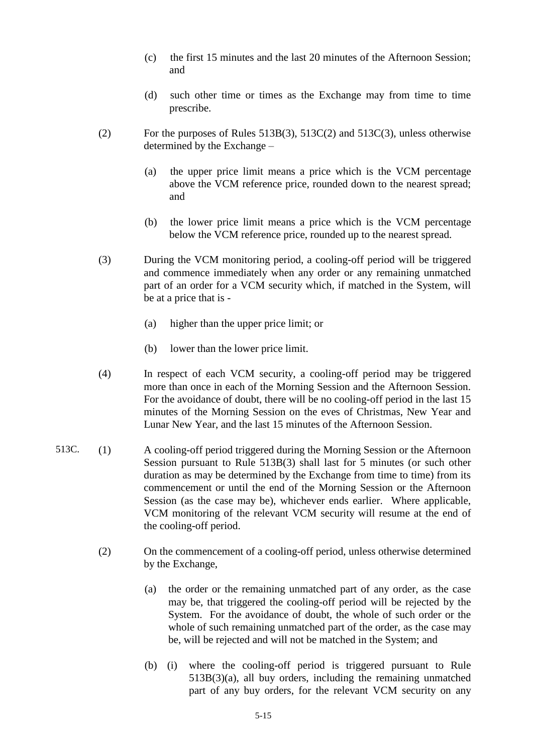(c) the first 15 minutes and the last 20 minutes of the Afternoon Session; and

(d) such other time or times as the Exchange may from time to time prescribe.

(2) For the purposes of Rules 513B(3), 513C(2) and 513C(3), unless otherwise determined by the Exchange –

(a) the upper price limit means a price which is the VCM percentage above the VCM reference price, rounded down to the nearest spread; and

(b) the lower price limit means a price which is the VCM percentage below the VCM reference price, rounded up to the nearest spread.

(3) During the VCM monitoring period, a cooling-off period will be triggered and commence immediately when any order or any remaining unmatched part of an order for a VCM security which, if matched in the System, will be at a price that is -

(a) higher than the upper price limit; or

(b) lower than the lower price limit.

(4) In respect of each VCM security, a cooling-off period may be triggered more than once in each of the Morning Session and the Afternoon Session. For the avoidance of doubt, there will be no cooling-off period in the last 15 minutes of the Morning Session on the eves of Christmas, New Year and Lunar New Year, and the last 15 minutes of the Afternoon Session.

513C. (1) A cooling-off period triggered during the Morning Session or the Afternoon Session pursuant to Rule 513B(3) shall last for 5 minutes (or such other duration as may be determined by the Exchange from time to time) from its commencement or until the end of the Morning Session or the Afternoon Session (as the case may be), whichever ends earlier. Where applicable, VCM monitoring of the relevant VCM security will resume at the end of the cooling-off period.

(2) On the commencement of a cooling-off period, unless otherwise determined by the Exchange,

(a) the order or the remaining unmatched part of any order, as the case may be, that triggered the cooling-off period will be rejected by the System. For the avoidance of doubt, the whole of such order or the whole of such remaining unmatched part of the order, as the case may be, will be rejected and will not be matched in the System; and

(b) (i) where the cooling-off period is triggered pursuant to Rule 513B(3)(a), all buy orders, including the remaining unmatched part of any buy orders, for the relevant VCM security on any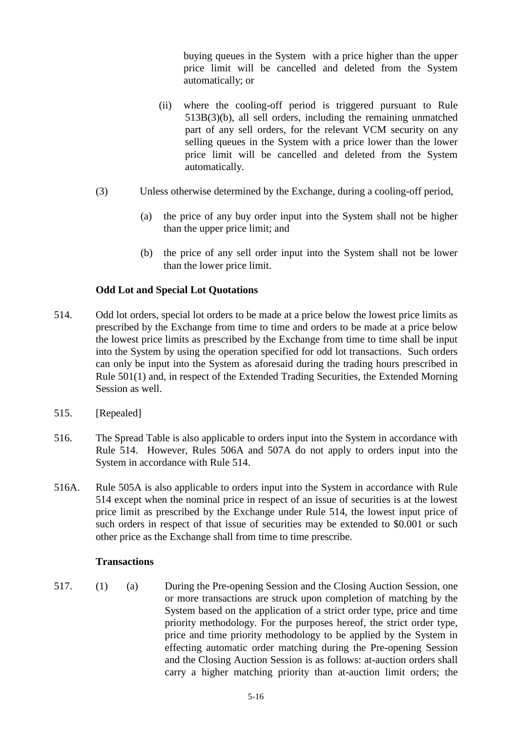buying queues in the System with a price higher than the upper price limit will be cancelled and deleted from the System automatically; or

(ii) where the cooling-off period is triggered pursuant to Rule 513B(3)(b), all sell orders, including the remaining unmatched part of any sell orders, for the relevant VCM security on any selling queues in the System with a price lower than the lower price limit will be cancelled and deleted from the System automatically.

(3) Unless otherwise determined by the Exchange, during a cooling-off period,

(a) the price of any buy order input into the System shall not be higher than the upper price limit; and

(b) the price of any sell order input into the System shall not be lower than the lower price limit.

**Odd Lot and Special Lot Quotations**

514. Odd lot orders, special lot orders to be made at a price below the lowest price limits as prescribed by the Exchange from time to time and orders to be made at a price below the lowest price limits as prescribed by the Exchange from time to time shall be input into the System by using the operation specified for odd lot transactions. Such orders can only be input into the System as aforesaid during the trading hours prescribed in Rule 501(1) and, in respect of the Extended Trading Securities, the Extended Morning Session as well.

515. [Repealed]

516. The Spread Table is also applicable to orders input into the System in accordance with Rule 514. However, Rules 506A and 507A do not apply to orders input into the System in accordance with Rule 514.

516A. Rule 505A is also applicable to orders input into the System in accordance with Rule 514 except when the nominal price in respect of an issue of securities is at the lowest price limit as prescribed by the Exchange under Rule 514, the lowest input price of such orders in respect of that issue of securities may be extended to $0.001 or such other price as the Exchange shall from time to time prescribe.

**Transactions**

517. (1) (a) During the Pre-opening Session and the Closing Auction Session, one or more transactions are struck upon completion of matching by the System based on the application of a strict order type, price and time priority methodology. For the purposes hereof, the strict order type, price and time priority methodology to be applied by the System in effecting automatic order matching during the Pre-opening Session and the Closing Auction Session is as follows: at-auction orders shall carry a higher matching priority than at-auction limit orders; the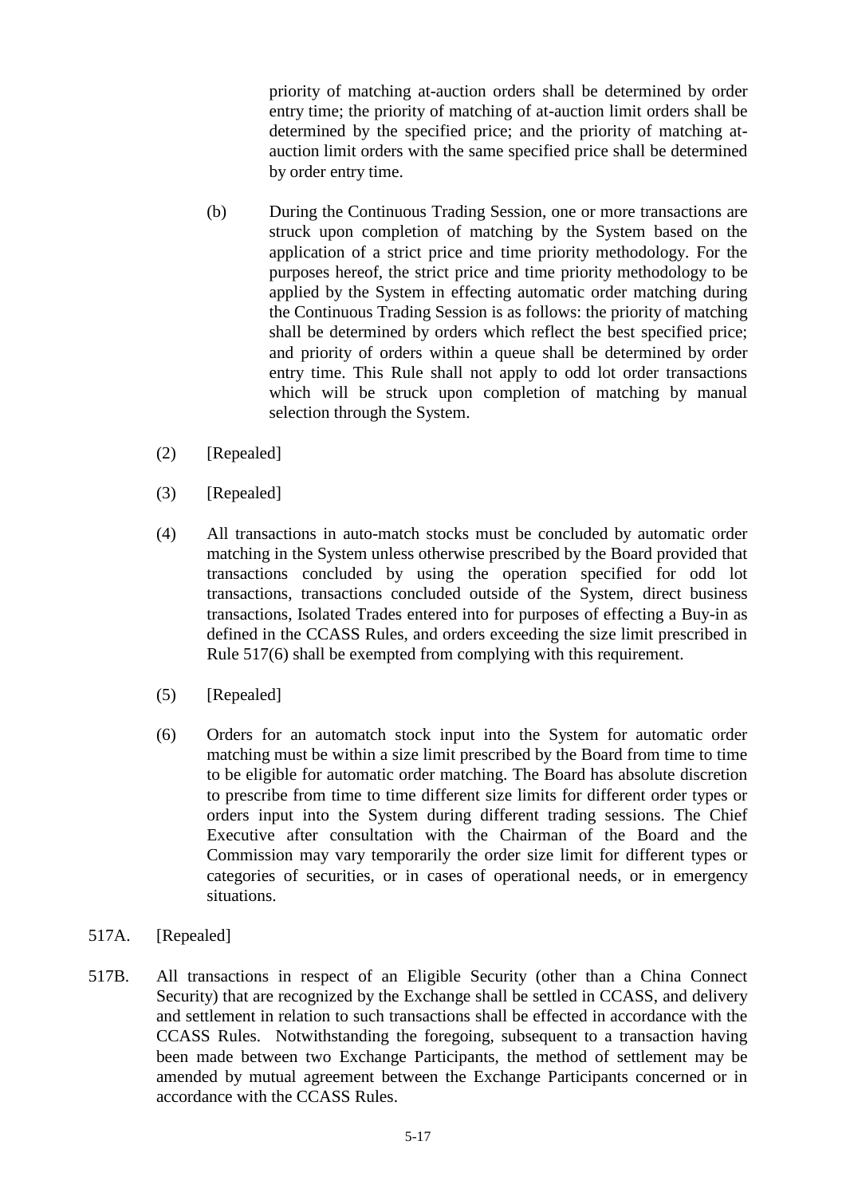priority of matching at-auction orders shall be determined by order entry time; the priority of matching of at-auction limit orders shall be determined by the specified price; and the priority of matching at-auction limit orders with the same specified price shall be determined by order entry time.

(b) During the Continuous Trading Session, one or more transactions are struck upon completion of matching by the System based on the application of a strict price and time priority methodology. For the purposes hereof, the strict price and time priority methodology to be applied by the System in effecting automatic order matching during the Continuous Trading Session is as follows: the priority of matching shall be determined by orders which reflect the best specified price; and priority of orders within a queue shall be determined by order entry time. This Rule shall not apply to odd lot order transactions which will be struck upon completion of matching by manual selection through the System.

(2) [Repealed]

(3) [Repealed]

(4) All transactions in auto-match stocks must be concluded by automatic order matching in the System unless otherwise prescribed by the Board provided that transactions concluded by using the operation specified for odd lot transactions, transactions concluded outside of the System, direct business transactions, Isolated Trades entered into for purposes of effecting a Buy-in as defined in the CCASS Rules, and orders exceeding the size limit prescribed in Rule 517(6) shall be exempted from complying with this requirement.

(5) [Repealed]

(6) Orders for an automatch stock input into the System for automatic order matching must be within a size limit prescribed by the Board from time to time to be eligible for automatic order matching. The Board has absolute discretion to prescribe from time to time different size limits for different order types or orders input into the System during different trading sessions. The Chief Executive after consultation with the Chairman of the Board and the Commission may vary temporarily the order size limit for different types or categories of securities, or in cases of operational needs, or in emergency situations.

517A. [Repealed]

517B. All transactions in respect of an Eligible Security (other than a China Connect Security) that are recognized by the Exchange shall be settled in CCASS, and delivery and settlement in relation to such transactions shall be effected in accordance with the CCASS Rules. Notwithstanding the foregoing, subsequent to a transaction having been made between two Exchange Participants, the method of settlement may be amended by mutual agreement between the Exchange Participants concerned or in accordance with the CCASS Rules.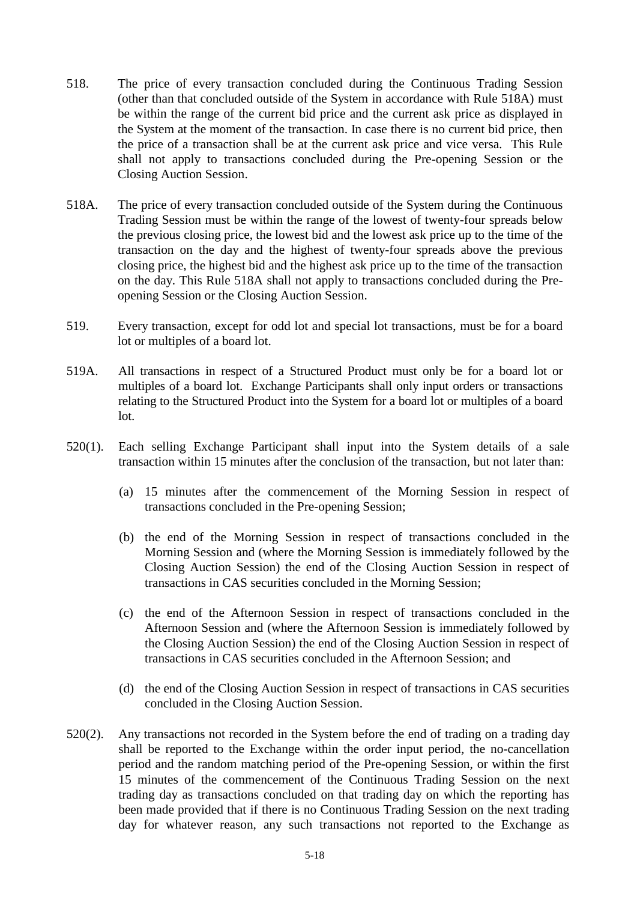518. The price of every transaction concluded during the Continuous Trading Session (other than that concluded outside of the System in accordance with Rule 518A) must be within the range of the current bid price and the current ask price as displayed in the System at the moment of the transaction. In case there is no current bid price, then the price of a transaction shall be at the current ask price and vice versa. This Rule shall not apply to transactions concluded during the Pre-opening Session or the Closing Auction Session.

518A. The price of every transaction concluded outside of the System during the Continuous Trading Session must be within the range of the lowest of twenty-four spreads below the previous closing price, the lowest bid and the lowest ask price up to the time of the transaction on the day and the highest of twenty-four spreads above the previous closing price, the highest bid and the highest ask price up to the time of the transaction on the day. This Rule 518A shall not apply to transactions concluded during the Pre-opening Session or the Closing Auction Session.

519. Every transaction, except for odd lot and special lot transactions, must be for a board lot or multiples of a board lot.

519A. All transactions in respect of a Structured Product must only be for a board lot or multiples of a board lot. Exchange Participants shall only input orders or transactions relating to the Structured Product into the System for a board lot or multiples of a board lot.

520(1). Each selling Exchange Participant shall input into the System details of a sale transaction within 15 minutes after the conclusion of the transaction, but not later than:

(a) 15 minutes after the commencement of the Morning Session in respect of transactions concluded in the Pre-opening Session;

(b) the end of the Morning Session in respect of transactions concluded in the Morning Session and (where the Morning Session is immediately followed by the Closing Auction Session) the end of the Closing Auction Session in respect of transactions in CAS securities concluded in the Morning Session;

(c) the end of the Afternoon Session in respect of transactions concluded in the Afternoon Session and (where the Afternoon Session is immediately followed by the Closing Auction Session) the end of the Closing Auction Session in respect of transactions in CAS securities concluded in the Afternoon Session; and

(d) the end of the Closing Auction Session in respect of transactions in CAS securities concluded in the Closing Auction Session.

520(2). Any transactions not recorded in the System before the end of trading on a trading day shall be reported to the Exchange within the order input period, the no-cancellation period and the random matching period of the Pre-opening Session, or within the first 15 minutes of the commencement of the Continuous Trading Session on the next trading day as transactions concluded on that trading day on which the reporting has been made provided that if there is no Continuous Trading Session on the next trading day for whatever reason, any such transactions not reported to the Exchange as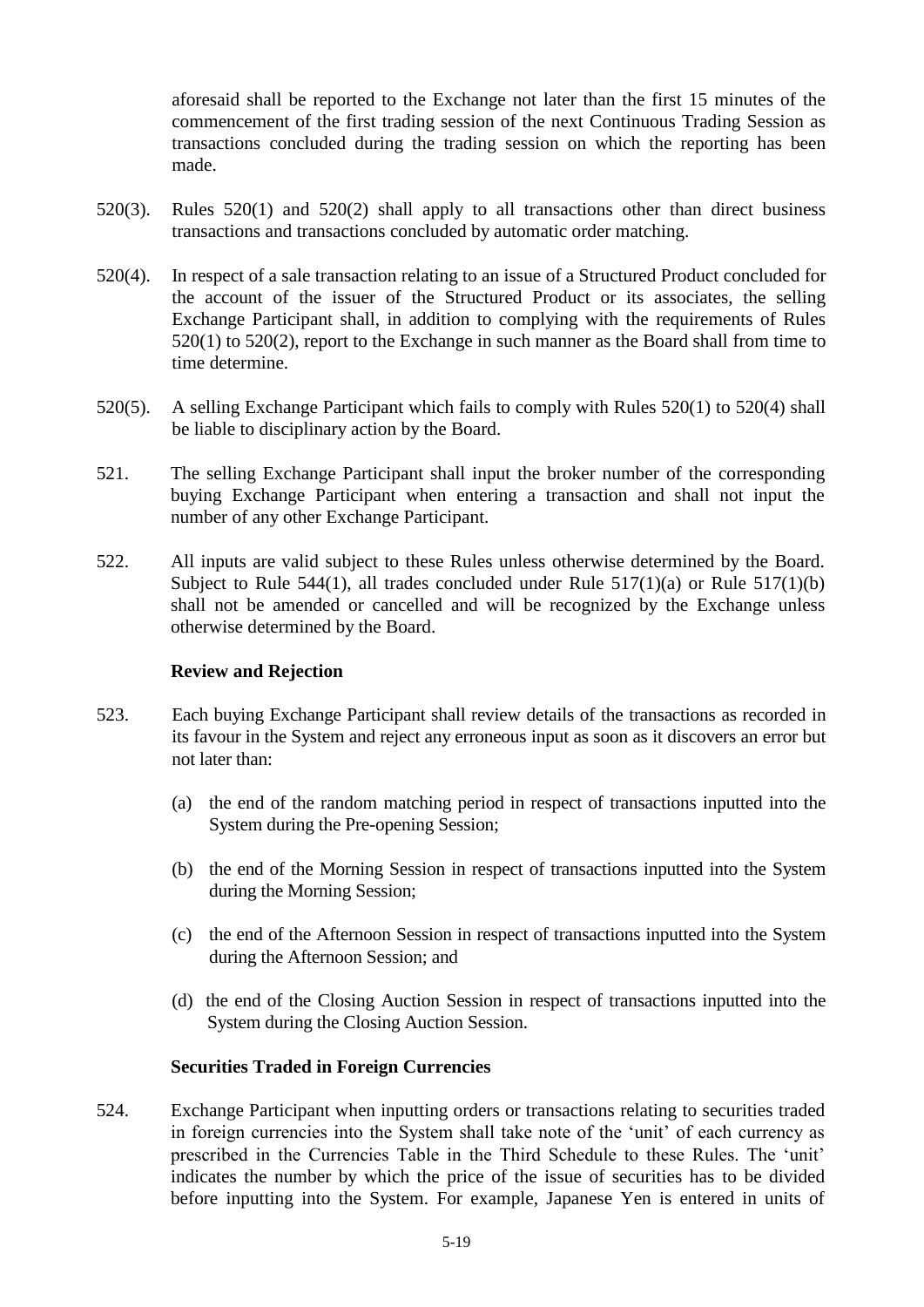aforesaid shall be reported to the Exchange not later than the first 15 minutes of the commencement of the first trading session of the next Continuous Trading Session as transactions concluded during the trading session on which the reporting has been made.

520(3). Rules 520(1) and 520(2) shall apply to all transactions other than direct business transactions and transactions concluded by automatic order matching.

520(4). In respect of a sale transaction relating to an issue of a Structured Product concluded for the account of the issuer of the Structured Product or its associates, the selling Exchange Participant shall, in addition to complying with the requirements of Rules 520(1) to 520(2), report to the Exchange in such manner as the Board shall from time to time determine.

520(5). A selling Exchange Participant which fails to comply with Rules 520(1) to 520(4) shall be liable to disciplinary action by the Board.

521. The selling Exchange Participant shall input the broker number of the corresponding buying Exchange Participant when entering a transaction and shall not input the number of any other Exchange Participant.

522. All inputs are valid subject to these Rules unless otherwise determined by the Board. Subject to Rule 544(1), all trades concluded under Rule 517(1)(a) or Rule 517(1)(b) shall not be amended or cancelled and will be recognized by the Exchange unless otherwise determined by the Board.

**Review and Rejection**

523. Each buying Exchange Participant shall review details of the transactions as recorded in its favour in the System and reject any erroneous input as soon as it discovers an error but not later than:

(a) the end of the random matching period in respect of transactions inputted into the System during the Pre-opening Session;

(b) the end of the Morning Session in respect of transactions inputted into the System during the Morning Session;

(c) the end of the Afternoon Session in respect of transactions inputted into the System during the Afternoon Session; and

(d) the end of the Closing Auction Session in respect of transactions inputted into the System during the Closing Auction Session.

**Securities Traded in Foreign Currencies**

524. Exchange Participant when inputting orders or transactions relating to securities traded in foreign currencies into the System shall take note of the 'unit' of each currency as prescribed in the Currencies Table in the Third Schedule to these Rules. The 'unit' indicates the number by which the price of the issue of securities has to be divided before inputting into the System. For example, Japanese Yen is entered in units of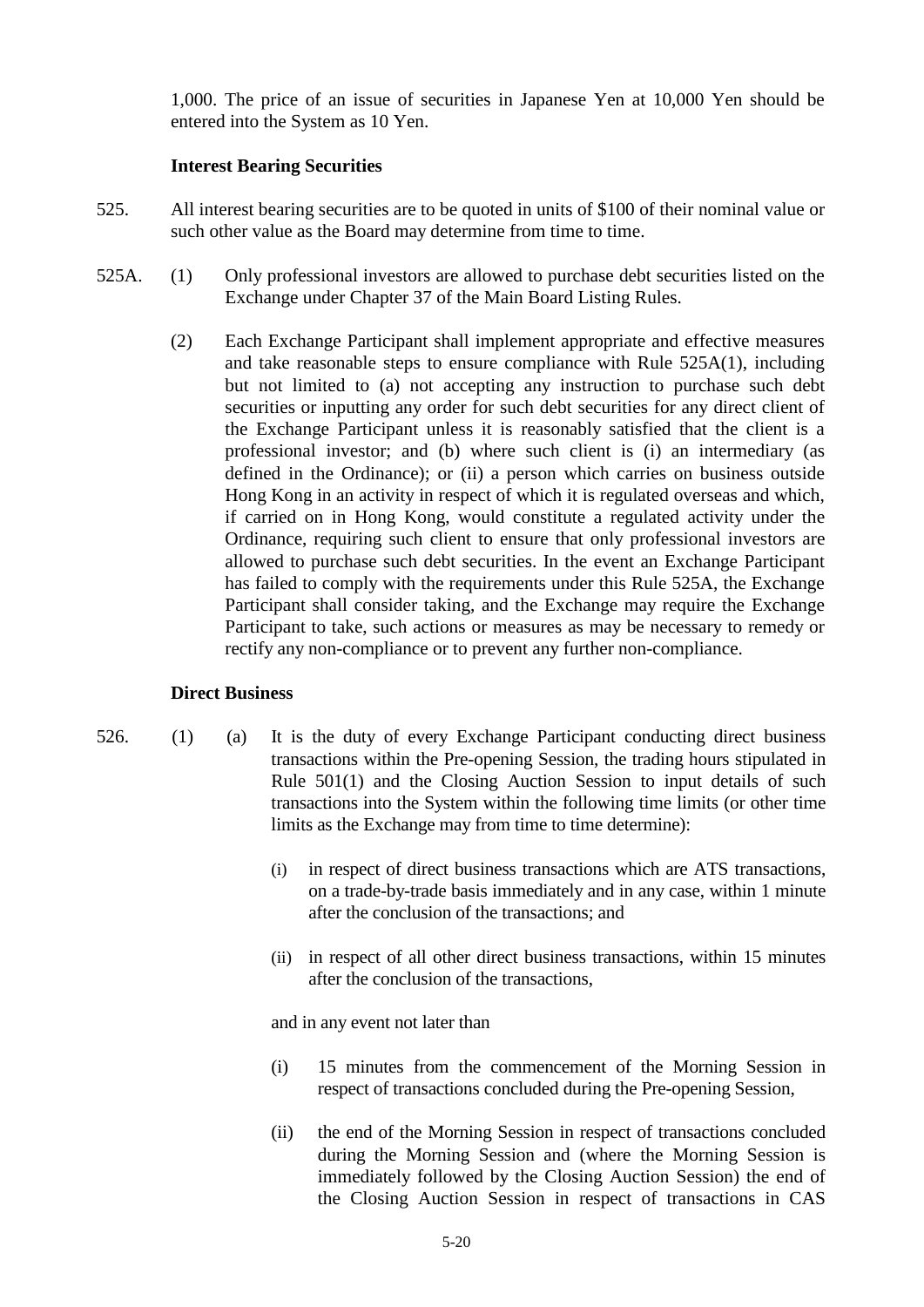1,000. The price of an issue of securities in Japanese Yen at 10,000 Yen should be entered into the System as 10 Yen.

### Interest Bearing Securities

525. All interest bearing securities are to be quoted in units of $100 of their nominal value or such other value as the Board may determine from time to time.

525A. (1) Only professional investors are allowed to purchase debt securities listed on the Exchange under Chapter 37 of the Main Board Listing Rules.

(2) Each Exchange Participant shall implement appropriate and effective measures and take reasonable steps to ensure compliance with Rule 525A(1), including but not limited to (a) not accepting any instruction to purchase such debt securities or inputting any order for such debt securities for any direct client of the Exchange Participant unless it is reasonably satisfied that the client is a professional investor; and (b) where such client is (i) an intermediary (as defined in the Ordinance); or (ii) a person which carries on business outside Hong Kong in an activity in respect of which it is regulated overseas and which, if carried on in Hong Kong, would constitute a regulated activity under the Ordinance, requiring such client to ensure that only professional investors are allowed to purchase such debt securities. In the event an Exchange Participant has failed to comply with the requirements under this Rule 525A, the Exchange Participant shall consider taking, and the Exchange may require the Exchange Participant to take, such actions or measures as may be necessary to remedy or rectify any non-compliance or to prevent any further non-compliance.

### Direct Business

526. (1) (a) It is the duty of every Exchange Participant conducting direct business transactions within the Pre-opening Session, the trading hours stipulated in Rule 501(1) and the Closing Auction Session to input details of such transactions into the System within the following time limits (or other time limits as the Exchange may from time to time determine):

(i) in respect of direct business transactions which are ATS transactions, on a trade-by-trade basis immediately and in any case, within 1 minute after the conclusion of the transactions; and

(ii) in respect of all other direct business transactions, within 15 minutes after the conclusion of the transactions,

and in any event not later than

(i) 15 minutes from the commencement of the Morning Session in respect of transactions concluded during the Pre-opening Session,

(ii) the end of the Morning Session in respect of transactions concluded during the Morning Session and (where the Morning Session is immediately followed by the Closing Auction Session) the end of the Closing Auction Session in respect of transactions in CAS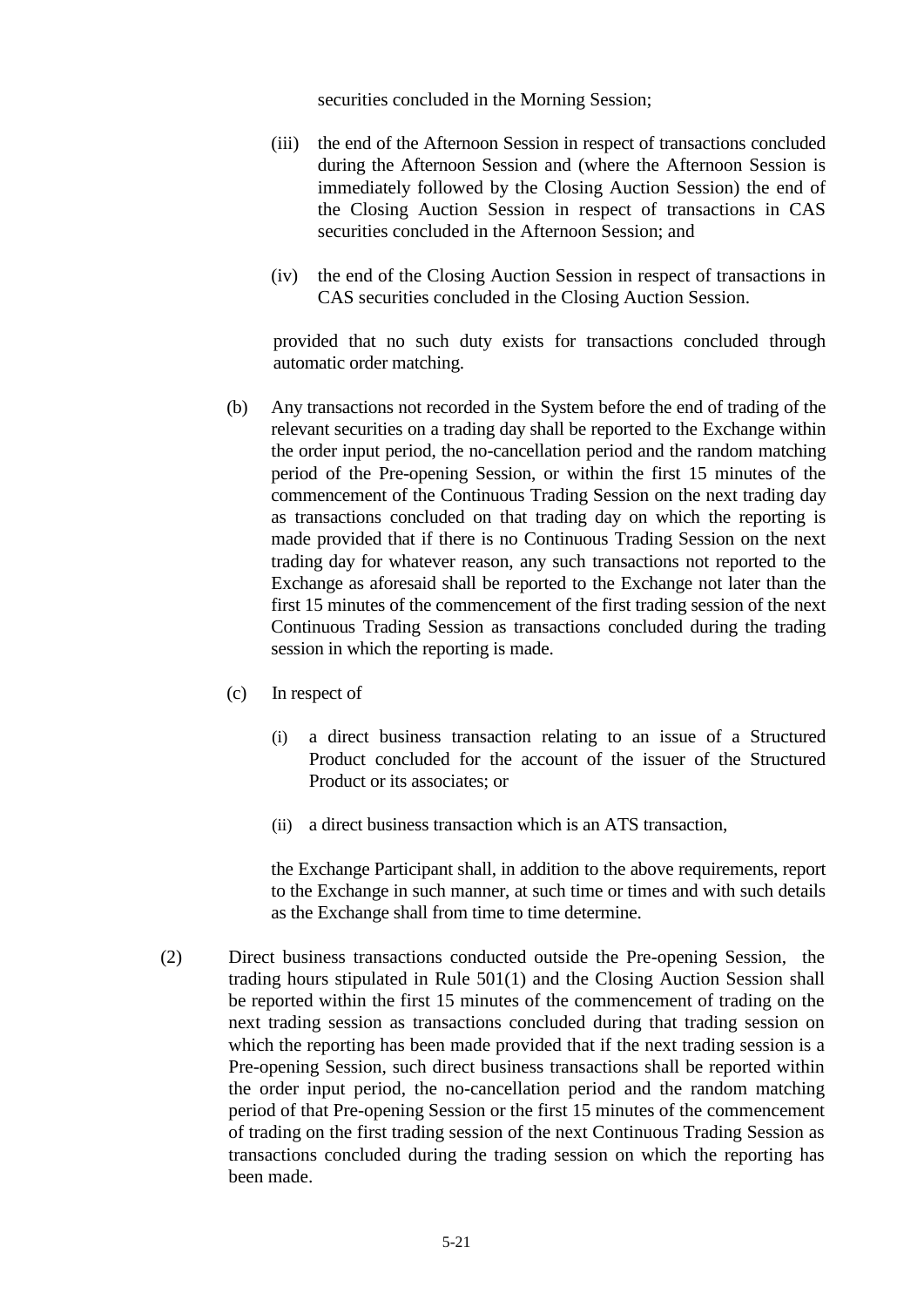securities concluded in the Morning Session;

(iii) the end of the Afternoon Session in respect of transactions concluded during the Afternoon Session and (where the Afternoon Session is immediately followed by the Closing Auction Session) the end of the Closing Auction Session in respect of transactions in CAS securities concluded in the Afternoon Session; and

(iv) the end of the Closing Auction Session in respect of transactions in CAS securities concluded in the Closing Auction Session.

provided that no such duty exists for transactions concluded through automatic order matching.

(b) Any transactions not recorded in the System before the end of trading of the relevant securities on a trading day shall be reported to the Exchange within the order input period, the no-cancellation period and the random matching period of the Pre-opening Session, or within the first 15 minutes of the commencement of the Continuous Trading Session on the next trading day as transactions concluded on that trading day on which the reporting is made provided that if there is no Continuous Trading Session on the next trading day for whatever reason, any such transactions not reported to the Exchange as aforesaid shall be reported to the Exchange not later than the first 15 minutes of the commencement of the first trading session of the next Continuous Trading Session as transactions concluded during the trading session in which the reporting is made.

(c) In respect of

(i) a direct business transaction relating to an issue of a Structured Product concluded for the account of the issuer of the Structured Product or its associates; or

(ii) a direct business transaction which is an ATS transaction,

the Exchange Participant shall, in addition to the above requirements, report to the Exchange in such manner, at such time or times and with such details as the Exchange shall from time to time determine.

(2) Direct business transactions conducted outside the Pre-opening Session, the trading hours stipulated in Rule 501(1) and the Closing Auction Session shall be reported within the first 15 minutes of the commencement of trading on the next trading session as transactions concluded during that trading session on which the reporting has been made provided that if the next trading session is a Pre-opening Session, such direct business transactions shall be reported within the order input period, the no-cancellation period and the random matching period of that Pre-opening Session or the first 15 minutes of the commencement of trading on the first trading session of the next Continuous Trading Session as transactions concluded during the trading session on which the reporting has been made.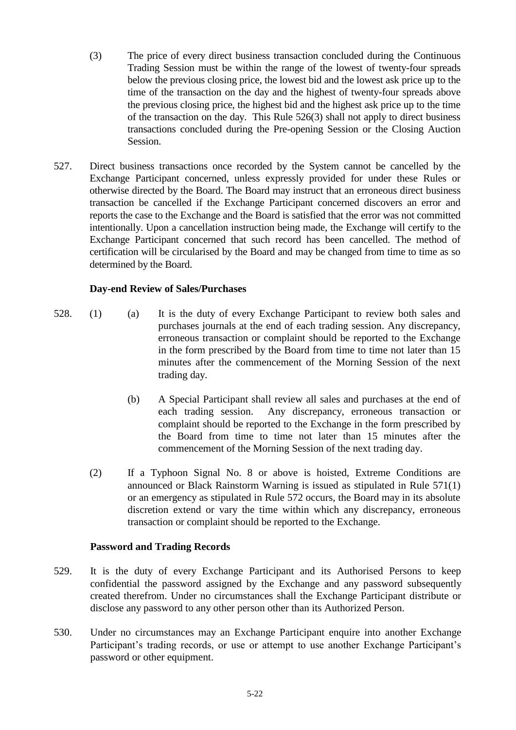(3) The price of every direct business transaction concluded during the Continuous Trading Session must be within the range of the lowest of twenty-four spreads below the previous closing price, the lowest bid and the lowest ask price up to the time of the transaction on the day and the highest of twenty-four spreads above the previous closing price, the highest bid and the highest ask price up to the time of the transaction on the day. This Rule 526(3) shall not apply to direct business transactions concluded during the Pre-opening Session or the Closing Auction Session.

527. Direct business transactions once recorded by the System cannot be cancelled by the Exchange Participant concerned, unless expressly provided for under these Rules or otherwise directed by the Board. The Board may instruct that an erroneous direct business transaction be cancelled if the Exchange Participant concerned discovers an error and reports the case to the Exchange and the Board is satisfied that the error was not committed intentionally. Upon a cancellation instruction being made, the Exchange will certify to the Exchange Participant concerned that such record has been cancelled. The method of certification will be circularised by the Board and may be changed from time to time as so determined by the Board.

**Day-end Review of Sales/Purchases**

528. (1) (a) It is the duty of every Exchange Participant to review both sales and purchases journals at the end of each trading session. Any discrepancy, erroneous transaction or complaint should be reported to the Exchange in the form prescribed by the Board from time to time not later than 15 minutes after the commencement of the Morning Session of the next trading day.

(b) A Special Participant shall review all sales and purchases at the end of each trading session. Any discrepancy, erroneous transaction or complaint should be reported to the Exchange in the form prescribed by the Board from time to time not later than 15 minutes after the commencement of the Morning Session of the next trading day.

(2) If a Typhoon Signal No. 8 or above is hoisted, Extreme Conditions are announced or Black Rainstorm Warning is issued as stipulated in Rule 571(1) or an emergency as stipulated in Rule 572 occurs, the Board may in its absolute discretion extend or vary the time within which any discrepancy, erroneous transaction or complaint should be reported to the Exchange.

**Password and Trading Records**

529. It is the duty of every Exchange Participant and its Authorised Persons to keep confidential the password assigned by the Exchange and any password subsequently created therefrom. Under no circumstances shall the Exchange Participant distribute or disclose any password to any other person other than its Authorized Person.

530. Under no circumstances may an Exchange Participant enquire into another Exchange Participant's trading records, or use or attempt to use another Exchange Participant's password or other equipment.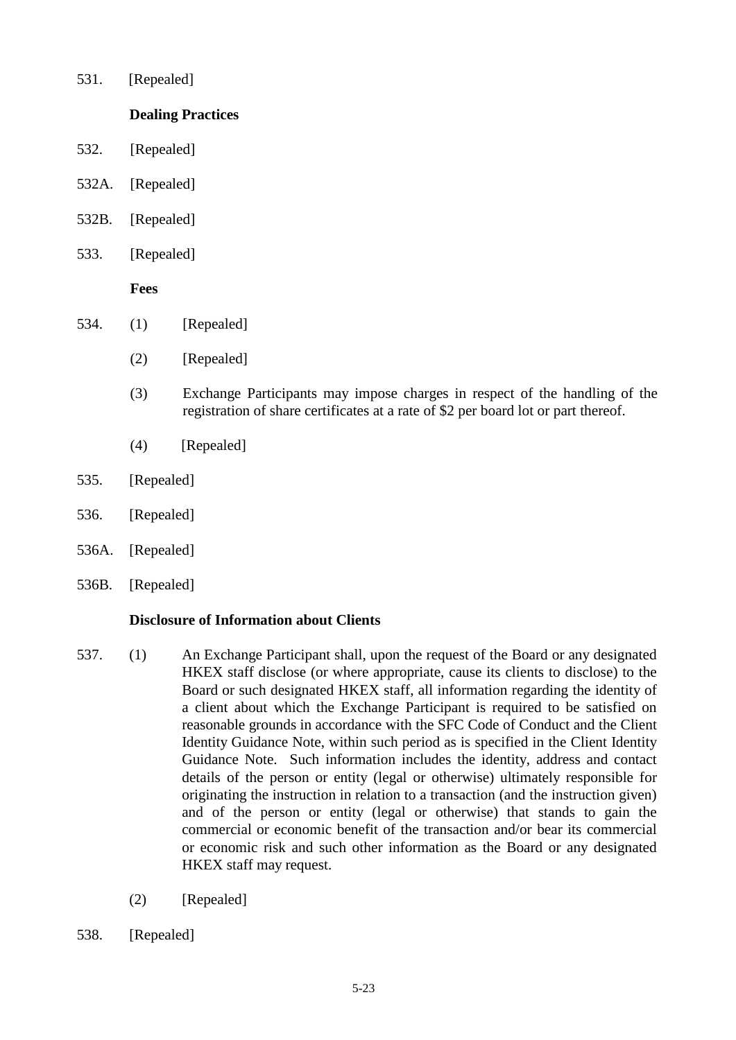531. [Repealed]

**Dealing Practices**

532. [Repealed]

532A. [Repealed]

532B. [Repealed]

533. [Repealed]

**Fees**

534. (1) [Repealed]

(2) [Repealed]

(3) Exchange Participants may impose charges in respect of the handling of the registration of share certificates at a rate of $2 per board lot or part thereof.

(4) [Repealed]

535. [Repealed]

536. [Repealed]

536A. [Repealed]

536B. [Repealed]

**Disclosure of Information about Clients**

537. (1) An Exchange Participant shall, upon the request of the Board or any designated HKEX staff disclose (or where appropriate, cause its clients to disclose) to the Board or such designated HKEX staff, all information regarding the identity of a client about which the Exchange Participant is required to be satisfied on reasonable grounds in accordance with the SFC Code of Conduct and the Client Identity Guidance Note, within such period as is specified in the Client Identity Guidance Note. Such information includes the identity, address and contact details of the person or entity (legal or otherwise) ultimately responsible for originating the instruction in relation to a transaction (and the instruction given) and of the person or entity (legal or otherwise) that stands to gain the commercial or economic benefit of the transaction and/or bear its commercial or economic risk and such other information as the Board or any designated HKEX staff may request.

(2) [Repealed]

538. [Repealed]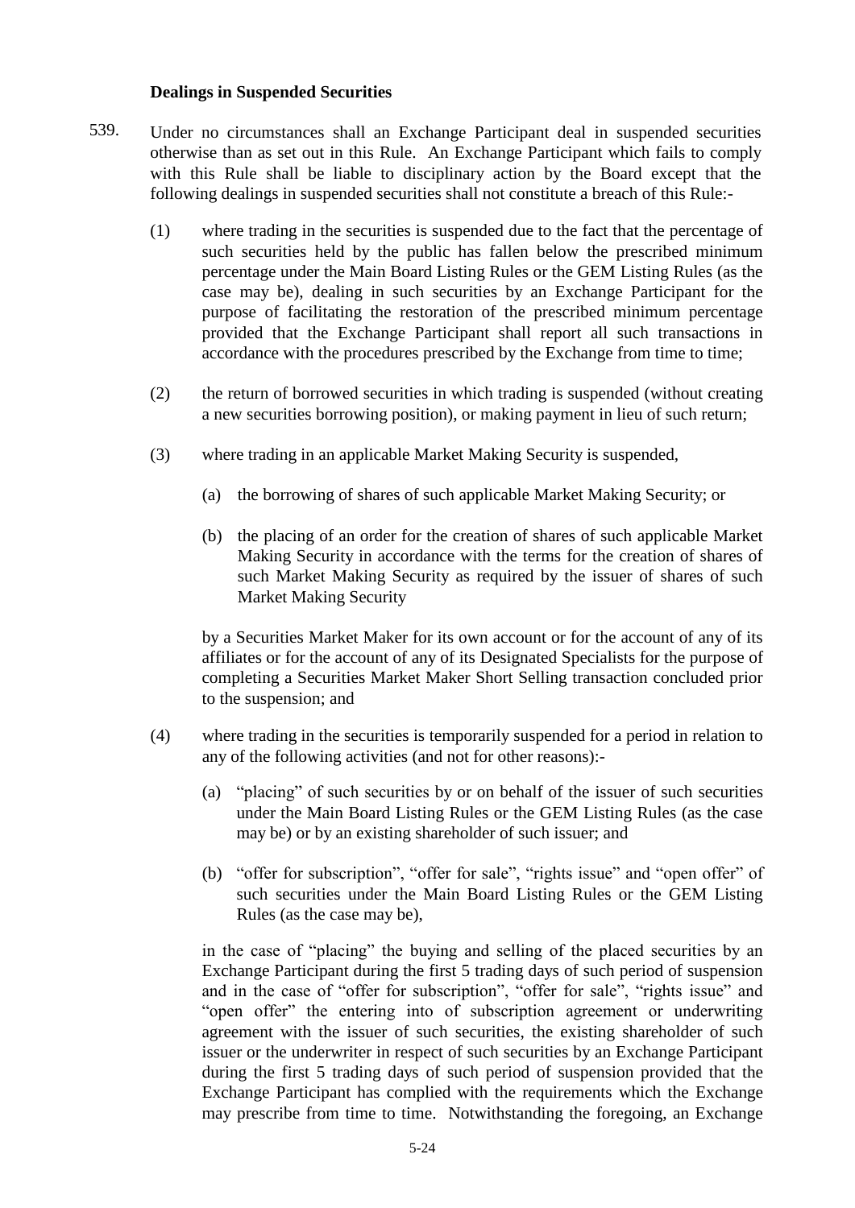**Dealings in Suspended Securities**

539. Under no circumstances shall an Exchange Participant deal in suspended securities otherwise than as set out in this Rule. An Exchange Participant which fails to comply with this Rule shall be liable to disciplinary action by the Board except that the following dealings in suspended securities shall not constitute a breach of this Rule:-

   (1) where trading in the securities is suspended due to the fact that the percentage of such securities held by the public has fallen below the prescribed minimum percentage under the Main Board Listing Rules or the GEM Listing Rules (as the case may be), dealing in such securities by an Exchange Participant for the purpose of facilitating the restoration of the prescribed minimum percentage provided that the Exchange Participant shall report all such transactions in accordance with the procedures prescribed by the Exchange from time to time;

   (2) the return of borrowed securities in which trading is suspended (without creating a new securities borrowing position), or making payment in lieu of such return;

   (3) where trading in an applicable Market Making Security is suspended,

      (a) the borrowing of shares of such applicable Market Making Security; or

      (b) the placing of an order for the creation of shares of such applicable Market Making Security in accordance with the terms for the creation of shares of such Market Making Security as required by the issuer of shares of such Market Making Security

   by a Securities Market Maker for its own account or for the account of any of its affiliates or for the account of any of its Designated Specialists for the purpose of completing a Securities Market Maker Short Selling transaction concluded prior to the suspension; and

   (4) where trading in the securities is temporarily suspended for a period in relation to any of the following activities (and not for other reasons):-

      (a) "placing" of such securities by or on behalf of the issuer of such securities under the Main Board Listing Rules or the GEM Listing Rules (as the case may be) or by an existing shareholder of such issuer; and

      (b) "offer for subscription", "offer for sale", "rights issue" and "open offer" of such securities under the Main Board Listing Rules or the GEM Listing Rules (as the case may be),

   in the case of "placing" the buying and selling of the placed securities by an Exchange Participant during the first 5 trading days of such period of suspension and in the case of "offer for subscription", "offer for sale", "rights issue" and "open offer" the entering into of subscription agreement or underwriting agreement with the issuer of such securities, the existing shareholder of such issuer or the underwriter in respect of such securities by an Exchange Participant during the first 5 trading days of such period of suspension provided that the Exchange Participant has complied with the requirements which the Exchange may prescribe from time to time. Notwithstanding the foregoing, an Exchange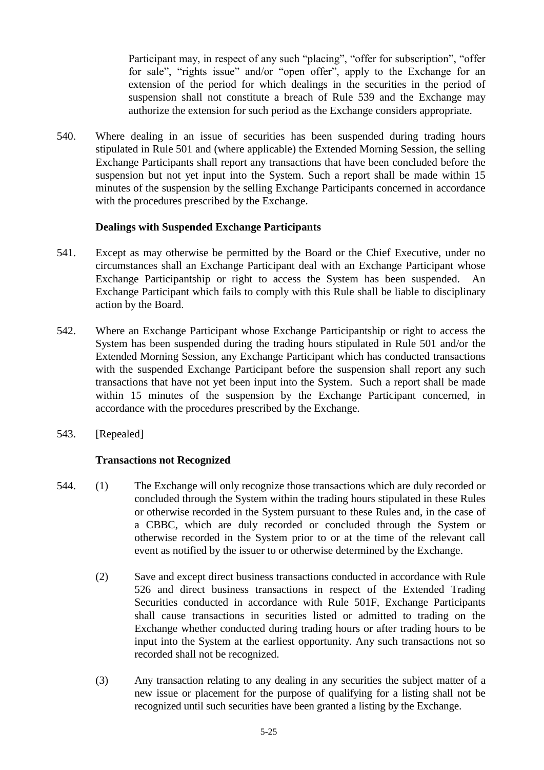Participant may, in respect of any such "placing", "offer for subscription", "offer for sale", "rights issue" and/or "open offer", apply to the Exchange for an extension of the period for which dealings in the securities in the period of suspension shall not constitute a breach of Rule 539 and the Exchange may authorize the extension for such period as the Exchange considers appropriate.

540. Where dealing in an issue of securities has been suspended during trading hours stipulated in Rule 501 and (where applicable) the Extended Morning Session, the selling Exchange Participants shall report any transactions that have been concluded before the suspension but not yet input into the System. Such a report shall be made within 15 minutes of the suspension by the selling Exchange Participants concerned in accordance with the procedures prescribed by the Exchange.

**Dealings with Suspended Exchange Participants**

541. Except as may otherwise be permitted by the Board or the Chief Executive, under no circumstances shall an Exchange Participant deal with an Exchange Participant whose Exchange Participantship or right to access the System has been suspended. An Exchange Participant which fails to comply with this Rule shall be liable to disciplinary action by the Board.

542. Where an Exchange Participant whose Exchange Participantship or right to access the System has been suspended during the trading hours stipulated in Rule 501 and/or the Extended Morning Session, any Exchange Participant which has conducted transactions with the suspended Exchange Participant before the suspension shall report any such transactions that have not yet been input into the System. Such a report shall be made within 15 minutes of the suspension by the Exchange Participant concerned, in accordance with the procedures prescribed by the Exchange.

543. [Repealed]

**Transactions not Recognized**

544. (1) The Exchange will only recognize those transactions which are duly recorded or concluded through the System within the trading hours stipulated in these Rules or otherwise recorded in the System pursuant to these Rules and, in the case of a CBBC, which are duly recorded or concluded through the System or otherwise recorded in the System prior to or at the time of the relevant call event as notified by the issuer to or otherwise determined by the Exchange.

(2) Save and except direct business transactions conducted in accordance with Rule 526 and direct business transactions in respect of the Extended Trading Securities conducted in accordance with Rule 501F, Exchange Participants shall cause transactions in securities listed or admitted to trading on the Exchange whether conducted during trading hours or after trading hours to be input into the System at the earliest opportunity. Any such transactions not so recorded shall not be recognized.

(3) Any transaction relating to any dealing in any securities the subject matter of a new issue or placement for the purpose of qualifying for a listing shall not be recognized until such securities have been granted a listing by the Exchange.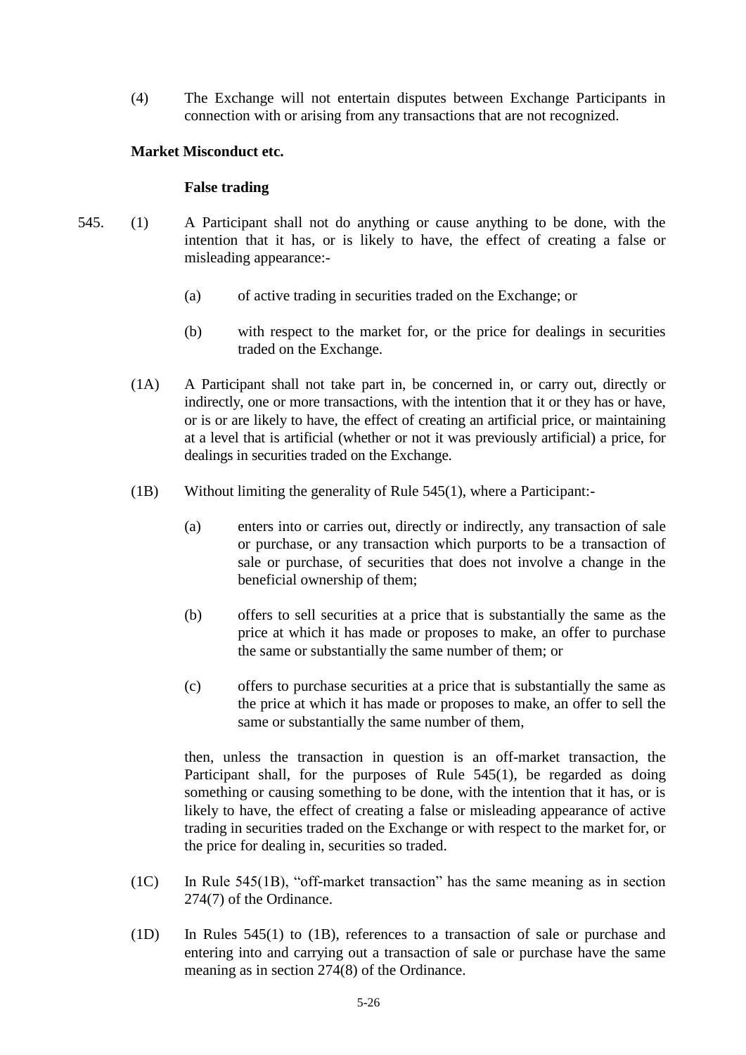(4) The Exchange will not entertain disputes between Exchange Participants in connection with or arising from any transactions that are not recognized.

**Market Misconduct etc.**

**False trading**

545. (1) A Participant shall not do anything or cause anything to be done, with the intention that it has, or is likely to have, the effect of creating a false or misleading appearance:-

(a) of active trading in securities traded on the Exchange; or

(b) with respect to the market for, or the price for dealings in securities traded on the Exchange.

(1A) A Participant shall not take part in, be concerned in, or carry out, directly or indirectly, one or more transactions, with the intention that it or they has or have, or is or are likely to have, the effect of creating an artificial price, or maintaining at a level that is artificial (whether or not it was previously artificial) a price, for dealings in securities traded on the Exchange.

(1B) Without limiting the generality of Rule 545(1), where a Participant:-

(a) enters into or carries out, directly or indirectly, any transaction of sale or purchase, or any transaction which purports to be a transaction of sale or purchase, of securities that does not involve a change in the beneficial ownership of them;

(b) offers to sell securities at a price that is substantially the same as the price at which it has made or proposes to make, an offer to purchase the same or substantially the same number of them; or

(c) offers to purchase securities at a price that is substantially the same as the price at which it has made or proposes to make, an offer to sell the same or substantially the same number of them,

then, unless the transaction in question is an off-market transaction, the Participant shall, for the purposes of Rule 545(1), be regarded as doing something or causing something to be done, with the intention that it has, or is likely to have, the effect of creating a false or misleading appearance of active trading in securities traded on the Exchange or with respect to the market for, or the price for dealing in, securities so traded.

(1C) In Rule 545(1B), "off-market transaction" has the same meaning as in section 274(7) of the Ordinance.

(1D) In Rules 545(1) to (1B), references to a transaction of sale or purchase and entering into and carrying out a transaction of sale or purchase have the same meaning as in section 274(8) of the Ordinance.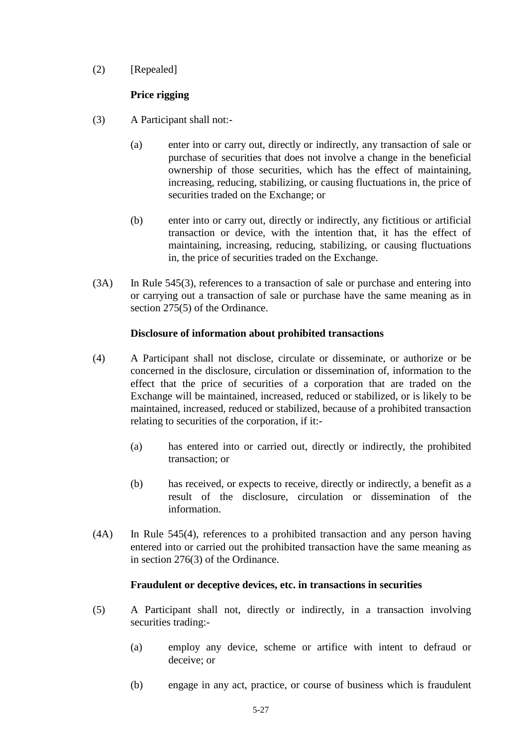(2) [Repealed]

**Price rigging**

(3) A Participant shall not:-

(a) enter into or carry out, directly or indirectly, any transaction of sale or purchase of securities that does not involve a change in the beneficial ownership of those securities, which has the effect of maintaining, increasing, reducing, stabilizing, or causing fluctuations in, the price of securities traded on the Exchange; or

(b) enter into or carry out, directly or indirectly, any fictitious or artificial transaction or device, with the intention that, it has the effect of maintaining, increasing, reducing, stabilizing, or causing fluctuations in, the price of securities traded on the Exchange.

(3A) In Rule 545(3), references to a transaction of sale or purchase and entering into or carrying out a transaction of sale or purchase have the same meaning as in section 275(5) of the Ordinance.

**Disclosure of information about prohibited transactions**

(4) A Participant shall not disclose, circulate or disseminate, or authorize or be concerned in the disclosure, circulation or dissemination of, information to the effect that the price of securities of a corporation that are traded on the Exchange will be maintained, increased, reduced or stabilized, or is likely to be maintained, increased, reduced or stabilized, because of a prohibited transaction relating to securities of the corporation, if it:-

(a) has entered into or carried out, directly or indirectly, the prohibited transaction; or

(b) has received, or expects to receive, directly or indirectly, a benefit as a result of the disclosure, circulation or dissemination of the information.

(4A) In Rule 545(4), references to a prohibited transaction and any person having entered into or carried out the prohibited transaction have the same meaning as in section 276(3) of the Ordinance.

**Fraudulent or deceptive devices, etc. in transactions in securities**

(5) A Participant shall not, directly or indirectly, in a transaction involving securities trading:-

(a) employ any device, scheme or artifice with intent to defraud or deceive; or

(b) engage in any act, practice, or course of business which is fraudulent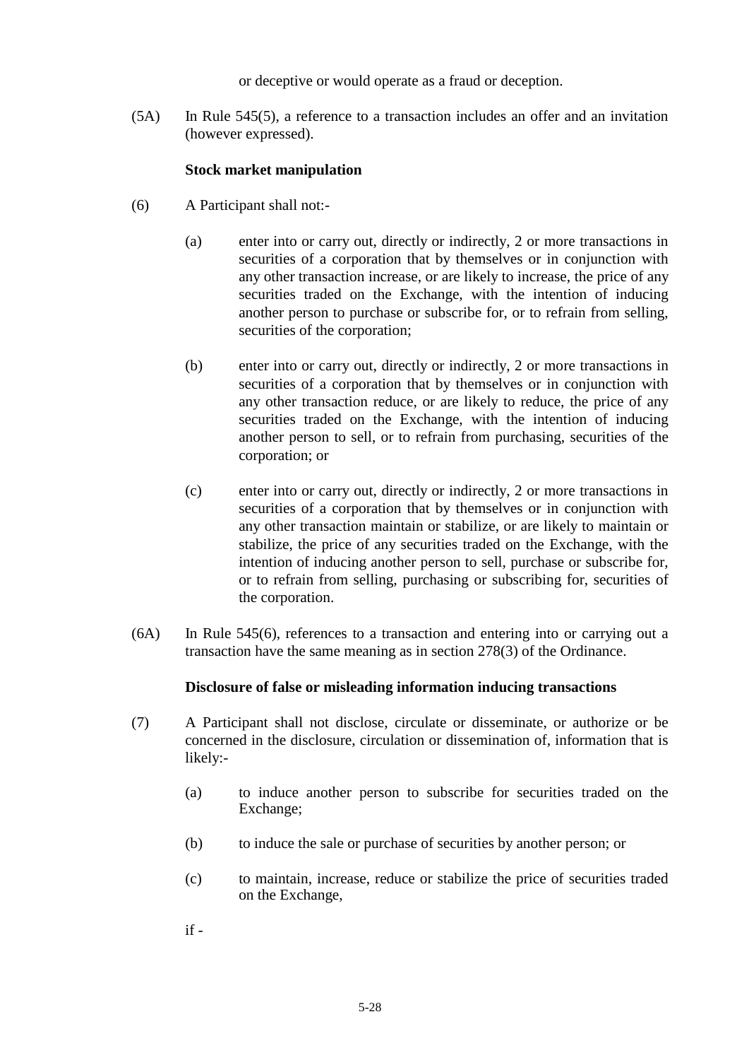or deceptive or would operate as a fraud or deception.

(5A) In Rule 545(5), a reference to a transaction includes an offer and an invitation (however expressed).

**Stock market manipulation**

(6) A Participant shall not:-

(a) enter into or carry out, directly or indirectly, 2 or more transactions in securities of a corporation that by themselves or in conjunction with any other transaction increase, or are likely to increase, the price of any securities traded on the Exchange, with the intention of inducing another person to purchase or subscribe for, or to refrain from selling, securities of the corporation;

(b) enter into or carry out, directly or indirectly, 2 or more transactions in securities of a corporation that by themselves or in conjunction with any other transaction reduce, or are likely to reduce, the price of any securities traded on the Exchange, with the intention of inducing another person to sell, or to refrain from purchasing, securities of the corporation; or

(c) enter into or carry out, directly or indirectly, 2 or more transactions in securities of a corporation that by themselves or in conjunction with any other transaction maintain or stabilize, or are likely to maintain or stabilize, the price of any securities traded on the Exchange, with the intention of inducing another person to sell, purchase or subscribe for, or to refrain from selling, purchasing or subscribing for, securities of the corporation.

(6A) In Rule 545(6), references to a transaction and entering into or carrying out a transaction have the same meaning as in section 278(3) of the Ordinance.

**Disclosure of false or misleading information inducing transactions**

(7) A Participant shall not disclose, circulate or disseminate, or authorize or be concerned in the disclosure, circulation or dissemination of, information that is likely:-

(a) to induce another person to subscribe for securities traded on the Exchange;

(b) to induce the sale or purchase of securities by another person; or

(c) to maintain, increase, reduce or stabilize the price of securities traded on the Exchange,

if -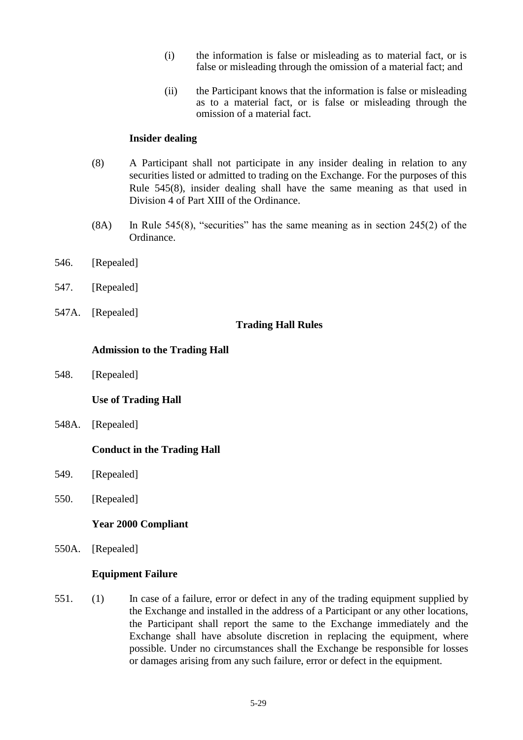(i) the information is false or misleading as to material fact, or is false or misleading through the omission of a material fact; and

(ii) the Participant knows that the information is false or misleading as to a material fact, or is false or misleading through the omission of a material fact.

**Insider dealing**

(8) A Participant shall not participate in any insider dealing in relation to any securities listed or admitted to trading on the Exchange. For the purposes of this Rule 545(8), insider dealing shall have the same meaning as that used in Division 4 of Part XIII of the Ordinance.

(8A) In Rule 545(8), "securities" has the same meaning as in section 245(2) of the Ordinance.

546. [Repealed]

547. [Repealed]

547A. [Repealed]

## Trading Hall Rules

**Admission to the Trading Hall**

548. [Repealed]

**Use of Trading Hall**

548A. [Repealed]

**Conduct in the Trading Hall**

549. [Repealed]

550. [Repealed]

**Year 2000 Compliant**

550A. [Repealed]

**Equipment Failure**

551. (1) In case of a failure, error or defect in any of the trading equipment supplied by the Exchange and installed in the address of a Participant or any other locations, the Participant shall report the same to the Exchange immediately and the Exchange shall have absolute discretion in replacing the equipment, where possible. Under no circumstances shall the Exchange be responsible for losses or damages arising from any such failure, error or defect in the equipment.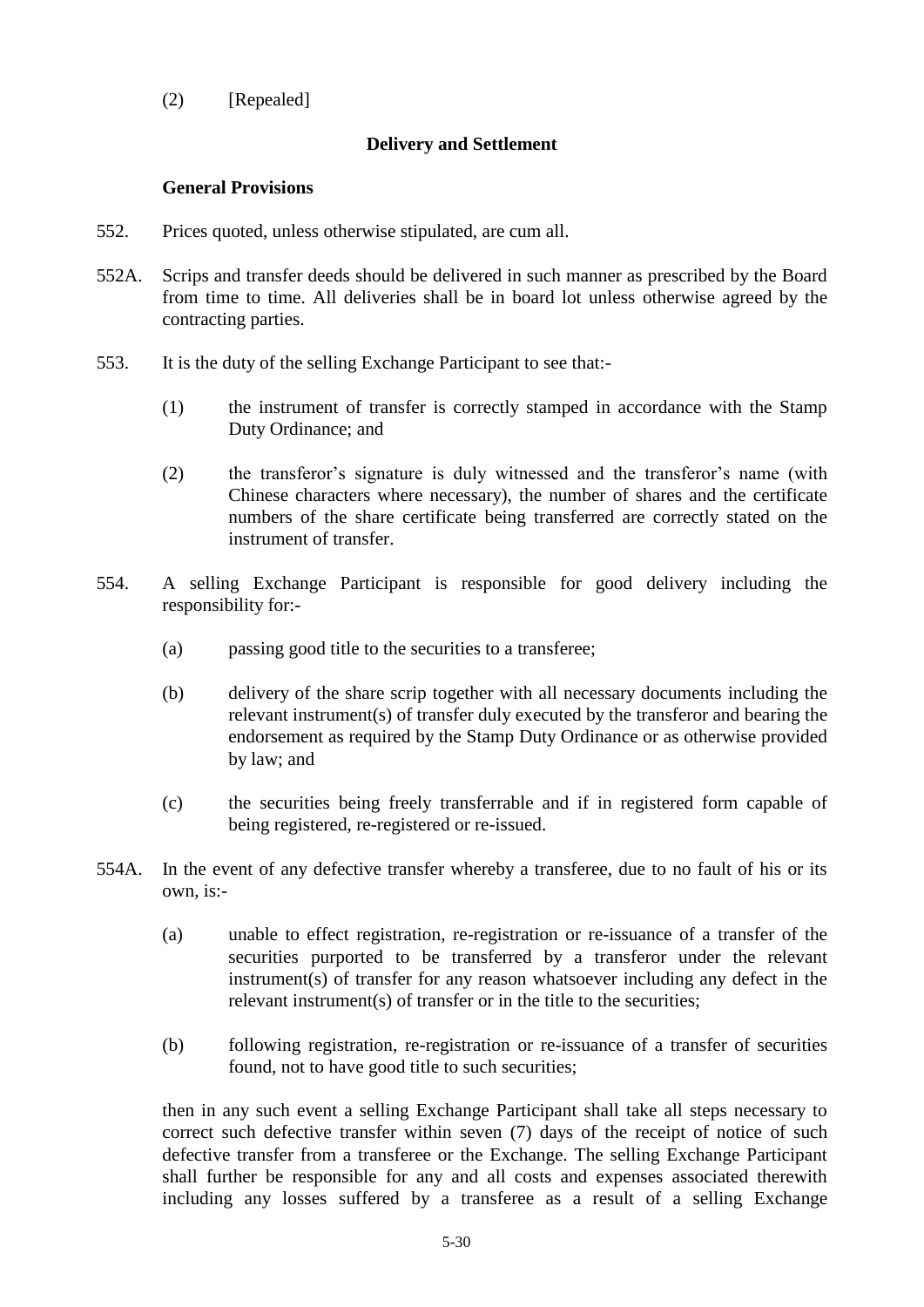(2) [Repealed]

## Delivery and Settlement

### General Provisions

552. Prices quoted, unless otherwise stipulated, are cum all.

552A. Scrips and transfer deeds should be delivered in such manner as prescribed by the Board from time to time. All deliveries shall be in board lot unless otherwise agreed by the contracting parties.

553. It is the duty of the selling Exchange Participant to see that:-

    (1) the instrument of transfer is correctly stamped in accordance with the Stamp Duty Ordinance; and

    (2) the transferor's signature is duly witnessed and the transferor's name (with Chinese characters where necessary), the number of shares and the certificate numbers of the share certificate being transferred are correctly stated on the instrument of transfer.

554. A selling Exchange Participant is responsible for good delivery including the responsibility for:-

    (a) passing good title to the securities to a transferee;

    (b) delivery of the share scrip together with all necessary documents including the relevant instrument(s) of transfer duly executed by the transferor and bearing the endorsement as required by the Stamp Duty Ordinance or as otherwise provided by law; and

    (c) the securities being freely transferrable and if in registered form capable of being registered, re-registered or re-issued.

554A. In the event of any defective transfer whereby a transferee, due to no fault of his or its own, is:-

    (a) unable to effect registration, re-registration or re-issuance of a transfer of the securities purported to be transferred by a transferor under the relevant instrument(s) of transfer for any reason whatsoever including any defect in the relevant instrument(s) of transfer or in the title to the securities;

    (b) following registration, re-registration or re-issuance of a transfer of securities found, not to have good title to such securities;

then in any such event a selling Exchange Participant shall take all steps necessary to correct such defective transfer within seven (7) days of the receipt of notice of such defective transfer from a transferee or the Exchange. The selling Exchange Participant shall further be responsible for any and all costs and expenses associated therewith including any losses suffered by a transferee as a result of a selling Exchange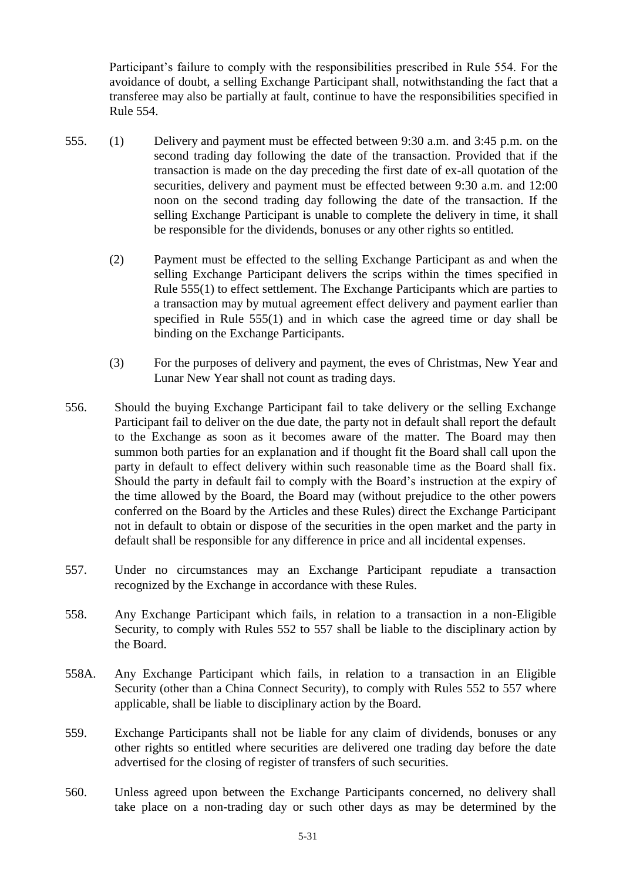Participant's failure to comply with the responsibilities prescribed in Rule 554. For the avoidance of doubt, a selling Exchange Participant shall, notwithstanding the fact that a transferee may also be partially at fault, continue to have the responsibilities specified in Rule 554.

555. (1) Delivery and payment must be effected between 9:30 a.m. and 3:45 p.m. on the second trading day following the date of the transaction. Provided that if the transaction is made on the day preceding the first date of ex-all quotation of the securities, delivery and payment must be effected between 9:30 a.m. and 12:00 noon on the second trading day following the date of the transaction. If the selling Exchange Participant is unable to complete the delivery in time, it shall be responsible for the dividends, bonuses or any other rights so entitled.

(2) Payment must be effected to the selling Exchange Participant as and when the selling Exchange Participant delivers the scrips within the times specified in Rule 555(1) to effect settlement. The Exchange Participants which are parties to a transaction may by mutual agreement effect delivery and payment earlier than specified in Rule 555(1) and in which case the agreed time or day shall be binding on the Exchange Participants.

(3) For the purposes of delivery and payment, the eves of Christmas, New Year and Lunar New Year shall not count as trading days.

556. Should the buying Exchange Participant fail to take delivery or the selling Exchange Participant fail to deliver on the due date, the party not in default shall report the default to the Exchange as soon as it becomes aware of the matter. The Board may then summon both parties for an explanation and if thought fit the Board shall call upon the party in default to effect delivery within such reasonable time as the Board shall fix. Should the party in default fail to comply with the Board's instruction at the expiry of the time allowed by the Board, the Board may (without prejudice to the other powers conferred on the Board by the Articles and these Rules) direct the Exchange Participant not in default to obtain or dispose of the securities in the open market and the party in default shall be responsible for any difference in price and all incidental expenses.

557. Under no circumstances may an Exchange Participant repudiate a transaction recognized by the Exchange in accordance with these Rules.

558. Any Exchange Participant which fails, in relation to a transaction in a non-Eligible Security, to comply with Rules 552 to 557 shall be liable to the disciplinary action by the Board.

558A. Any Exchange Participant which fails, in relation to a transaction in an Eligible Security (other than a China Connect Security), to comply with Rules 552 to 557 where applicable, shall be liable to disciplinary action by the Board.

559. Exchange Participants shall not be liable for any claim of dividends, bonuses or any other rights so entitled where securities are delivered one trading day before the date advertised for the closing of register of transfers of such securities.

560. Unless agreed upon between the Exchange Participants concerned, no delivery shall take place on a non-trading day or such other days as may be determined by the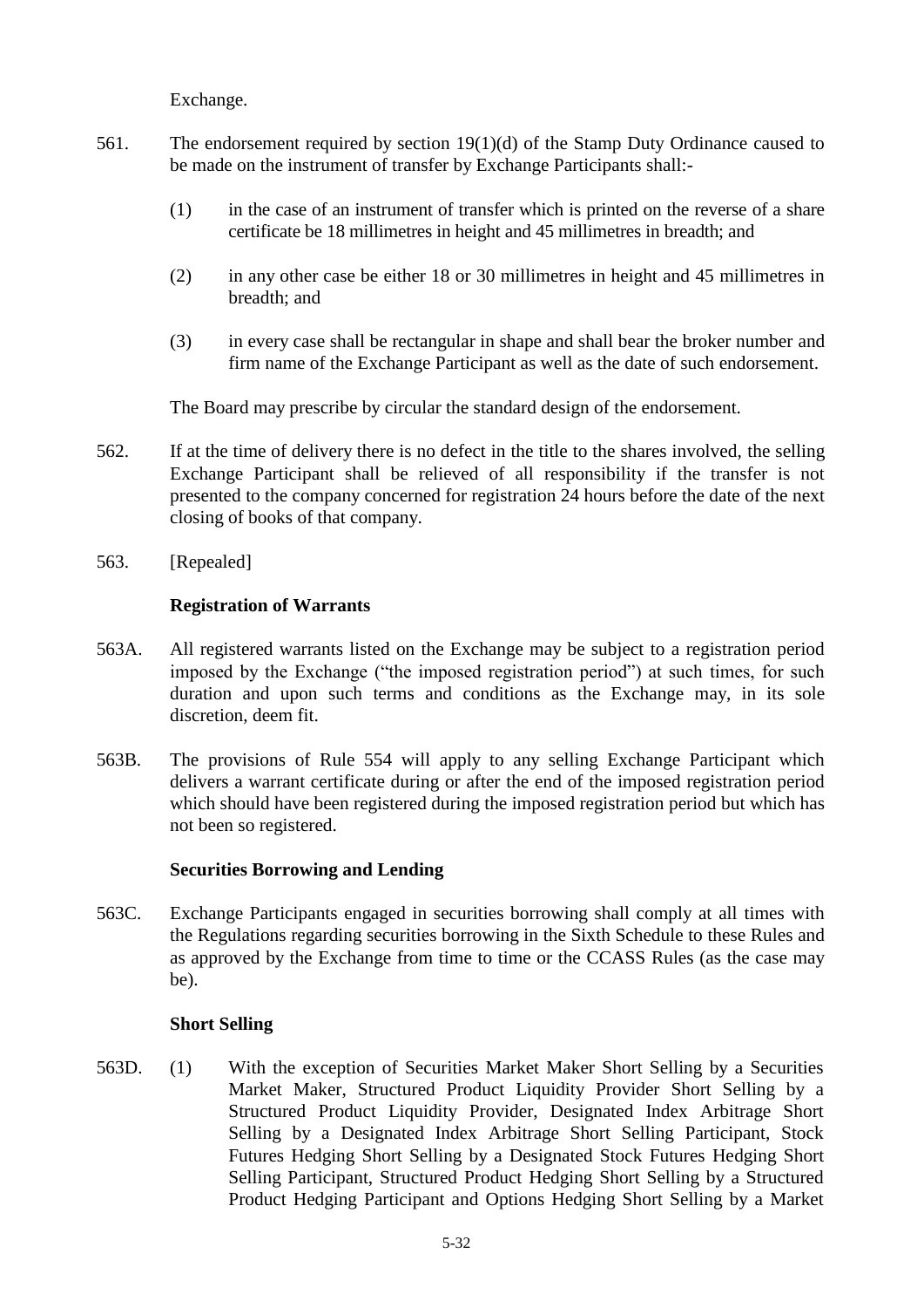Exchange.

561. The endorsement required by section 19(1)(d) of the Stamp Duty Ordinance caused to be made on the instrument of transfer by Exchange Participants shall:-

    (1) in the case of an instrument of transfer which is printed on the reverse of a share certificate be 18 millimetres in height and 45 millimetres in breadth; and

    (2) in any other case be either 18 or 30 millimetres in height and 45 millimetres in breadth; and

    (3) in every case shall be rectangular in shape and shall bear the broker number and firm name of the Exchange Participant as well as the date of such endorsement.

    The Board may prescribe by circular the standard design of the endorsement.

562. If at the time of delivery there is no defect in the title to the shares involved, the selling Exchange Participant shall be relieved of all responsibility if the transfer is not presented to the company concerned for registration 24 hours before the date of the next closing of books of that company.

563. [Repealed]

**Registration of Warrants**

563A. All registered warrants listed on the Exchange may be subject to a registration period imposed by the Exchange ("the imposed registration period") at such times, for such duration and upon such terms and conditions as the Exchange may, in its sole discretion, deem fit.

563B. The provisions of Rule 554 will apply to any selling Exchange Participant which delivers a warrant certificate during or after the end of the imposed registration period which should have been registered during the imposed registration period but which has not been so registered.

**Securities Borrowing and Lending**

563C. Exchange Participants engaged in securities borrowing shall comply at all times with the Regulations regarding securities borrowing in the Sixth Schedule to these Rules and as approved by the Exchange from time to time or the CCASS Rules (as the case may be).

**Short Selling**

563D. (1) With the exception of Securities Market Maker Short Selling by a Securities Market Maker, Structured Product Liquidity Provider Short Selling by a Structured Product Liquidity Provider, Designated Index Arbitrage Short Selling by a Designated Index Arbitrage Short Selling Participant, Stock Futures Hedging Short Selling by a Designated Stock Futures Hedging Short Selling Participant, Structured Product Hedging Short Selling by a Structured Product Hedging Participant and Options Hedging Short Selling by a Market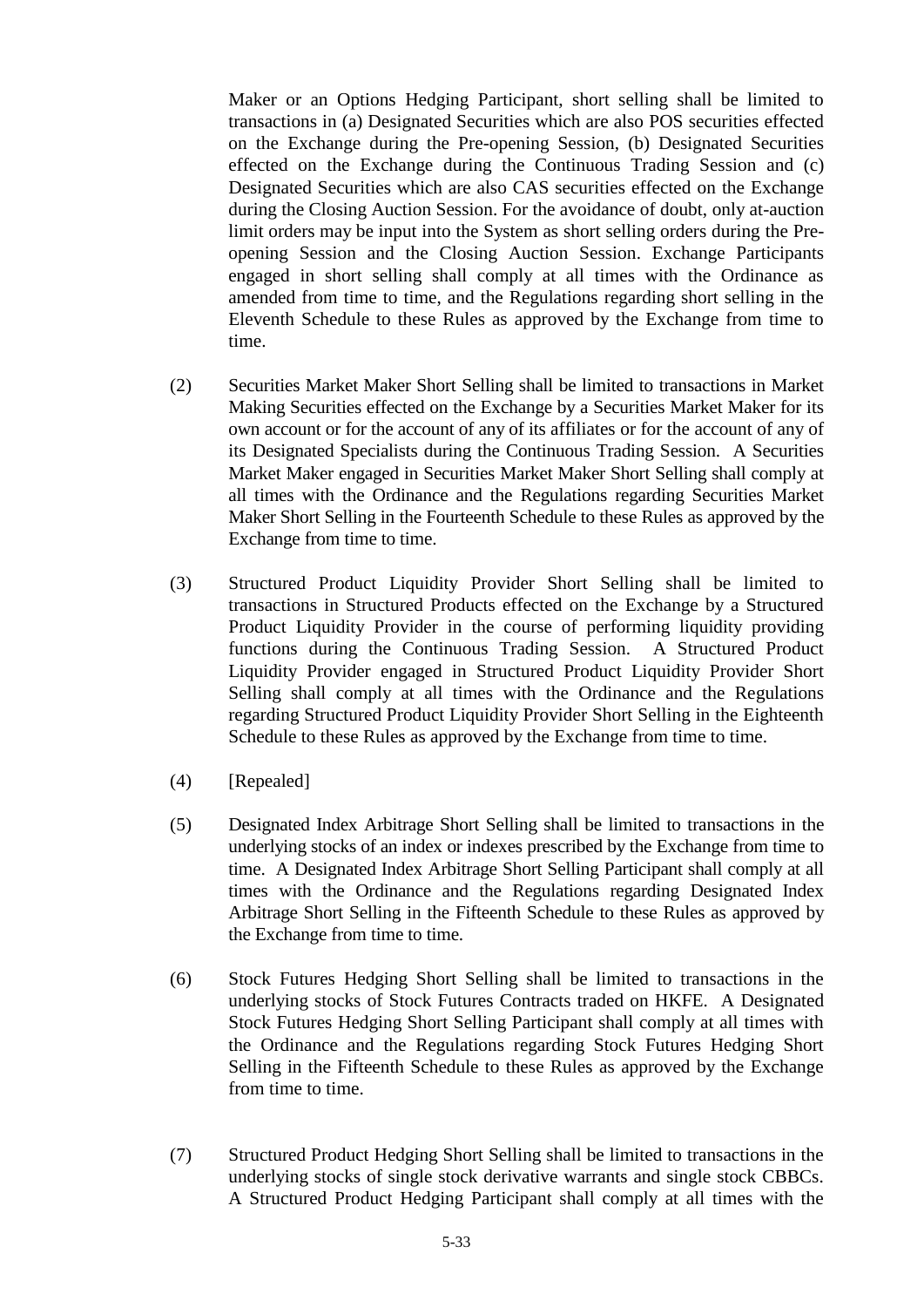Maker or an Options Hedging Participant, short selling shall be limited to transactions in (a) Designated Securities which are also POS securities effected on the Exchange during the Pre-opening Session, (b) Designated Securities effected on the Exchange during the Continuous Trading Session and (c) Designated Securities which are also CAS securities effected on the Exchange during the Closing Auction Session. For the avoidance of doubt, only at-auction limit orders may be input into the System as short selling orders during the Pre-opening Session and the Closing Auction Session. Exchange Participants engaged in short selling shall comply at all times with the Ordinance as amended from time to time, and the Regulations regarding short selling in the Eleventh Schedule to these Rules as approved by the Exchange from time to time.

(2) Securities Market Maker Short Selling shall be limited to transactions in Market Making Securities effected on the Exchange by a Securities Market Maker for its own account or for the account of any of its affiliates or for the account of any of its Designated Specialists during the Continuous Trading Session. A Securities Market Maker engaged in Securities Market Maker Short Selling shall comply at all times with the Ordinance and the Regulations regarding Securities Market Maker Short Selling in the Fourteenth Schedule to these Rules as approved by the Exchange from time to time.

(3) Structured Product Liquidity Provider Short Selling shall be limited to transactions in Structured Products effected on the Exchange by a Structured Product Liquidity Provider in the course of performing liquidity providing functions during the Continuous Trading Session. A Structured Product Liquidity Provider engaged in Structured Product Liquidity Provider Short Selling shall comply at all times with the Ordinance and the Regulations regarding Structured Product Liquidity Provider Short Selling in the Eighteenth Schedule to these Rules as approved by the Exchange from time to time.

(4) [Repealed]

(5) Designated Index Arbitrage Short Selling shall be limited to transactions in the underlying stocks of an index or indexes prescribed by the Exchange from time to time. A Designated Index Arbitrage Short Selling Participant shall comply at all times with the Ordinance and the Regulations regarding Designated Index Arbitrage Short Selling in the Fifteenth Schedule to these Rules as approved by the Exchange from time to time.

(6) Stock Futures Hedging Short Selling shall be limited to transactions in the underlying stocks of Stock Futures Contracts traded on HKFE. A Designated Stock Futures Hedging Short Selling Participant shall comply at all times with the Ordinance and the Regulations regarding Stock Futures Hedging Short Selling in the Fifteenth Schedule to these Rules as approved by the Exchange from time to time.

(7) Structured Product Hedging Short Selling shall be limited to transactions in the underlying stocks of single stock derivative warrants and single stock CBBCs. A Structured Product Hedging Participant shall comply at all times with the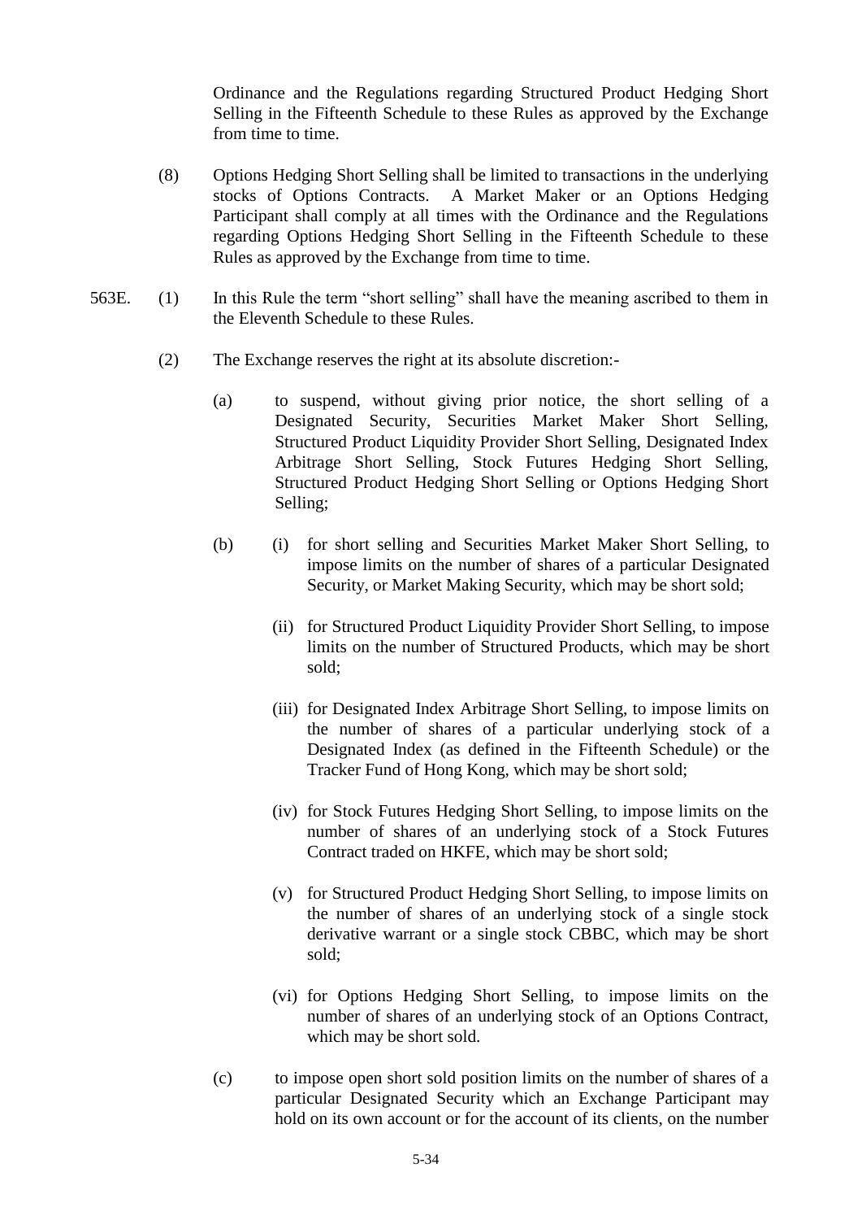Ordinance and the Regulations regarding Structured Product Hedging Short Selling in the Fifteenth Schedule to these Rules as approved by the Exchange from time to time.

(8) Options Hedging Short Selling shall be limited to transactions in the underlying stocks of Options Contracts. A Market Maker or an Options Hedging Participant shall comply at all times with the Ordinance and the Regulations regarding Options Hedging Short Selling in the Fifteenth Schedule to these Rules as approved by the Exchange from time to time.

563E. (1) In this Rule the term "short selling" shall have the meaning ascribed to them in the Eleventh Schedule to these Rules.

(2) The Exchange reserves the right at its absolute discretion:-

(a) to suspend, without giving prior notice, the short selling of a Designated Security, Securities Market Maker Short Selling, Structured Product Liquidity Provider Short Selling, Designated Index Arbitrage Short Selling, Stock Futures Hedging Short Selling, Structured Product Hedging Short Selling or Options Hedging Short Selling;

(b) (i) for short selling and Securities Market Maker Short Selling, to impose limits on the number of shares of a particular Designated Security, or Market Making Security, which may be short sold;

(ii) for Structured Product Liquidity Provider Short Selling, to impose limits on the number of Structured Products, which may be short sold;

(iii) for Designated Index Arbitrage Short Selling, to impose limits on the number of shares of a particular underlying stock of a Designated Index (as defined in the Fifteenth Schedule) or the Tracker Fund of Hong Kong, which may be short sold;

(iv) for Stock Futures Hedging Short Selling, to impose limits on the number of shares of an underlying stock of a Stock Futures Contract traded on HKFE, which may be short sold;

(v) for Structured Product Hedging Short Selling, to impose limits on the number of shares of an underlying stock of a single stock derivative warrant or a single stock CBBC, which may be short sold;

(vi) for Options Hedging Short Selling, to impose limits on the number of shares of an underlying stock of an Options Contract, which may be short sold.

(c) to impose open short sold position limits on the number of shares of a particular Designated Security which an Exchange Participant may hold on its own account or for the account of its clients, on the number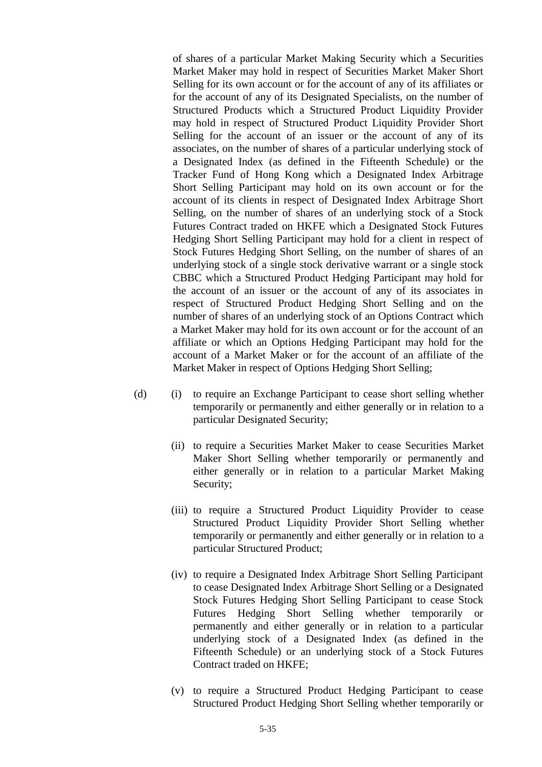of shares of a particular Market Making Security which a Securities Market Maker may hold in respect of Securities Market Maker Short Selling for its own account or for the account of any of its affiliates or for the account of any of its Designated Specialists, on the number of Structured Products which a Structured Product Liquidity Provider may hold in respect of Structured Product Liquidity Provider Short Selling for the account of an issuer or the account of any of its associates, on the number of shares of a particular underlying stock of a Designated Index (as defined in the Fifteenth Schedule) or the Tracker Fund of Hong Kong which a Designated Index Arbitrage Short Selling Participant may hold on its own account or for the account of its clients in respect of Designated Index Arbitrage Short Selling, on the number of shares of an underlying stock of a Stock Futures Contract traded on HKFE which a Designated Stock Futures Hedging Short Selling Participant may hold for a client in respect of Stock Futures Hedging Short Selling, on the number of shares of an underlying stock of a single stock derivative warrant or a single stock CBBC which a Structured Product Hedging Participant may hold for the account of an issuer or the account of any of its associates in respect of Structured Product Hedging Short Selling and on the number of shares of an underlying stock of an Options Contract which a Market Maker may hold for its own account or for the account of an affiliate or which an Options Hedging Participant may hold for the account of a Market Maker or for the account of an affiliate of the Market Maker in respect of Options Hedging Short Selling;

(d) (i) to require an Exchange Participant to cease short selling whether temporarily or permanently and either generally or in relation to a particular Designated Security;

(ii) to require a Securities Market Maker to cease Securities Market Maker Short Selling whether temporarily or permanently and either generally or in relation to a particular Market Making Security;

(iii) to require a Structured Product Liquidity Provider to cease Structured Product Liquidity Provider Short Selling whether temporarily or permanently and either generally or in relation to a particular Structured Product;

(iv) to require a Designated Index Arbitrage Short Selling Participant to cease Designated Index Arbitrage Short Selling or a Designated Stock Futures Hedging Short Selling Participant to cease Stock Futures Hedging Short Selling whether temporarily or permanently and either generally or in relation to a particular underlying stock of a Designated Index (as defined in the Fifteenth Schedule) or an underlying stock of a Stock Futures Contract traded on HKFE;

(v) to require a Structured Product Hedging Participant to cease Structured Product Hedging Short Selling whether temporarily or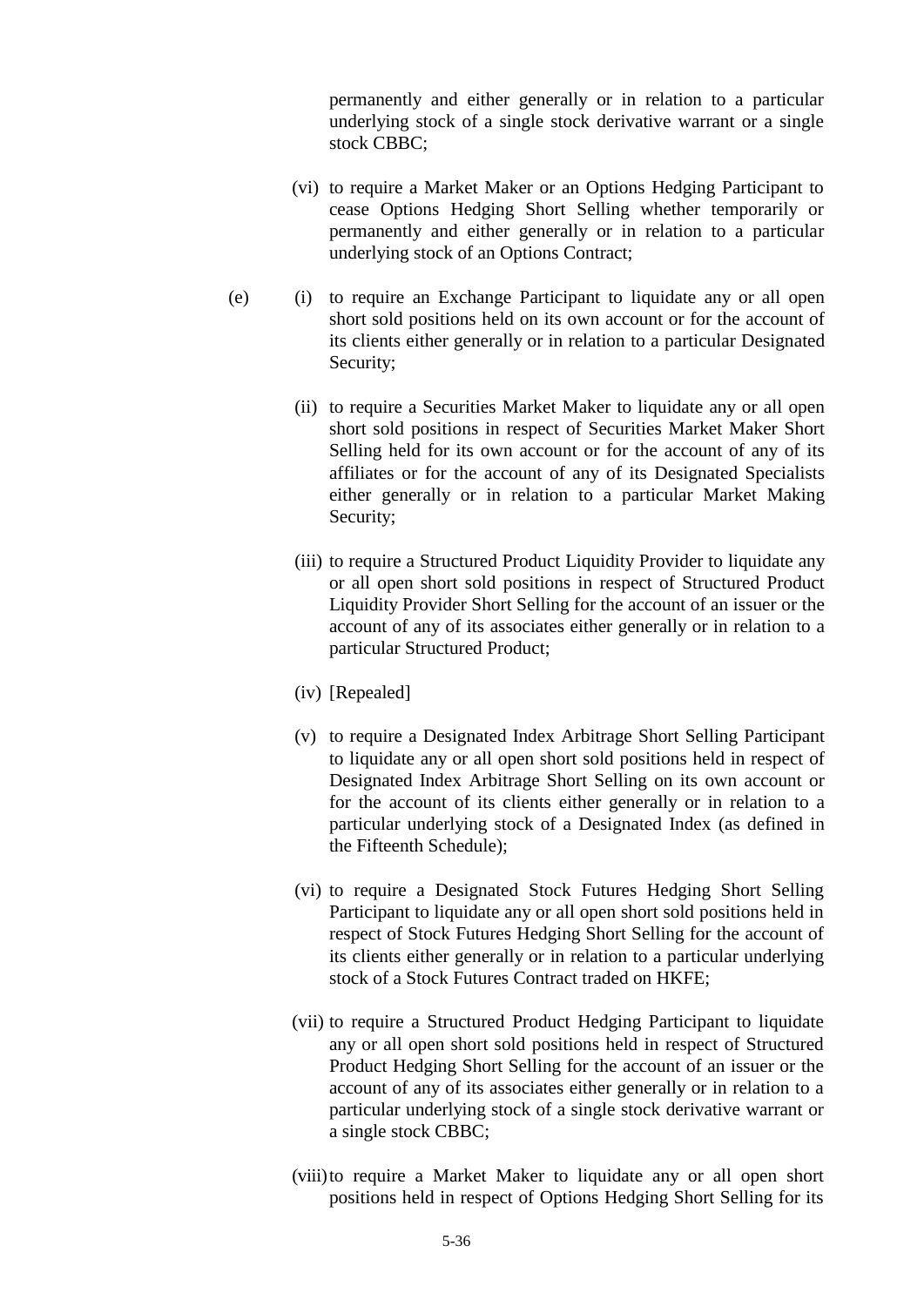permanently and either generally or in relation to a particular underlying stock of a single stock derivative warrant or a single stock CBBC;

(vi) to require a Market Maker or an Options Hedging Participant to cease Options Hedging Short Selling whether temporarily or permanently and either generally or in relation to a particular underlying stock of an Options Contract;

(e) (i) to require an Exchange Participant to liquidate any or all open short sold positions held on its own account or for the account of its clients either generally or in relation to a particular Designated Security;

(ii) to require a Securities Market Maker to liquidate any or all open short sold positions in respect of Securities Market Maker Short Selling held for its own account or for the account of any of its affiliates or for the account of any of its Designated Specialists either generally or in relation to a particular Market Making Security;

(iii) to require a Structured Product Liquidity Provider to liquidate any or all open short sold positions in respect of Structured Product Liquidity Provider Short Selling for the account of an issuer or the account of any of its associates either generally or in relation to a particular Structured Product;

(iv) [Repealed]

(v) to require a Designated Index Arbitrage Short Selling Participant to liquidate any or all open short sold positions held in respect of Designated Index Arbitrage Short Selling on its own account or for the account of its clients either generally or in relation to a particular underlying stock of a Designated Index (as defined in the Fifteenth Schedule);

(vi) to require a Designated Stock Futures Hedging Short Selling Participant to liquidate any or all open short sold positions held in respect of Stock Futures Hedging Short Selling for the account of its clients either generally or in relation to a particular underlying stock of a Stock Futures Contract traded on HKFE;

(vii) to require a Structured Product Hedging Participant to liquidate any or all open short sold positions held in respect of Structured Product Hedging Short Selling for the account of an issuer or the account of any of its associates either generally or in relation to a particular underlying stock of a single stock derivative warrant or a single stock CBBC;

(viii) to require a Market Maker to liquidate any or all open short positions held in respect of Options Hedging Short Selling for its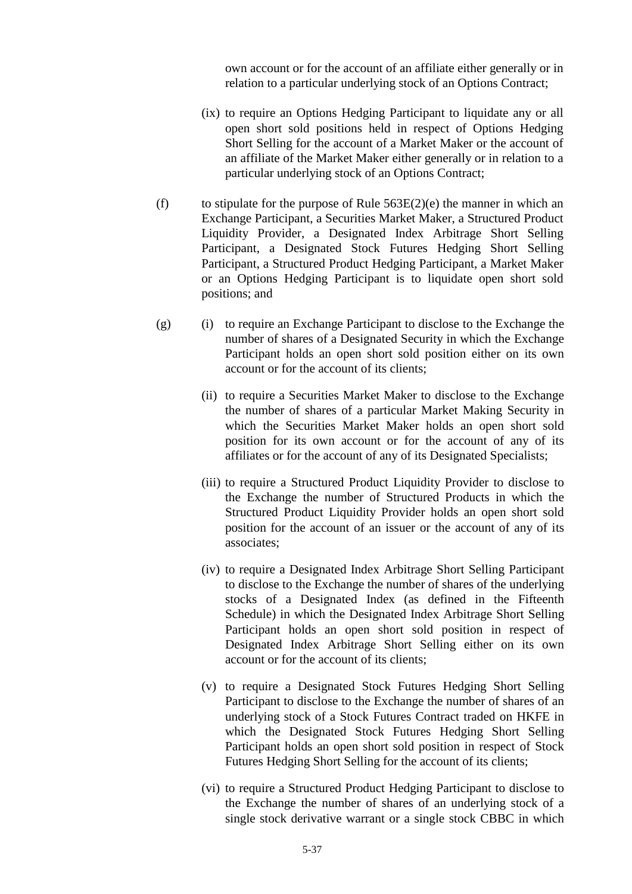own account or for the account of an affiliate either generally or in relation to a particular underlying stock of an Options Contract;

(ix) to require an Options Hedging Participant to liquidate any or all open short sold positions held in respect of Options Hedging Short Selling for the account of a Market Maker or the account of an affiliate of the Market Maker either generally or in relation to a particular underlying stock of an Options Contract;

(f) to stipulate for the purpose of Rule 563E(2)(e) the manner in which an Exchange Participant, a Securities Market Maker, a Structured Product Liquidity Provider, a Designated Index Arbitrage Short Selling Participant, a Designated Stock Futures Hedging Short Selling Participant, a Structured Product Hedging Participant, a Market Maker or an Options Hedging Participant is to liquidate open short sold positions; and

(g) (i) to require an Exchange Participant to disclose to the Exchange the number of shares of a Designated Security in which the Exchange Participant holds an open short sold position either on its own account or for the account of its clients;

(ii) to require a Securities Market Maker to disclose to the Exchange the number of shares of a particular Market Making Security in which the Securities Market Maker holds an open short sold position for its own account or for the account of any of its affiliates or for the account of any of its Designated Specialists;

(iii) to require a Structured Product Liquidity Provider to disclose to the Exchange the number of Structured Products in which the Structured Product Liquidity Provider holds an open short sold position for the account of an issuer or the account of any of its associates;

(iv) to require a Designated Index Arbitrage Short Selling Participant to disclose to the Exchange the number of shares of the underlying stocks of a Designated Index (as defined in the Fifteenth Schedule) in which the Designated Index Arbitrage Short Selling Participant holds an open short sold position in respect of Designated Index Arbitrage Short Selling either on its own account or for the account of its clients;

(v) to require a Designated Stock Futures Hedging Short Selling Participant to disclose to the Exchange the number of shares of an underlying stock of a Stock Futures Contract traded on HKFE in which the Designated Stock Futures Hedging Short Selling Participant holds an open short sold position in respect of Stock Futures Hedging Short Selling for the account of its clients;

(vi) to require a Structured Product Hedging Participant to disclose to the Exchange the number of shares of an underlying stock of a single stock derivative warrant or a single stock CBBC in which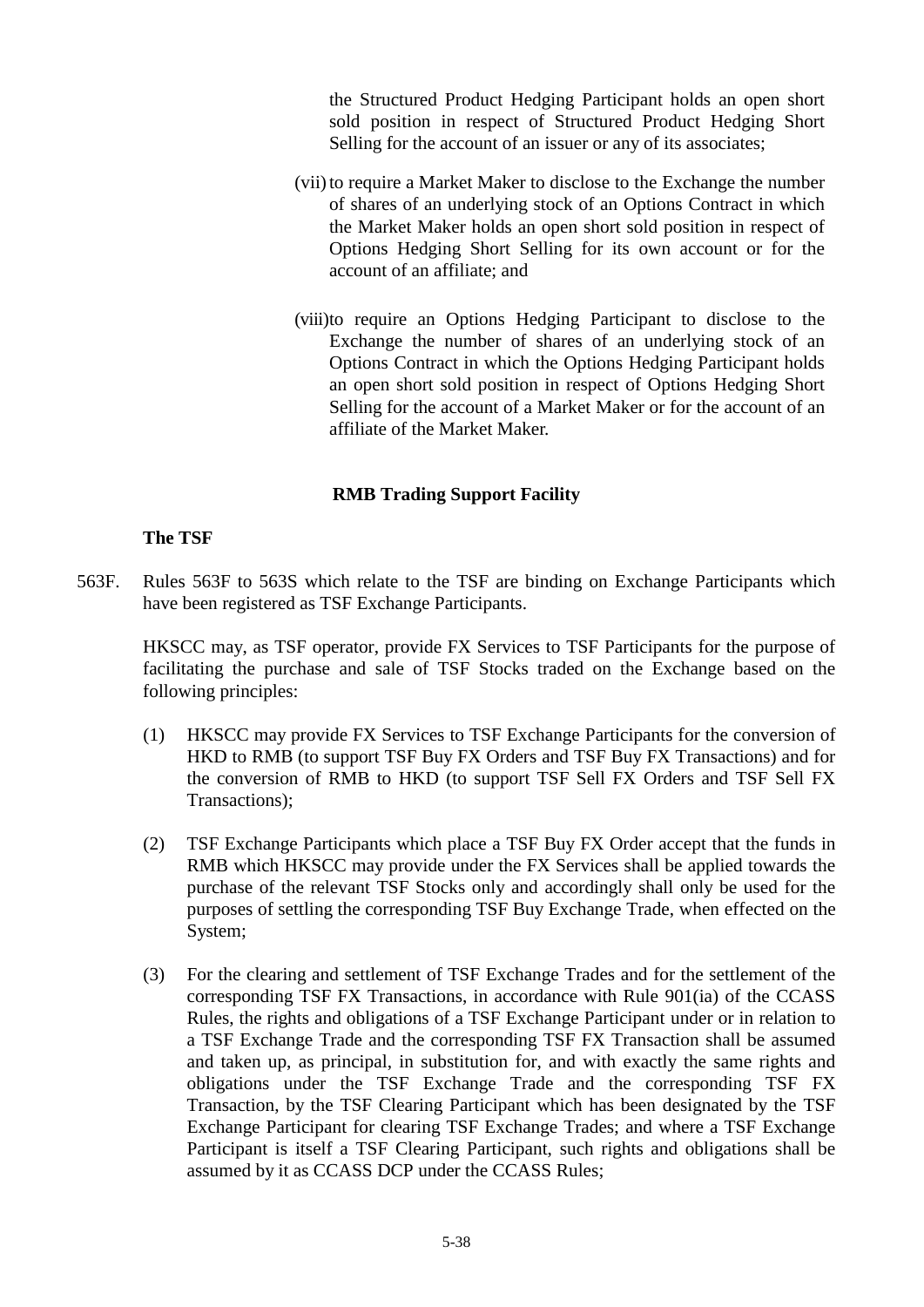the Structured Product Hedging Participant holds an open short sold position in respect of Structured Product Hedging Short Selling for the account of an issuer or any of its associates;

(vii) to require a Market Maker to disclose to the Exchange the number of shares of an underlying stock of an Options Contract in which the Market Maker holds an open short sold position in respect of Options Hedging Short Selling for its own account or for the account of an affiliate; and

(viii) to require an Options Hedging Participant to disclose to the Exchange the number of shares of an underlying stock of an Options Contract in which the Options Hedging Participant holds an open short sold position in respect of Options Hedging Short Selling for the account of a Market Maker or for the account of an affiliate of the Market Maker.

## RMB Trading Support Facility

### The TSF

563F. Rules 563F to 563S which relate to the TSF are binding on Exchange Participants which have been registered as TSF Exchange Participants.

HKSCC may, as TSF operator, provide FX Services to TSF Participants for the purpose of facilitating the purchase and sale of TSF Stocks traded on the Exchange based on the following principles:

(1) HKSCC may provide FX Services to TSF Exchange Participants for the conversion of HKD to RMB (to support TSF Buy FX Orders and TSF Buy FX Transactions) and for the conversion of RMB to HKD (to support TSF Sell FX Orders and TSF Sell FX Transactions);

(2) TSF Exchange Participants which place a TSF Buy FX Order accept that the funds in RMB which HKSCC may provide under the FX Services shall be applied towards the purchase of the relevant TSF Stocks only and accordingly shall only be used for the purposes of settling the corresponding TSF Buy Exchange Trade, when effected on the System;

(3) For the clearing and settlement of TSF Exchange Trades and for the settlement of the corresponding TSF FX Transactions, in accordance with Rule 901(ia) of the CCASS Rules, the rights and obligations of a TSF Exchange Participant under or in relation to a TSF Exchange Trade and the corresponding TSF FX Transaction shall be assumed and taken up, as principal, in substitution for, and with exactly the same rights and obligations under the TSF Exchange Trade and the corresponding TSF FX Transaction, by the TSF Clearing Participant which has been designated by the TSF Exchange Participant for clearing TSF Exchange Trades; and where a TSF Exchange Participant is itself a TSF Clearing Participant, such rights and obligations shall be assumed by it as CCASS DCP under the CCASS Rules;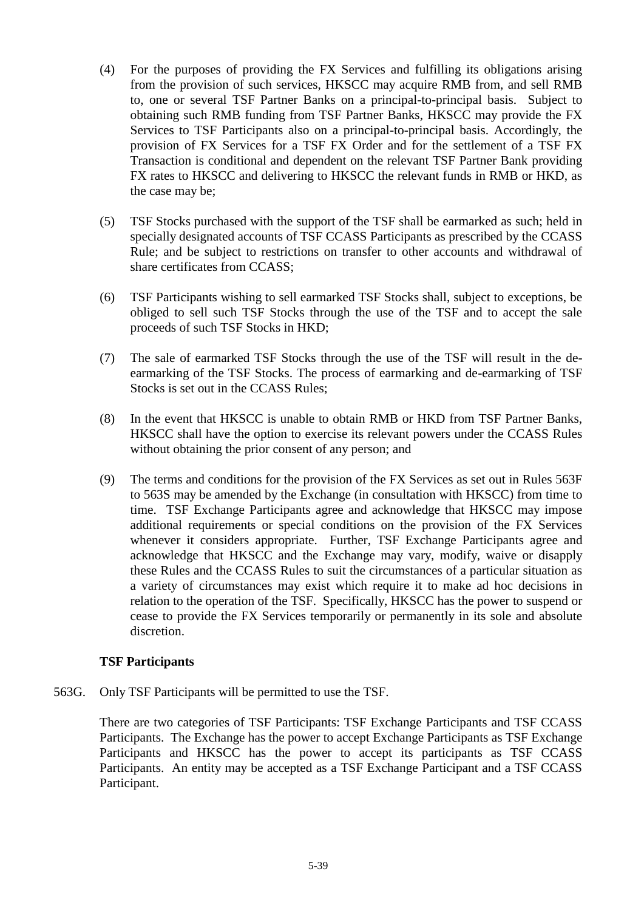(4) For the purposes of providing the FX Services and fulfilling its obligations arising from the provision of such services, HKSCC may acquire RMB from, and sell RMB to, one or several TSF Partner Banks on a principal-to-principal basis. Subject to obtaining such RMB funding from TSF Partner Banks, HKSCC may provide the FX Services to TSF Participants also on a principal-to-principal basis. Accordingly, the provision of FX Services for a TSF FX Order and for the settlement of a TSF FX Transaction is conditional and dependent on the relevant TSF Partner Bank providing FX rates to HKSCC and delivering to HKSCC the relevant funds in RMB or HKD, as the case may be;

(5) TSF Stocks purchased with the support of the TSF shall be earmarked as such; held in specially designated accounts of TSF CCASS Participants as prescribed by the CCASS Rule; and be subject to restrictions on transfer to other accounts and withdrawal of share certificates from CCASS;

(6) TSF Participants wishing to sell earmarked TSF Stocks shall, subject to exceptions, be obliged to sell such TSF Stocks through the use of the TSF and to accept the sale proceeds of such TSF Stocks in HKD;

(7) The sale of earmarked TSF Stocks through the use of the TSF will result in the de-earmarking of the TSF Stocks. The process of earmarking and de-earmarking of TSF Stocks is set out in the CCASS Rules;

(8) In the event that HKSCC is unable to obtain RMB or HKD from TSF Partner Banks, HKSCC shall have the option to exercise its relevant powers under the CCASS Rules without obtaining the prior consent of any person; and

(9) The terms and conditions for the provision of the FX Services as set out in Rules 563F to 563S may be amended by the Exchange (in consultation with HKSCC) from time to time. TSF Exchange Participants agree and acknowledge that HKSCC may impose additional requirements or special conditions on the provision of the FX Services whenever it considers appropriate. Further, TSF Exchange Participants agree and acknowledge that HKSCC and the Exchange may vary, modify, waive or disapply these Rules and the CCASS Rules to suit the circumstances of a particular situation as a variety of circumstances may exist which require it to make ad hoc decisions in relation to the operation of the TSF. Specifically, HKSCC has the power to suspend or cease to provide the FX Services temporarily or permanently in its sole and absolute discretion.

**TSF Participants**

563G. Only TSF Participants will be permitted to use the TSF.

There are two categories of TSF Participants: TSF Exchange Participants and TSF CCASS Participants. The Exchange has the power to accept Exchange Participants as TSF Exchange Participants and HKSCC has the power to accept its participants as TSF CCASS Participants. An entity may be accepted as a TSF Exchange Participant and a TSF CCASS Participant.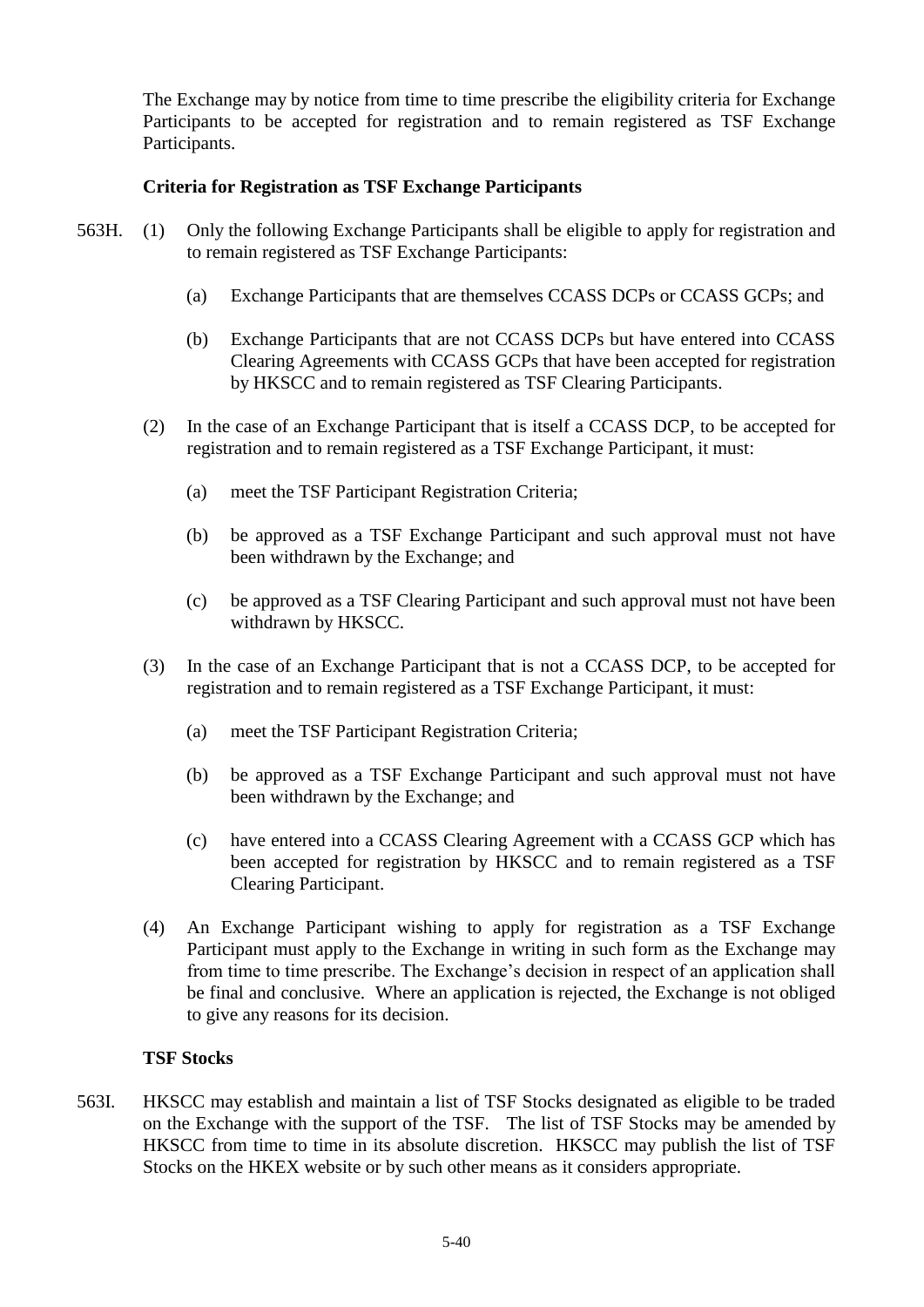The Exchange may by notice from time to time prescribe the eligibility criteria for Exchange Participants to be accepted for registration and to remain registered as TSF Exchange Participants.

**Criteria for Registration as TSF Exchange Participants**

563H. (1) Only the following Exchange Participants shall be eligible to apply for registration and to remain registered as TSF Exchange Participants:

(a) Exchange Participants that are themselves CCASS DCPs or CCASS GCPs; and

(b) Exchange Participants that are not CCASS DCPs but have entered into CCASS Clearing Agreements with CCASS GCPs that have been accepted for registration by HKSCC and to remain registered as TSF Clearing Participants.

(2) In the case of an Exchange Participant that is itself a CCASS DCP, to be accepted for registration and to remain registered as a TSF Exchange Participant, it must:

(a) meet the TSF Participant Registration Criteria;

(b) be approved as a TSF Exchange Participant and such approval must not have been withdrawn by the Exchange; and

(c) be approved as a TSF Clearing Participant and such approval must not have been withdrawn by HKSCC.

(3) In the case of an Exchange Participant that is not a CCASS DCP, to be accepted for registration and to remain registered as a TSF Exchange Participant, it must:

(a) meet the TSF Participant Registration Criteria;

(b) be approved as a TSF Exchange Participant and such approval must not have been withdrawn by the Exchange; and

(c) have entered into a CCASS Clearing Agreement with a CCASS GCP which has been accepted for registration by HKSCC and to remain registered as a TSF Clearing Participant.

(4) An Exchange Participant wishing to apply for registration as a TSF Exchange Participant must apply to the Exchange in writing in such form as the Exchange may from time to time prescribe. The Exchange's decision in respect of an application shall be final and conclusive. Where an application is rejected, the Exchange is not obliged to give any reasons for its decision.

**TSF Stocks**

563I. HKSCC may establish and maintain a list of TSF Stocks designated as eligible to be traded on the Exchange with the support of the TSF. The list of TSF Stocks may be amended by HKSCC from time to time in its absolute discretion. HKSCC may publish the list of TSF Stocks on the HKEX website or by such other means as it considers appropriate.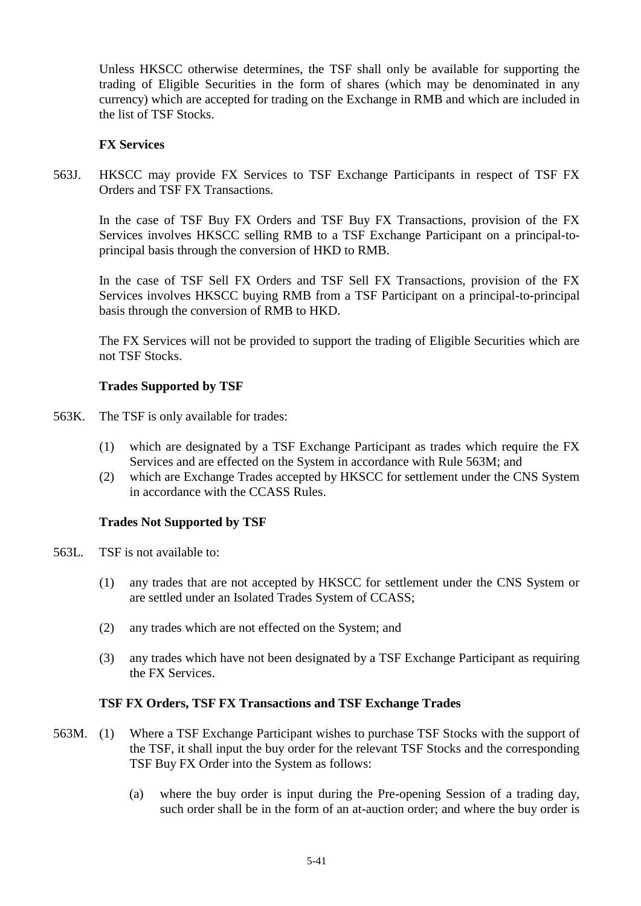Unless HKSCC otherwise determines, the TSF shall only be available for supporting the trading of Eligible Securities in the form of shares (which may be denominated in any currency) which are accepted for trading on the Exchange in RMB and which are included in the list of TSF Stocks.

**FX Services**

563J. HKSCC may provide FX Services to TSF Exchange Participants in respect of TSF FX Orders and TSF FX Transactions.

In the case of TSF Buy FX Orders and TSF Buy FX Transactions, provision of the FX Services involves HKSCC selling RMB to a TSF Exchange Participant on a principal-to-principal basis through the conversion of HKD to RMB.

In the case of TSF Sell FX Orders and TSF Sell FX Transactions, provision of the FX Services involves HKSCC buying RMB from a TSF Participant on a principal-to-principal basis through the conversion of RMB to HKD.

The FX Services will not be provided to support the trading of Eligible Securities which are not TSF Stocks.

**Trades Supported by TSF**

563K. The TSF is only available for trades:

(1) which are designated by a TSF Exchange Participant as trades which require the FX Services and are effected on the System in accordance with Rule 563M; and
(2) which are Exchange Trades accepted by HKSCC for settlement under the CNS System in accordance with the CCASS Rules.

**Trades Not Supported by TSF**

563L. TSF is not available to:

(1) any trades that are not accepted by HKSCC for settlement under the CNS System or are settled under an Isolated Trades System of CCASS;

(2) any trades which are not effected on the System; and

(3) any trades which have not been designated by a TSF Exchange Participant as requiring the FX Services.

**TSF FX Orders, TSF FX Transactions and TSF Exchange Trades**

563M. (1) Where a TSF Exchange Participant wishes to purchase TSF Stocks with the support of the TSF, it shall input the buy order for the relevant TSF Stocks and the corresponding TSF Buy FX Order into the System as follows:

(a) where the buy order is input during the Pre-opening Session of a trading day, such order shall be in the form of an at-auction order; and where the buy order is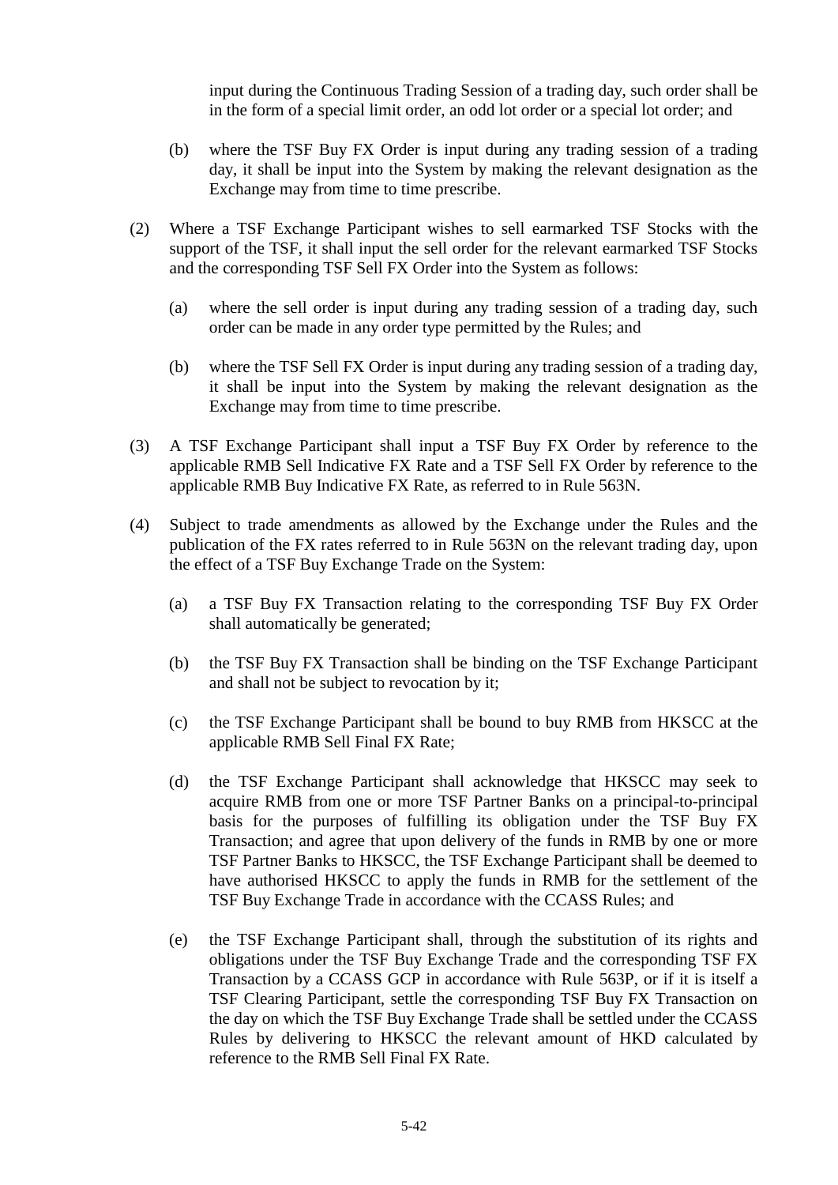input during the Continuous Trading Session of a trading day, such order shall be in the form of a special limit order, an odd lot order or a special lot order; and

(b) where the TSF Buy FX Order is input during any trading session of a trading day, it shall be input into the System by making the relevant designation as the Exchange may from time to time prescribe.

(2) Where a TSF Exchange Participant wishes to sell earmarked TSF Stocks with the support of the TSF, it shall input the sell order for the relevant earmarked TSF Stocks and the corresponding TSF Sell FX Order into the System as follows:

(a) where the sell order is input during any trading session of a trading day, such order can be made in any order type permitted by the Rules; and

(b) where the TSF Sell FX Order is input during any trading session of a trading day, it shall be input into the System by making the relevant designation as the Exchange may from time to time prescribe.

(3) A TSF Exchange Participant shall input a TSF Buy FX Order by reference to the applicable RMB Sell Indicative FX Rate and a TSF Sell FX Order by reference to the applicable RMB Buy Indicative FX Rate, as referred to in Rule 563N.

(4) Subject to trade amendments as allowed by the Exchange under the Rules and the publication of the FX rates referred to in Rule 563N on the relevant trading day, upon the effect of a TSF Buy Exchange Trade on the System:

(a) a TSF Buy FX Transaction relating to the corresponding TSF Buy FX Order shall automatically be generated;

(b) the TSF Buy FX Transaction shall be binding on the TSF Exchange Participant and shall not be subject to revocation by it;

(c) the TSF Exchange Participant shall be bound to buy RMB from HKSCC at the applicable RMB Sell Final FX Rate;

(d) the TSF Exchange Participant shall acknowledge that HKSCC may seek to acquire RMB from one or more TSF Partner Banks on a principal-to-principal basis for the purposes of fulfilling its obligation under the TSF Buy FX Transaction; and agree that upon delivery of the funds in RMB by one or more TSF Partner Banks to HKSCC, the TSF Exchange Participant shall be deemed to have authorised HKSCC to apply the funds in RMB for the settlement of the TSF Buy Exchange Trade in accordance with the CCASS Rules; and

(e) the TSF Exchange Participant shall, through the substitution of its rights and obligations under the TSF Buy Exchange Trade and the corresponding TSF FX Transaction by a CCASS GCP in accordance with Rule 563P, or if it is itself a TSF Clearing Participant, settle the corresponding TSF Buy FX Transaction on the day on which the TSF Buy Exchange Trade shall be settled under the CCASS Rules by delivering to HKSCC the relevant amount of HKD calculated by reference to the RMB Sell Final FX Rate.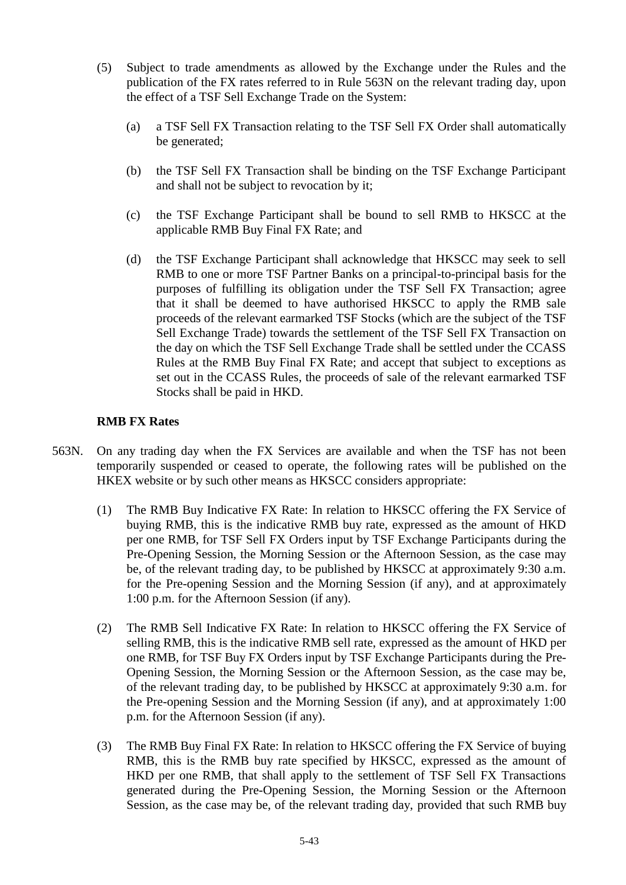(5) Subject to trade amendments as allowed by the Exchange under the Rules and the publication of the FX rates referred to in Rule 563N on the relevant trading day, upon the effect of a TSF Sell Exchange Trade on the System:

(a) a TSF Sell FX Transaction relating to the TSF Sell FX Order shall automatically be generated;

(b) the TSF Sell FX Transaction shall be binding on the TSF Exchange Participant and shall not be subject to revocation by it;

(c) the TSF Exchange Participant shall be bound to sell RMB to HKSCC at the applicable RMB Buy Final FX Rate; and

(d) the TSF Exchange Participant shall acknowledge that HKSCC may seek to sell RMB to one or more TSF Partner Banks on a principal-to-principal basis for the purposes of fulfilling its obligation under the TSF Sell FX Transaction; agree that it shall be deemed to have authorised HKSCC to apply the RMB sale proceeds of the relevant earmarked TSF Stocks (which are the subject of the TSF Sell Exchange Trade) towards the settlement of the TSF Sell FX Transaction on the day on which the TSF Sell Exchange Trade shall be settled under the CCASS Rules at the RMB Buy Final FX Rate; and accept that subject to exceptions as set out in the CCASS Rules, the proceeds of sale of the relevant earmarked TSF Stocks shall be paid in HKD.

**RMB FX Rates**

563N. On any trading day when the FX Services are available and when the TSF has not been temporarily suspended or ceased to operate, the following rates will be published on the HKEX website or by such other means as HKSCC considers appropriate:

(1) The RMB Buy Indicative FX Rate: In relation to HKSCC offering the FX Service of buying RMB, this is the indicative RMB buy rate, expressed as the amount of HKD per one RMB, for TSF Sell FX Orders input by TSF Exchange Participants during the Pre-Opening Session, the Morning Session or the Afternoon Session, as the case may be, of the relevant trading day, to be published by HKSCC at approximately 9:30 a.m. for the Pre-opening Session and the Morning Session (if any), and at approximately 1:00 p.m. for the Afternoon Session (if any).

(2) The RMB Sell Indicative FX Rate: In relation to HKSCC offering the FX Service of selling RMB, this is the indicative RMB sell rate, expressed as the amount of HKD per one RMB, for TSF Buy FX Orders input by TSF Exchange Participants during the Pre-Opening Session, the Morning Session or the Afternoon Session, as the case may be, of the relevant trading day, to be published by HKSCC at approximately 9:30 a.m. for the Pre-opening Session and the Morning Session (if any), and at approximately 1:00 p.m. for the Afternoon Session (if any).

(3) The RMB Buy Final FX Rate: In relation to HKSCC offering the FX Service of buying RMB, this is the RMB buy rate specified by HKSCC, expressed as the amount of HKD per one RMB, that shall apply to the settlement of TSF Sell FX Transactions generated during the Pre-Opening Session, the Morning Session or the Afternoon Session, as the case may be, of the relevant trading day, provided that such RMB buy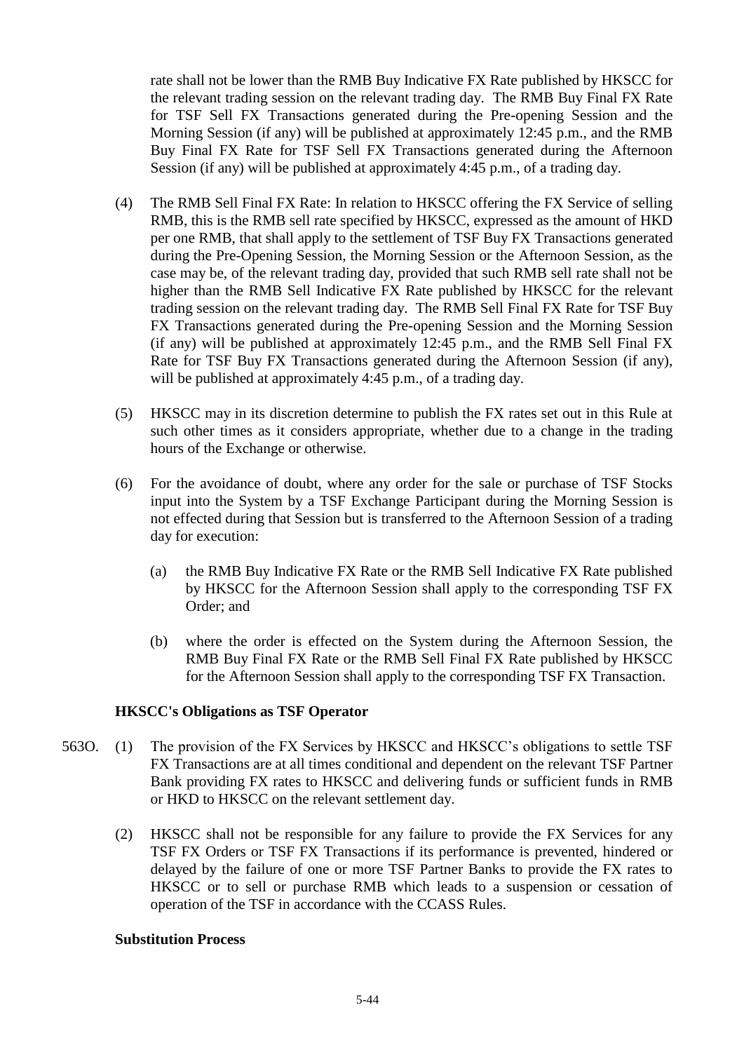rate shall not be lower than the RMB Buy Indicative FX Rate published by HKSCC for the relevant trading session on the relevant trading day. The RMB Buy Final FX Rate for TSF Sell FX Transactions generated during the Pre-opening Session and the Morning Session (if any) will be published at approximately 12:45 p.m., and the RMB Buy Final FX Rate for TSF Sell FX Transactions generated during the Afternoon Session (if any) will be published at approximately 4:45 p.m., of a trading day.

(4) The RMB Sell Final FX Rate: In relation to HKSCC offering the FX Service of selling RMB, this is the RMB sell rate specified by HKSCC, expressed as the amount of HKD per one RMB, that shall apply to the settlement of TSF Buy FX Transactions generated during the Pre-Opening Session, the Morning Session or the Afternoon Session, as the case may be, of the relevant trading day, provided that such RMB sell rate shall not be higher than the RMB Sell Indicative FX Rate published by HKSCC for the relevant trading session on the relevant trading day. The RMB Sell Final FX Rate for TSF Buy FX Transactions generated during the Pre-opening Session and the Morning Session (if any) will be published at approximately 12:45 p.m., and the RMB Sell Final FX Rate for TSF Buy FX Transactions generated during the Afternoon Session (if any), will be published at approximately 4:45 p.m., of a trading day.

(5) HKSCC may in its discretion determine to publish the FX rates set out in this Rule at such other times as it considers appropriate, whether due to a change in the trading hours of the Exchange or otherwise.

(6) For the avoidance of doubt, where any order for the sale or purchase of TSF Stocks input into the System by a TSF Exchange Participant during the Morning Session is not effected during that Session but is transferred to the Afternoon Session of a trading day for execution:

(a) the RMB Buy Indicative FX Rate or the RMB Sell Indicative FX Rate published by HKSCC for the Afternoon Session shall apply to the corresponding TSF FX Order; and

(b) where the order is effected on the System during the Afternoon Session, the RMB Buy Final FX Rate or the RMB Sell Final FX Rate published by HKSCC for the Afternoon Session shall apply to the corresponding TSF FX Transaction.

**HKSCC's Obligations as TSF Operator**

563O. (1) The provision of the FX Services by HKSCC and HKSCC's obligations to settle TSF FX Transactions are at all times conditional and dependent on the relevant TSF Partner Bank providing FX rates to HKSCC and delivering funds or sufficient funds in RMB or HKD to HKSCC on the relevant settlement day.

(2) HKSCC shall not be responsible for any failure to provide the FX Services for any TSF FX Orders or TSF FX Transactions if its performance is prevented, hindered or delayed by the failure of one or more TSF Partner Banks to provide the FX rates to HKSCC or to sell or purchase RMB which leads to a suspension or cessation of operation of the TSF in accordance with the CCASS Rules.

**Substitution Process**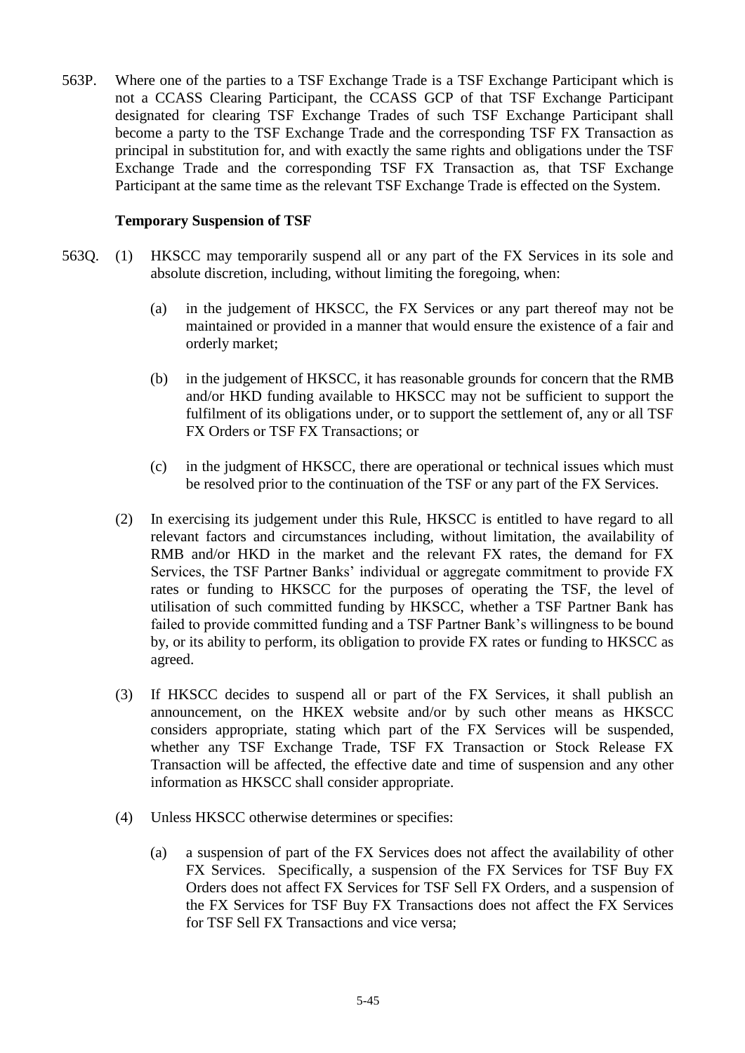563P. Where one of the parties to a TSF Exchange Trade is a TSF Exchange Participant which is not a CCASS Clearing Participant, the CCASS GCP of that TSF Exchange Participant designated for clearing TSF Exchange Trades of such TSF Exchange Participant shall become a party to the TSF Exchange Trade and the corresponding TSF FX Transaction as principal in substitution for, and with exactly the same rights and obligations under the TSF Exchange Trade and the corresponding TSF FX Transaction as, that TSF Exchange Participant at the same time as the relevant TSF Exchange Trade is effected on the System.

**Temporary Suspension of TSF**

563Q. (1) HKSCC may temporarily suspend all or any part of the FX Services in its sole and absolute discretion, including, without limiting the foregoing, when:

(a) in the judgement of HKSCC, the FX Services or any part thereof may not be maintained or provided in a manner that would ensure the existence of a fair and orderly market;

(b) in the judgement of HKSCC, it has reasonable grounds for concern that the RMB and/or HKD funding available to HKSCC may not be sufficient to support the fulfilment of its obligations under, or to support the settlement of, any or all TSF FX Orders or TSF FX Transactions; or

(c) in the judgment of HKSCC, there are operational or technical issues which must be resolved prior to the continuation of the TSF or any part of the FX Services.

(2) In exercising its judgement under this Rule, HKSCC is entitled to have regard to all relevant factors and circumstances including, without limitation, the availability of RMB and/or HKD in the market and the relevant FX rates, the demand for FX Services, the TSF Partner Banks' individual or aggregate commitment to provide FX rates or funding to HKSCC for the purposes of operating the TSF, the level of utilisation of such committed funding by HKSCC, whether a TSF Partner Bank has failed to provide committed funding and a TSF Partner Bank's willingness to be bound by, or its ability to perform, its obligation to provide FX rates or funding to HKSCC as agreed.

(3) If HKSCC decides to suspend all or part of the FX Services, it shall publish an announcement, on the HKEX website and/or by such other means as HKSCC considers appropriate, stating which part of the FX Services will be suspended, whether any TSF Exchange Trade, TSF FX Transaction or Stock Release FX Transaction will be affected, the effective date and time of suspension and any other information as HKSCC shall consider appropriate.

(4) Unless HKSCC otherwise determines or specifies:

(a) a suspension of part of the FX Services does not affect the availability of other FX Services. Specifically, a suspension of the FX Services for TSF Buy FX Orders does not affect FX Services for TSF Sell FX Orders, and a suspension of the FX Services for TSF Buy FX Transactions does not affect the FX Services for TSF Sell FX Transactions and vice versa;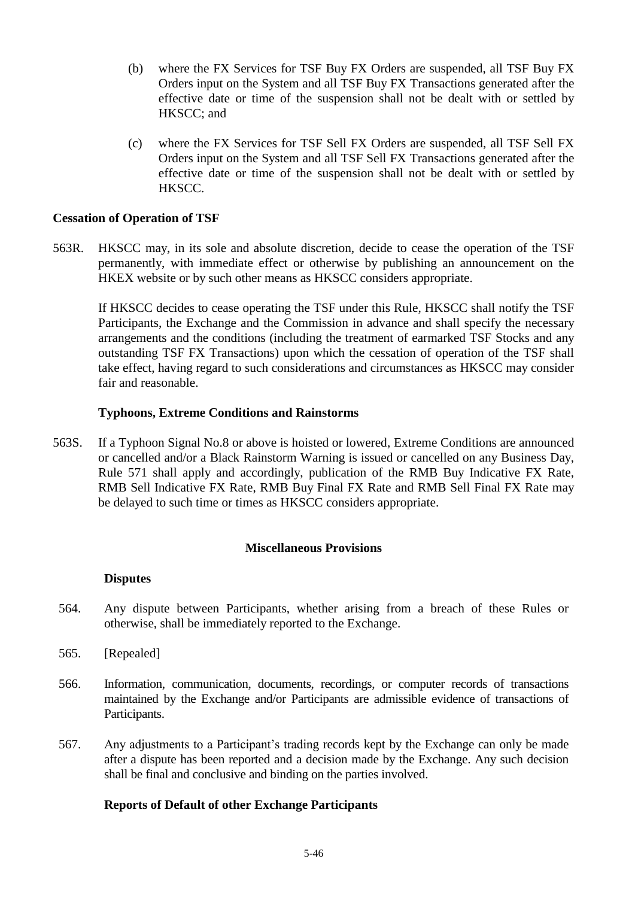(b) where the FX Services for TSF Buy FX Orders are suspended, all TSF Buy FX Orders input on the System and all TSF Buy FX Transactions generated after the effective date or time of the suspension shall not be dealt with or settled by HKSCC; and

(c) where the FX Services for TSF Sell FX Orders are suspended, all TSF Sell FX Orders input on the System and all TSF Sell FX Transactions generated after the effective date or time of the suspension shall not be dealt with or settled by HKSCC.

**Cessation of Operation of TSF**

563R. HKSCC may, in its sole and absolute discretion, decide to cease the operation of the TSF permanently, with immediate effect or otherwise by publishing an announcement on the HKEX website or by such other means as HKSCC considers appropriate.

If HKSCC decides to cease operating the TSF under this Rule, HKSCC shall notify the TSF Participants, the Exchange and the Commission in advance and shall specify the necessary arrangements and the conditions (including the treatment of earmarked TSF Stocks and any outstanding TSF FX Transactions) upon which the cessation of operation of the TSF shall take effect, having regard to such considerations and circumstances as HKSCC may consider fair and reasonable.

**Typhoons, Extreme Conditions and Rainstorms**

563S. If a Typhoon Signal No.8 or above is hoisted or lowered, Extreme Conditions are announced or cancelled and/or a Black Rainstorm Warning is issued or cancelled on any Business Day, Rule 571 shall apply and accordingly, publication of the RMB Buy Indicative FX Rate, RMB Sell Indicative FX Rate, RMB Buy Final FX Rate and RMB Sell Final FX Rate may be delayed to such time or times as HKSCC considers appropriate.

## Miscellaneous Provisions

**Disputes**

564. Any dispute between Participants, whether arising from a breach of these Rules or otherwise, shall be immediately reported to the Exchange.

565. [Repealed]

566. Information, communication, documents, recordings, or computer records of transactions maintained by the Exchange and/or Participants are admissible evidence of transactions of Participants.

567. Any adjustments to a Participant's trading records kept by the Exchange can only be made after a dispute has been reported and a decision made by the Exchange. Any such decision shall be final and conclusive and binding on the parties involved.

**Reports of Default of other Exchange Participants**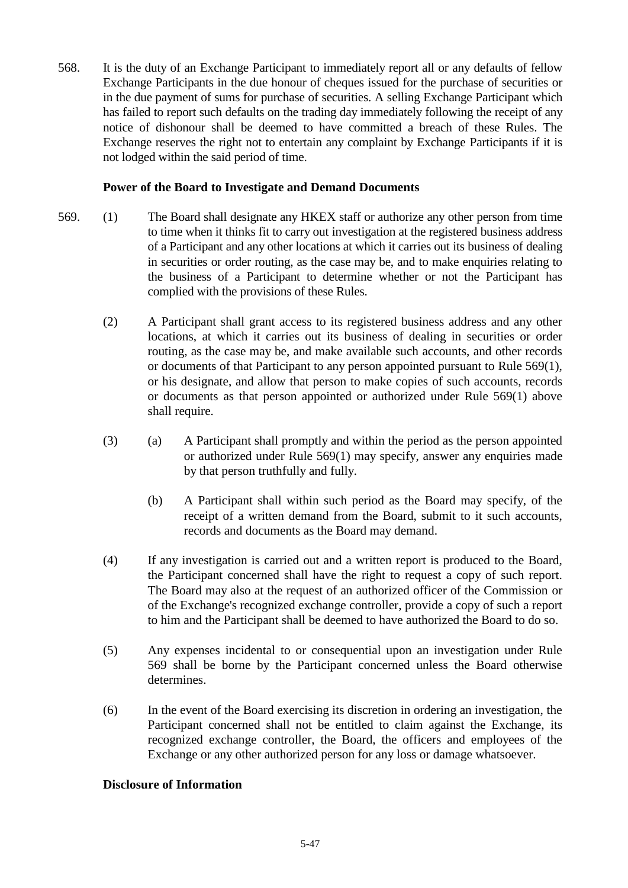568. It is the duty of an Exchange Participant to immediately report all or any defaults of fellow Exchange Participants in the due honour of cheques issued for the purchase of securities or in the due payment of sums for purchase of securities. A selling Exchange Participant which has failed to report such defaults on the trading day immediately following the receipt of any notice of dishonour shall be deemed to have committed a breach of these Rules. The Exchange reserves the right not to entertain any complaint by Exchange Participants if it is not lodged within the said period of time.

**Power of the Board to Investigate and Demand Documents**

569. (1) The Board shall designate any HKEX staff or authorize any other person from time to time when it thinks fit to carry out investigation at the registered business address of a Participant and any other locations at which it carries out its business of dealing in securities or order routing, as the case may be, and to make enquiries relating to the business of a Participant to determine whether or not the Participant has complied with the provisions of these Rules.

(2) A Participant shall grant access to its registered business address and any other locations, at which it carries out its business of dealing in securities or order routing, as the case may be, and make available such accounts, and other records or documents of that Participant to any person appointed pursuant to Rule 569(1), or his designate, and allow that person to make copies of such accounts, records or documents as that person appointed or authorized under Rule 569(1) above shall require.

(3) (a) A Participant shall promptly and within the period as the person appointed or authorized under Rule 569(1) may specify, answer any enquiries made by that person truthfully and fully.

(b) A Participant shall within such period as the Board may specify, of the receipt of a written demand from the Board, submit to it such accounts, records and documents as the Board may demand.

(4) If any investigation is carried out and a written report is produced to the Board, the Participant concerned shall have the right to request a copy of such report. The Board may also at the request of an authorized officer of the Commission or of the Exchange's recognized exchange controller, provide a copy of such a report to him and the Participant shall be deemed to have authorized the Board to do so.

(5) Any expenses incidental to or consequential upon an investigation under Rule 569 shall be borne by the Participant concerned unless the Board otherwise determines.

(6) In the event of the Board exercising its discretion in ordering an investigation, the Participant concerned shall not be entitled to claim against the Exchange, its recognized exchange controller, the Board, the officers and employees of the Exchange or any other authorized person for any loss or damage whatsoever.

**Disclosure of Information**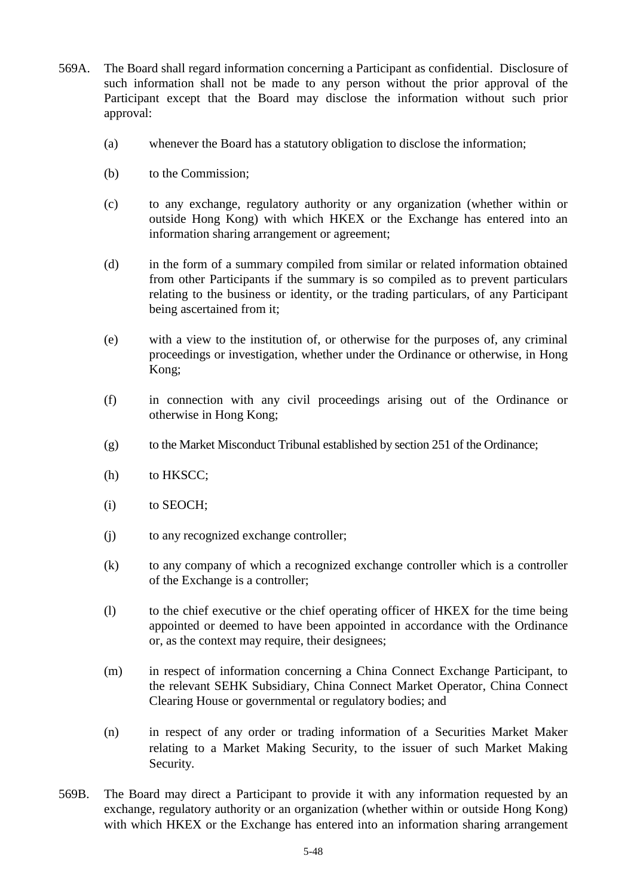569A. The Board shall regard information concerning a Participant as confidential. Disclosure of such information shall not be made to any person without the prior approval of the Participant except that the Board may disclose the information without such prior approval:

(a) whenever the Board has a statutory obligation to disclose the information;

(b) to the Commission;

(c) to any exchange, regulatory authority or any organization (whether within or outside Hong Kong) with which HKEX or the Exchange has entered into an information sharing arrangement or agreement;

(d) in the form of a summary compiled from similar or related information obtained from other Participants if the summary is so compiled as to prevent particulars relating to the business or identity, or the trading particulars, of any Participant being ascertained from it;

(e) with a view to the institution of, or otherwise for the purposes of, any criminal proceedings or investigation, whether under the Ordinance or otherwise, in Hong Kong;

(f) in connection with any civil proceedings arising out of the Ordinance or otherwise in Hong Kong;

(g) to the Market Misconduct Tribunal established by section 251 of the Ordinance;

(h) to HKSCC;

(i) to SEOCH;

(j) to any recognized exchange controller;

(k) to any company of which a recognized exchange controller which is a controller of the Exchange is a controller;

(l) to the chief executive or the chief operating officer of HKEX for the time being appointed or deemed to have been appointed in accordance with the Ordinance or, as the context may require, their designees;

(m) in respect of information concerning a China Connect Exchange Participant, to the relevant SEHK Subsidiary, China Connect Market Operator, China Connect Clearing House or governmental or regulatory bodies; and

(n) in respect of any order or trading information of a Securities Market Maker relating to a Market Making Security, to the issuer of such Market Making Security.

569B. The Board may direct a Participant to provide it with any information requested by an exchange, regulatory authority or an organization (whether within or outside Hong Kong) with which HKEX or the Exchange has entered into an information sharing arrangement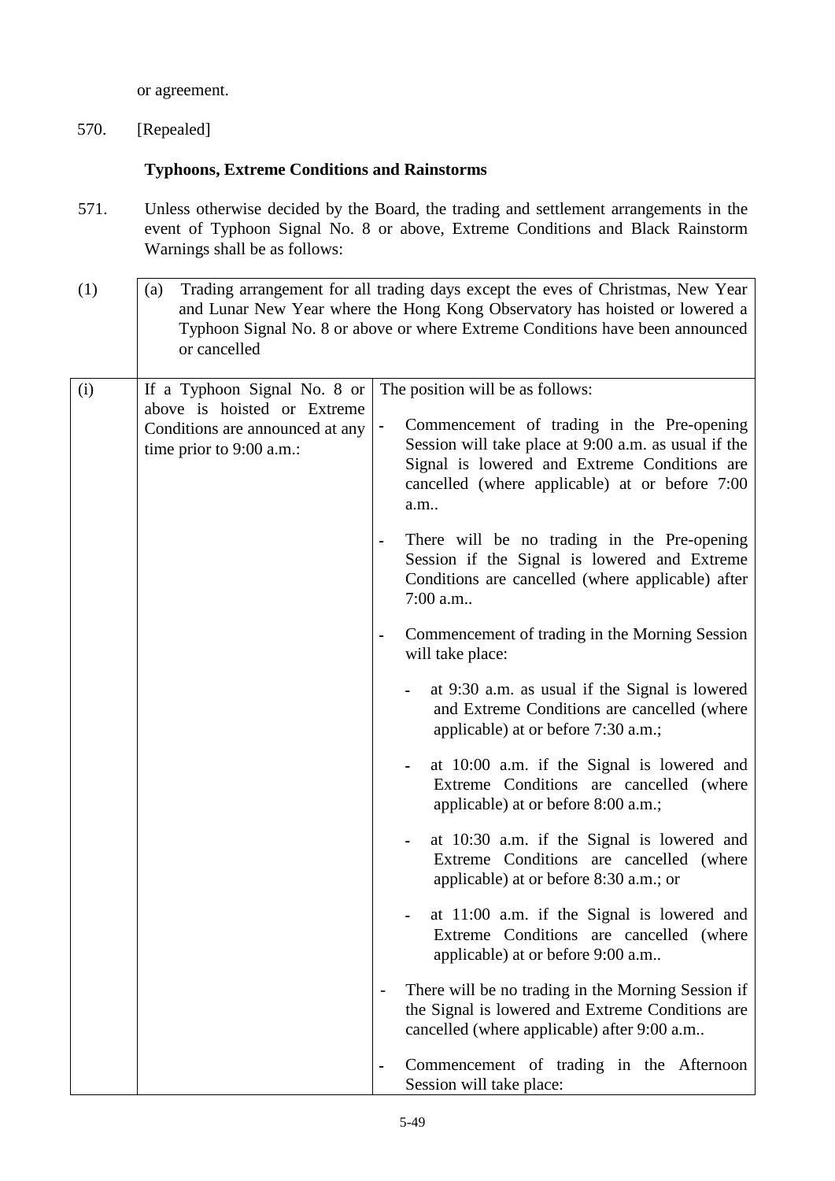or agreement.

570. [Repealed]

**Typhoons, Extreme Conditions and Rainstorms**

571. Unless otherwise decided by the Board, the trading and settlement arrangements in the event of Typhoon Signal No. 8 or above, Extreme Conditions and Black Rainstorm Warnings shall be as follows:

| | | |
|---|---|---|
| (1) | (a) Trading arrangement for all trading days except the eves of Christmas, New Year and Lunar New Year where the Hong Kong Observatory has hoisted or lowered a Typhoon Signal No. 8 or above or where Extreme Conditions have been announced or cancelled | |
| (i) | If a Typhoon Signal No. 8 or above is hoisted or Extreme Conditions are announced at any time prior to 9:00 a.m.: | The position will be as follows:<br><br>- Commencement of trading in the Pre-opening Session will take place at 9:00 a.m. as usual if the Signal is lowered and Extreme Conditions are cancelled (where applicable) at or before 7:00 a.m..<br><br>- There will be no trading in the Pre-opening Session if the Signal is lowered and Extreme Conditions are cancelled (where applicable) after 7:00 a.m..<br><br>- Commencement of trading in the Morning Session will take place:<br><br>  - at 9:30 a.m. as usual if the Signal is lowered and Extreme Conditions are cancelled (where applicable) at or before 7:30 a.m.;<br><br>  - at 10:00 a.m. if the Signal is lowered and Extreme Conditions are cancelled (where applicable) at or before 8:00 a.m.;<br><br>  - at 10:30 a.m. if the Signal is lowered and Extreme Conditions are cancelled (where applicable) at or before 8:30 a.m.; or<br><br>  - at 11:00 a.m. if the Signal is lowered and Extreme Conditions are cancelled (where applicable) at or before 9:00 a.m..<br><br>- There will be no trading in the Morning Session if the Signal is lowered and Extreme Conditions are cancelled (where applicable) after 9:00 a.m..<br><br>- Commencement of trading in the Afternoon Session will take place: |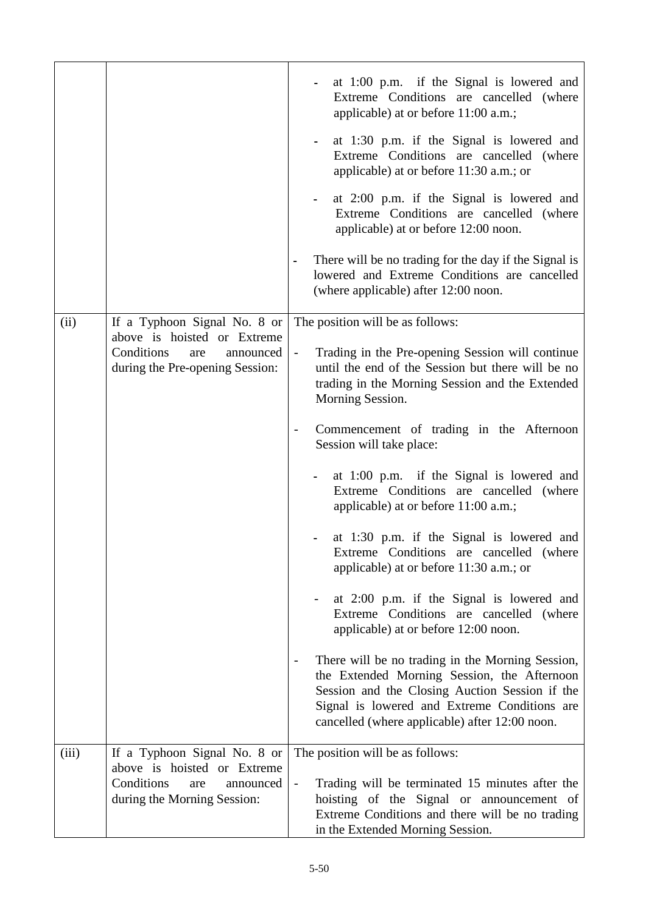| | | |
|---|---|---|
| | | - at 1:00 p.m. if the Signal is lowered and Extreme Conditions are cancelled (where applicable) at or before 11:00 a.m.;<br><br>- at 1:30 p.m. if the Signal is lowered and Extreme Conditions are cancelled (where applicable) at or before 11:30 a.m.; or<br><br>- at 2:00 p.m. if the Signal is lowered and Extreme Conditions are cancelled (where applicable) at or before 12:00 noon.<br><br>- There will be no trading for the day if the Signal is lowered and Extreme Conditions are cancelled (where applicable) after 12:00 noon. |
| (ii) | If a Typhoon Signal No. 8 or above is hoisted or Extreme Conditions are announced during the Pre-opening Session: | The position will be as follows:<br><br>- Trading in the Pre-opening Session will continue until the end of the Session but there will be no trading in the Morning Session and the Extended Morning Session.<br><br>- Commencement of trading in the Afternoon Session will take place:<br><br>- at 1:00 p.m. if the Signal is lowered and Extreme Conditions are cancelled (where applicable) at or before 11:00 a.m.;<br><br>- at 1:30 p.m. if the Signal is lowered and Extreme Conditions are cancelled (where applicable) at or before 11:30 a.m.; or<br><br>- at 2:00 p.m. if the Signal is lowered and Extreme Conditions are cancelled (where applicable) at or before 12:00 noon.<br><br>- There will be no trading in the Morning Session, the Extended Morning Session, the Afternoon Session and the Closing Auction Session if the Signal is lowered and Extreme Conditions are cancelled (where applicable) after 12:00 noon. |
| (iii) | If a Typhoon Signal No. 8 or above is hoisted or Extreme Conditions are announced during the Morning Session: | The position will be as follows:<br><br>- Trading will be terminated 15 minutes after the hoisting of the Signal or announcement of Extreme Conditions and there will be no trading in the Extended Morning Session. |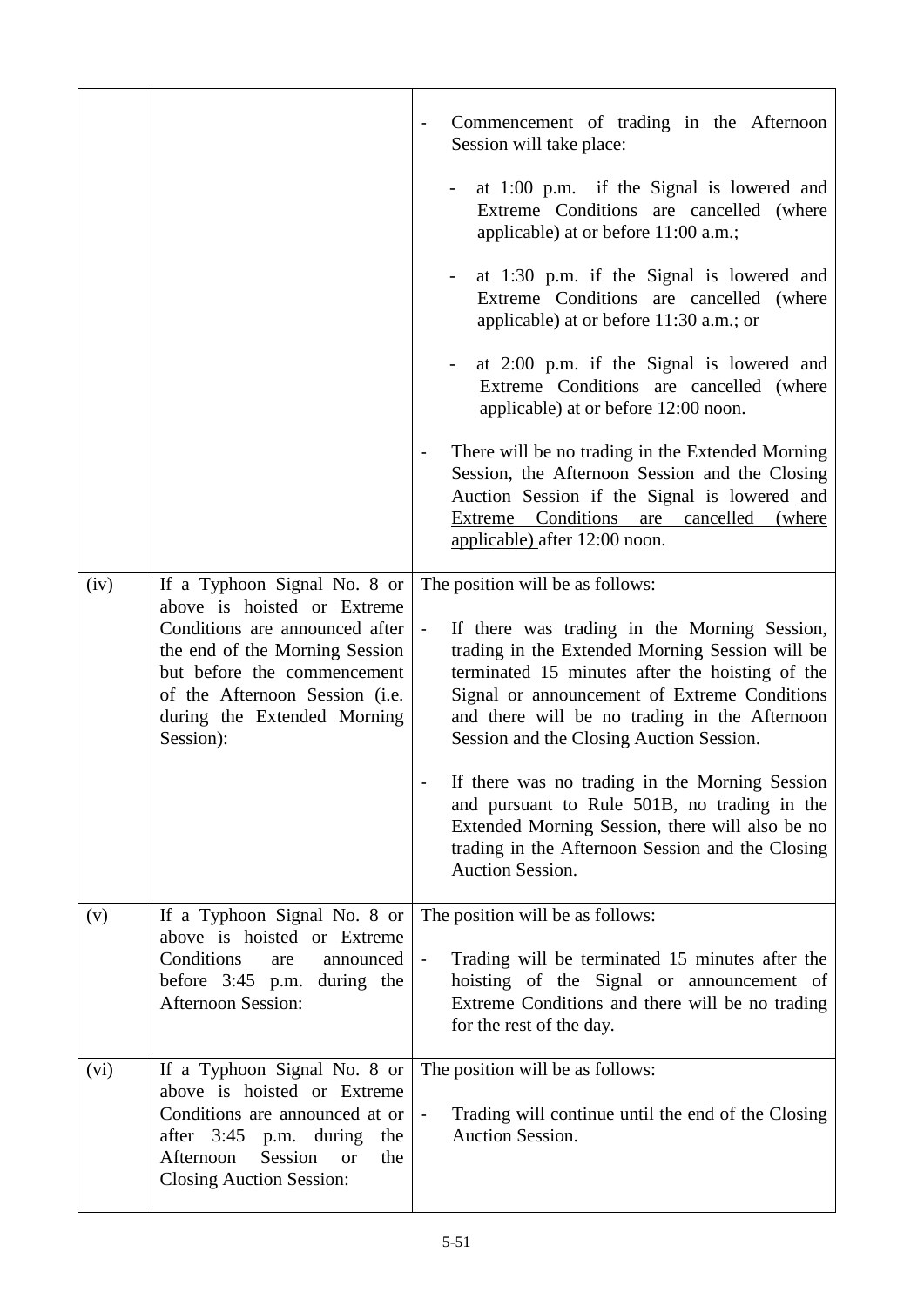| | | |
|---|---|---|
| | | - Commencement of trading in the Afternoon Session will take place:<br><br>- at 1:00 p.m. if the Signal is lowered and Extreme Conditions are cancelled (where applicable) at or before 11:00 a.m.;<br><br>- at 1:30 p.m. if the Signal is lowered and Extreme Conditions are cancelled (where applicable) at or before 11:30 a.m.; or<br><br>- at 2:00 p.m. if the Signal is lowered and Extreme Conditions are cancelled (where applicable) at or before 12:00 noon.<br><br>- There will be no trading in the Extended Morning Session, the Afternoon Session and the Closing Auction Session if the Signal is lowered and Extreme Conditions are cancelled (where applicable) after 12:00 noon. |
| (iv) | If a Typhoon Signal No. 8 or above is hoisted or Extreme Conditions are announced after the end of the Morning Session but before the commencement of the Afternoon Session (i.e. during the Extended Morning Session): | The position will be as follows:<br><br>- If there was trading in the Morning Session, trading in the Extended Morning Session will be terminated 15 minutes after the hoisting of the Signal or announcement of Extreme Conditions and there will be no trading in the Afternoon Session and the Closing Auction Session.<br><br>- If there was no trading in the Morning Session and pursuant to Rule 501B, no trading in the Extended Morning Session, there will also be no trading in the Afternoon Session and the Closing Auction Session. |
| (v) | If a Typhoon Signal No. 8 or above is hoisted or Extreme Conditions are announced before 3:45 p.m. during the Afternoon Session: | The position will be as follows:<br><br>- Trading will be terminated 15 minutes after the hoisting of the Signal or announcement of Extreme Conditions and there will be no trading for the rest of the day. |
| (vi) | If a Typhoon Signal No. 8 or above is hoisted or Extreme Conditions are announced at or after 3:45 p.m. during the Afternoon Session or the Closing Auction Session: | The position will be as follows:<br><br>- Trading will continue until the end of the Closing Auction Session. |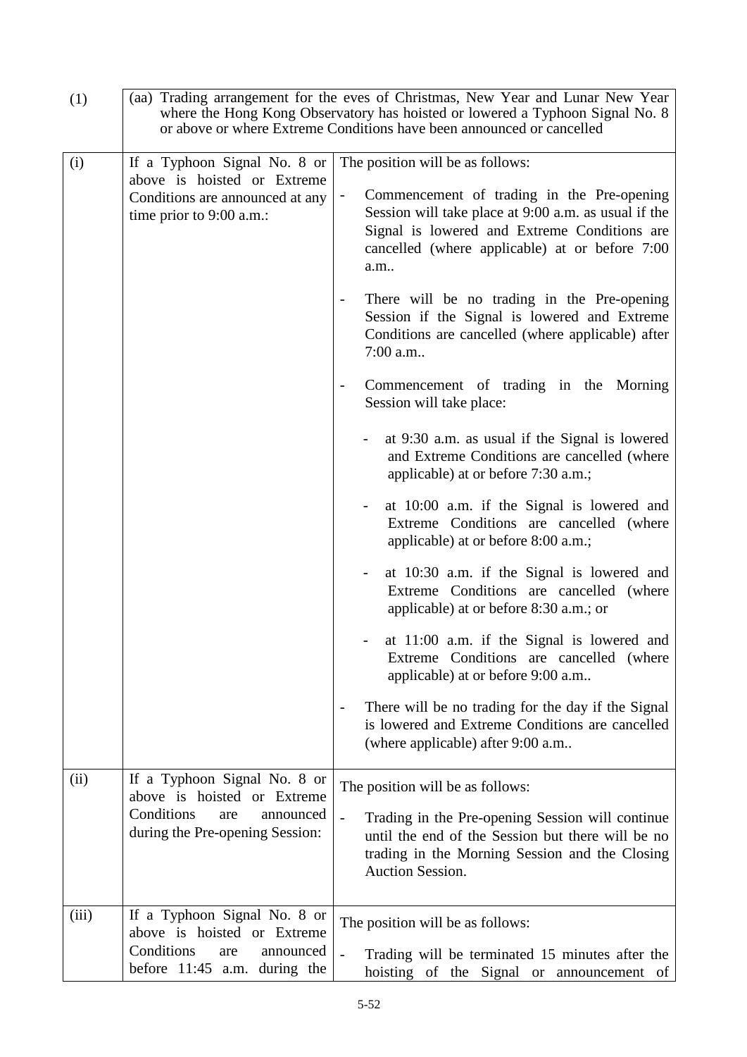| | | |
|---|---|---|
| (1) | (aa) Trading arrangement for the eves of Christmas, New Year and Lunar New Year where the Hong Kong Observatory has hoisted or lowered a Typhoon Signal No. 8 or above or where Extreme Conditions have been announced or cancelled | |
| (i) | If a Typhoon Signal No. 8 or above is hoisted or Extreme Conditions are announced at any time prior to 9:00 a.m.: | The position will be as follows:<br><br>- Commencement of trading in the Pre-opening Session will take place at 9:00 a.m. as usual if the Signal is lowered and Extreme Conditions are cancelled (where applicable) at or before 7:00 a.m..<br><br>- There will be no trading in the Pre-opening Session if the Signal is lowered and Extreme Conditions are cancelled (where applicable) after 7:00 a.m..<br><br>- Commencement of trading in the Morning Session will take place:<br><br>&nbsp;&nbsp;- at 9:30 a.m. as usual if the Signal is lowered and Extreme Conditions are cancelled (where applicable) at or before 7:30 a.m.;<br><br>&nbsp;&nbsp;- at 10:00 a.m. if the Signal is lowered and Extreme Conditions are cancelled (where applicable) at or before 8:00 a.m.;<br><br>&nbsp;&nbsp;- at 10:30 a.m. if the Signal is lowered and Extreme Conditions are cancelled (where applicable) at or before 8:30 a.m.; or<br><br>&nbsp;&nbsp;- at 11:00 a.m. if the Signal is lowered and Extreme Conditions are cancelled (where applicable) at or before 9:00 a.m..<br><br>- There will be no trading for the day if the Signal is lowered and Extreme Conditions are cancelled (where applicable) after 9:00 a.m.. |
| (ii) | If a Typhoon Signal No. 8 or above is hoisted or Extreme Conditions are announced during the Pre-opening Session: | The position will be as follows:<br><br>- Trading in the Pre-opening Session will continue until the end of the Session but there will be no trading in the Morning Session and the Closing Auction Session. |
| (iii) | If a Typhoon Signal No. 8 or above is hoisted or Extreme Conditions are announced before 11:45 a.m. during the | The position will be as follows:<br><br>- Trading will be terminated 15 minutes after the hoisting of the Signal or announcement of |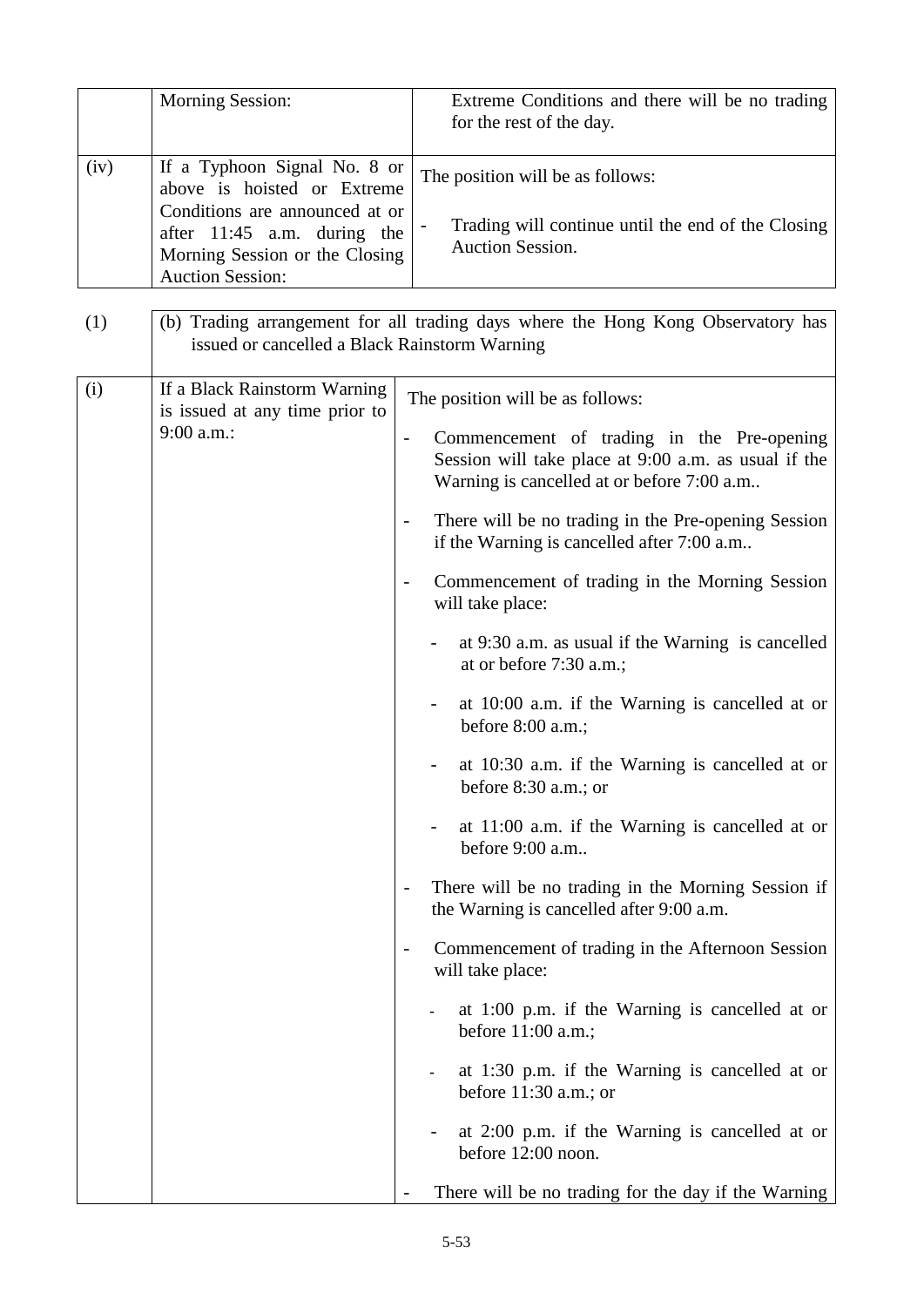| | | |
|---|---|---|
| | Morning Session: | Extreme Conditions and there will be no trading for the rest of the day. |
| (iv) | If a Typhoon Signal No. 8 or above is hoisted or Extreme Conditions are announced at or after 11:45 a.m. during the Morning Session or the Closing Auction Session: | The position will be as follows:<br><br>- Trading will continue until the end of the Closing Auction Session. |

| | | |
|---|---|---|
| (1) | (b) Trading arrangement for all trading days where the Hong Kong Observatory has issued or cancelled a Black Rainstorm Warning | |
| (i) | If a Black Rainstorm Warning is issued at any time prior to 9:00 a.m.: | The position will be as follows:<br><br>- Commencement of trading in the Pre-opening Session will take place at 9:00 a.m. as usual if the Warning is cancelled at or before 7:00 a.m..<br><br>- There will be no trading in the Pre-opening Session if the Warning is cancelled after 7:00 a.m..<br><br>- Commencement of trading in the Morning Session will take place:<br><br>- at 9:30 a.m. as usual if the Warning is cancelled at or before 7:30 a.m.;<br><br>- at 10:00 a.m. if the Warning is cancelled at or before 8:00 a.m.;<br><br>- at 10:30 a.m. if the Warning is cancelled at or before 8:30 a.m.; or<br><br>- at 11:00 a.m. if the Warning is cancelled at or before 9:00 a.m..<br><br>- There will be no trading in the Morning Session if the Warning is cancelled after 9:00 a.m.<br><br>- Commencement of trading in the Afternoon Session will take place:<br><br>- at 1:00 p.m. if the Warning is cancelled at or before 11:00 a.m.;<br><br>- at 1:30 p.m. if the Warning is cancelled at or before 11:30 a.m.; or<br><br>- at 2:00 p.m. if the Warning is cancelled at or before 12:00 noon.<br><br>- There will be no trading for the day if the Warning |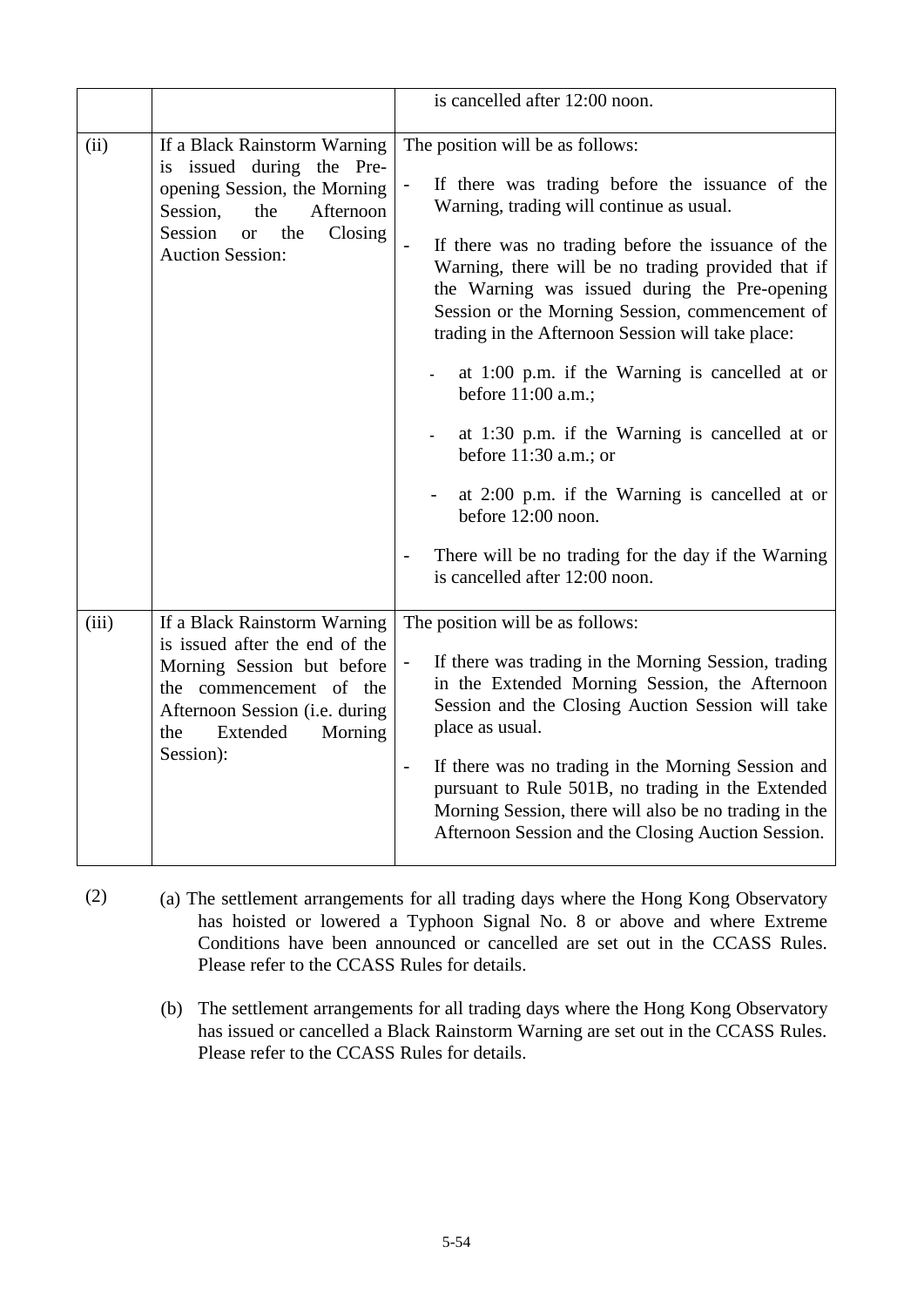| | | |
|---|---|---|
| | | is cancelled after 12:00 noon. |
| (ii) | If a Black Rainstorm Warning is issued during the Pre-opening Session, the Morning Session, the Afternoon Session or the Closing Auction Session: | The position will be as follows:<br>- If there was trading before the issuance of the Warning, trading will continue as usual.<br>- If there was no trading before the issuance of the Warning, there will be no trading provided that if the Warning was issued during the Pre-opening Session or the Morning Session, commencement of trading in the Afternoon Session will take place:<br>&nbsp;&nbsp;- at 1:00 p.m. if the Warning is cancelled at or before 11:00 a.m.;<br>&nbsp;&nbsp;- at 1:30 p.m. if the Warning is cancelled at or before 11:30 a.m.; or<br>&nbsp;&nbsp;- at 2:00 p.m. if the Warning is cancelled at or before 12:00 noon.<br>- There will be no trading for the day if the Warning is cancelled after 12:00 noon. |
| (iii) | If a Black Rainstorm Warning is issued after the end of the Morning Session but before the commencement of the Afternoon Session (i.e. during the Extended Morning Session): | The position will be as follows:<br>- If there was trading in the Morning Session, trading in the Extended Morning Session, the Afternoon Session and the Closing Auction Session will take place as usual.<br>- If there was no trading in the Morning Session and pursuant to Rule 501B, no trading in the Extended Morning Session, there will also be no trading in the Afternoon Session and the Closing Auction Session. |

(2) (a) The settlement arrangements for all trading days where the Hong Kong Observatory has hoisted or lowered a Typhoon Signal No. 8 or above and where Extreme Conditions have been announced or cancelled are set out in the CCASS Rules. Please refer to the CCASS Rules for details.

(b) The settlement arrangements for all trading days where the Hong Kong Observatory has issued or cancelled a Black Rainstorm Warning are set out in the CCASS Rules. Please refer to the CCASS Rules for details.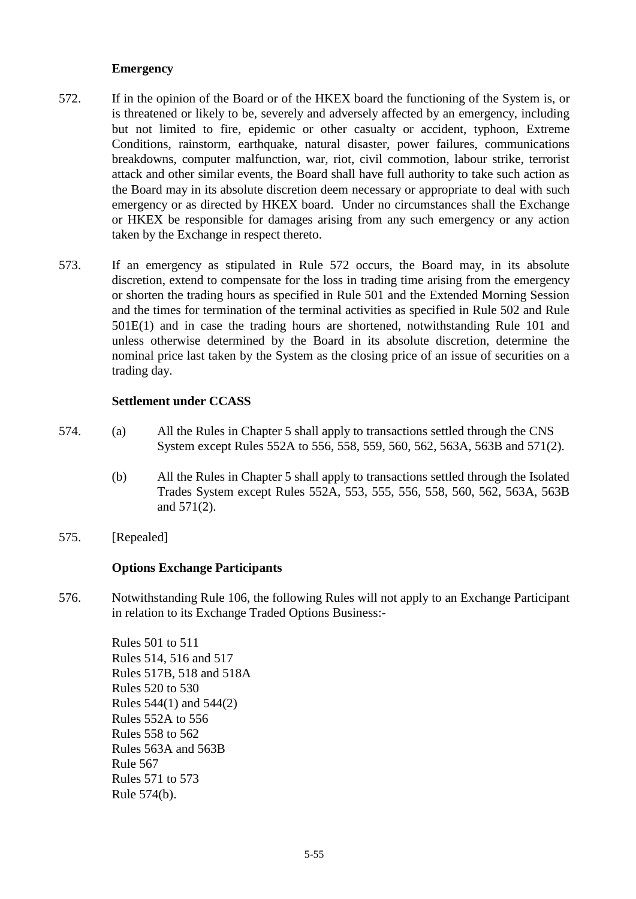**Emergency**

572. If in the opinion of the Board or of the HKEX board the functioning of the System is, or is threatened or likely to be, severely and adversely affected by an emergency, including but not limited to fire, epidemic or other casualty or accident, typhoon, Extreme Conditions, rainstorm, earthquake, natural disaster, power failures, communications breakdowns, computer malfunction, war, riot, civil commotion, labour strike, terrorist attack and other similar events, the Board shall have full authority to take such action as the Board may in its absolute discretion deem necessary or appropriate to deal with such emergency or as directed by HKEX board. Under no circumstances shall the Exchange or HKEX be responsible for damages arising from any such emergency or any action taken by the Exchange in respect thereto.

573. If an emergency as stipulated in Rule 572 occurs, the Board may, in its absolute discretion, extend to compensate for the loss in trading time arising from the emergency or shorten the trading hours as specified in Rule 501 and the Extended Morning Session and the times for termination of the terminal activities as specified in Rule 502 and Rule 501E(1) and in case the trading hours are shortened, notwithstanding Rule 101 and unless otherwise determined by the Board in its absolute discretion, determine the nominal price last taken by the System as the closing price of an issue of securities on a trading day.

**Settlement under CCASS**

574. (a) All the Rules in Chapter 5 shall apply to transactions settled through the CNS System except Rules 552A to 556, 558, 559, 560, 562, 563A, 563B and 571(2).

(b) All the Rules in Chapter 5 shall apply to transactions settled through the Isolated Trades System except Rules 552A, 553, 555, 556, 558, 560, 562, 563A, 563B and 571(2).

575. [Repealed]

**Options Exchange Participants**

576. Notwithstanding Rule 106, the following Rules will not apply to an Exchange Participant in relation to its Exchange Traded Options Business:-

Rules 501 to 511
Rules 514, 516 and 517
Rules 517B, 518 and 518A
Rules 520 to 530
Rules 544(1) and 544(2)
Rules 552A to 556
Rules 558 to 562
Rules 563A and 563B
Rule 567
Rules 571 to 573
Rule 574(b).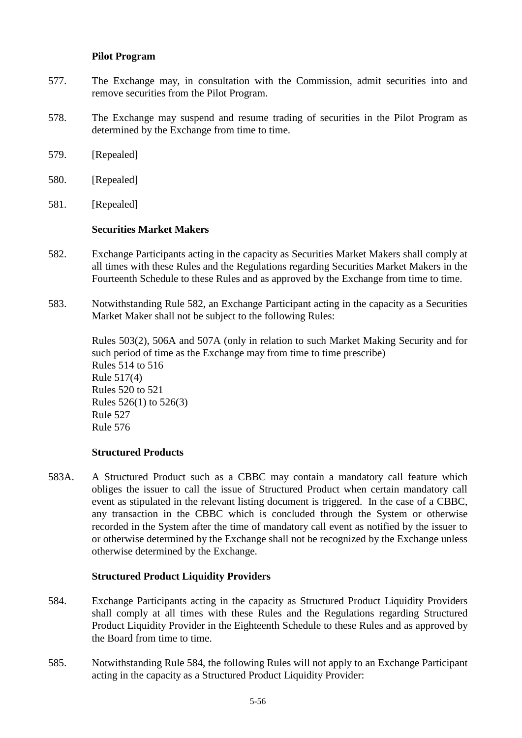**Pilot Program**

577. The Exchange may, in consultation with the Commission, admit securities into and remove securities from the Pilot Program.

578. The Exchange may suspend and resume trading of securities in the Pilot Program as determined by the Exchange from time to time.

579. [Repealed]

580. [Repealed]

581. [Repealed]

**Securities Market Makers**

582. Exchange Participants acting in the capacity as Securities Market Makers shall comply at all times with these Rules and the Regulations regarding Securities Market Makers in the Fourteenth Schedule to these Rules and as approved by the Exchange from time to time.

583. Notwithstanding Rule 582, an Exchange Participant acting in the capacity as a Securities Market Maker shall not be subject to the following Rules:

Rules 503(2), 506A and 507A (only in relation to such Market Making Security and for such period of time as the Exchange may from time to time prescribe)
Rules 514 to 516
Rule 517(4)
Rules 520 to 521
Rules 526(1) to 526(3)
Rule 527
Rule 576

**Structured Products**

583A. A Structured Product such as a CBBC may contain a mandatory call feature which obliges the issuer to call the issue of Structured Product when certain mandatory call event as stipulated in the relevant listing document is triggered. In the case of a CBBC, any transaction in the CBBC which is concluded through the System or otherwise recorded in the System after the time of mandatory call event as notified by the issuer to or otherwise determined by the Exchange shall not be recognized by the Exchange unless otherwise determined by the Exchange.

**Structured Product Liquidity Providers**

584. Exchange Participants acting in the capacity as Structured Product Liquidity Providers shall comply at all times with these Rules and the Regulations regarding Structured Product Liquidity Provider in the Eighteenth Schedule to these Rules and as approved by the Board from time to time.

585. Notwithstanding Rule 584, the following Rules will not apply to an Exchange Participant acting in the capacity as a Structured Product Liquidity Provider: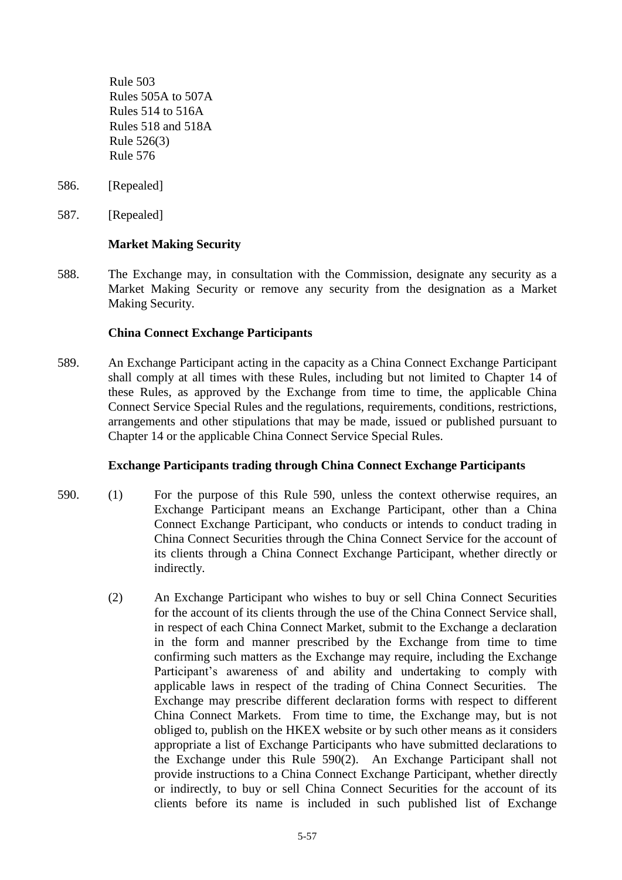Rule 503
Rules 505A to 507A
Rules 514 to 516A
Rules 518 and 518A
Rule 526(3)
Rule 576

586. [Repealed]

587. [Repealed]

**Market Making Security**

588. The Exchange may, in consultation with the Commission, designate any security as a Market Making Security or remove any security from the designation as a Market Making Security.

**China Connect Exchange Participants**

589. An Exchange Participant acting in the capacity as a China Connect Exchange Participant shall comply at all times with these Rules, including but not limited to Chapter 14 of these Rules, as approved by the Exchange from time to time, the applicable China Connect Service Special Rules and the regulations, requirements, conditions, restrictions, arrangements and other stipulations that may be made, issued or published pursuant to Chapter 14 or the applicable China Connect Service Special Rules.

**Exchange Participants trading through China Connect Exchange Participants**

590. (1) For the purpose of this Rule 590, unless the context otherwise requires, an Exchange Participant means an Exchange Participant, other than a China Connect Exchange Participant, who conducts or intends to conduct trading in China Connect Securities through the China Connect Service for the account of its clients through a China Connect Exchange Participant, whether directly or indirectly.

(2) An Exchange Participant who wishes to buy or sell China Connect Securities for the account of its clients through the use of the China Connect Service shall, in respect of each China Connect Market, submit to the Exchange a declaration in the form and manner prescribed by the Exchange from time to time confirming such matters as the Exchange may require, including the Exchange Participant's awareness of and ability and undertaking to comply with applicable laws in respect of the trading of China Connect Securities. The Exchange may prescribe different declaration forms with respect to different China Connect Markets. From time to time, the Exchange may, but is not obliged to, publish on the HKEX website or by such other means as it considers appropriate a list of Exchange Participants who have submitted declarations to the Exchange under this Rule 590(2). An Exchange Participant shall not provide instructions to a China Connect Exchange Participant, whether directly or indirectly, to buy or sell China Connect Securities for the account of its clients before its name is included in such published list of Exchange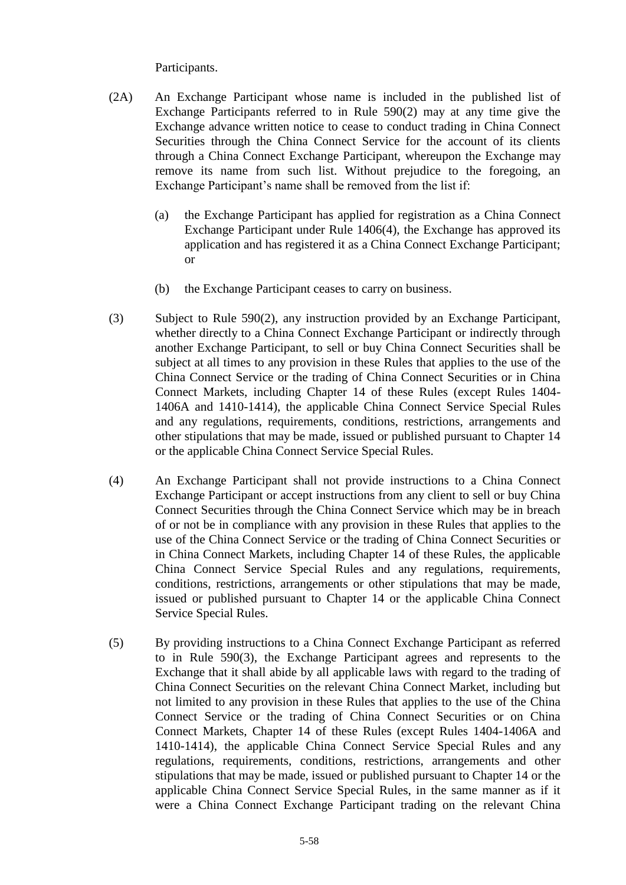Participants.

(2A) An Exchange Participant whose name is included in the published list of Exchange Participants referred to in Rule 590(2) may at any time give the Exchange advance written notice to cease to conduct trading in China Connect Securities through the China Connect Service for the account of its clients through a China Connect Exchange Participant, whereupon the Exchange may remove its name from such list. Without prejudice to the foregoing, an Exchange Participant's name shall be removed from the list if:

(a) the Exchange Participant has applied for registration as a China Connect Exchange Participant under Rule 1406(4), the Exchange has approved its application and has registered it as a China Connect Exchange Participant; or

(b) the Exchange Participant ceases to carry on business.

(3) Subject to Rule 590(2), any instruction provided by an Exchange Participant, whether directly to a China Connect Exchange Participant or indirectly through another Exchange Participant, to sell or buy China Connect Securities shall be subject at all times to any provision in these Rules that applies to the use of the China Connect Service or the trading of China Connect Securities or in China Connect Markets, including Chapter 14 of these Rules (except Rules 1404-1406A and 1410-1414), the applicable China Connect Service Special Rules and any regulations, requirements, conditions, restrictions, arrangements and other stipulations that may be made, issued or published pursuant to Chapter 14 or the applicable China Connect Service Special Rules.

(4) An Exchange Participant shall not provide instructions to a China Connect Exchange Participant or accept instructions from any client to sell or buy China Connect Securities through the China Connect Service which may be in breach of or not be in compliance with any provision in these Rules that applies to the use of the China Connect Service or the trading of China Connect Securities or in China Connect Markets, including Chapter 14 of these Rules, the applicable China Connect Service Special Rules and any regulations, requirements, conditions, restrictions, arrangements or other stipulations that may be made, issued or published pursuant to Chapter 14 or the applicable China Connect Service Special Rules.

(5) By providing instructions to a China Connect Exchange Participant as referred to in Rule 590(3), the Exchange Participant agrees and represents to the Exchange that it shall abide by all applicable laws with regard to the trading of China Connect Securities on the relevant China Connect Market, including but not limited to any provision in these Rules that applies to the use of the China Connect Service or the trading of China Connect Securities or on China Connect Markets, Chapter 14 of these Rules (except Rules 1404-1406A and 1410-1414), the applicable China Connect Service Special Rules and any regulations, requirements, conditions, restrictions, arrangements and other stipulations that may be made, issued or published pursuant to Chapter 14 or the applicable China Connect Service Special Rules, in the same manner as if it were a China Connect Exchange Participant trading on the relevant China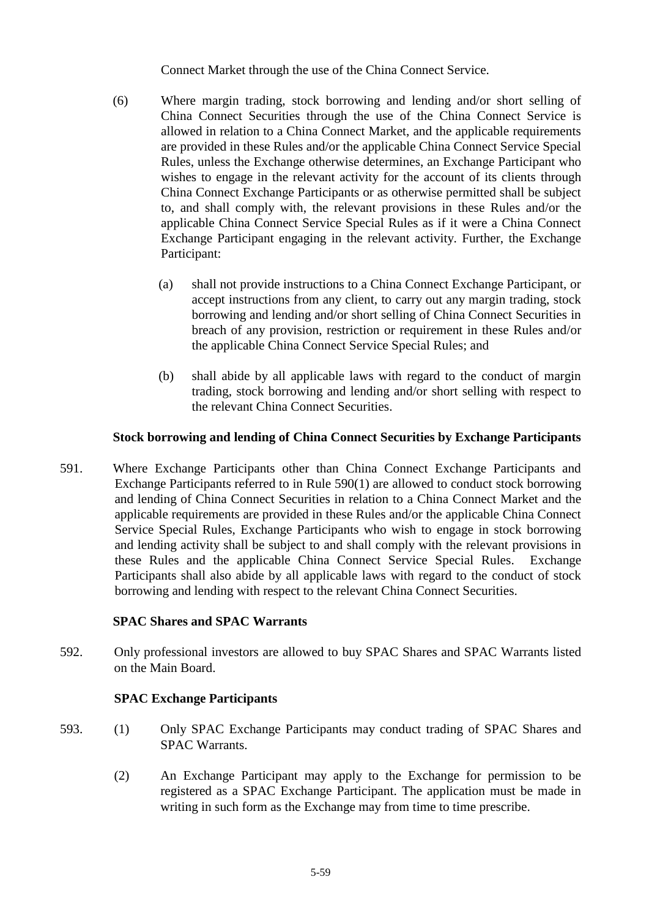Connect Market through the use of the China Connect Service.

(6) Where margin trading, stock borrowing and lending and/or short selling of China Connect Securities through the use of the China Connect Service is allowed in relation to a China Connect Market, and the applicable requirements are provided in these Rules and/or the applicable China Connect Service Special Rules, unless the Exchange otherwise determines, an Exchange Participant who wishes to engage in the relevant activity for the account of its clients through China Connect Exchange Participants or as otherwise permitted shall be subject to, and shall comply with, the relevant provisions in these Rules and/or the applicable China Connect Service Special Rules as if it were a China Connect Exchange Participant engaging in the relevant activity. Further, the Exchange Participant:

(a) shall not provide instructions to a China Connect Exchange Participant, or accept instructions from any client, to carry out any margin trading, stock borrowing and lending and/or short selling of China Connect Securities in breach of any provision, restriction or requirement in these Rules and/or the applicable China Connect Service Special Rules; and

(b) shall abide by all applicable laws with regard to the conduct of margin trading, stock borrowing and lending and/or short selling with respect to the relevant China Connect Securities.

**Stock borrowing and lending of China Connect Securities by Exchange Participants**

591. Where Exchange Participants other than China Connect Exchange Participants and Exchange Participants referred to in Rule 590(1) are allowed to conduct stock borrowing and lending of China Connect Securities in relation to a China Connect Market and the applicable requirements are provided in these Rules and/or the applicable China Connect Service Special Rules, Exchange Participants who wish to engage in stock borrowing and lending activity shall be subject to and shall comply with the relevant provisions in these Rules and the applicable China Connect Service Special Rules. Exchange Participants shall also abide by all applicable laws with regard to the conduct of stock borrowing and lending with respect to the relevant China Connect Securities.

**SPAC Shares and SPAC Warrants**

592. Only professional investors are allowed to buy SPAC Shares and SPAC Warrants listed on the Main Board.

**SPAC Exchange Participants**

593. (1) Only SPAC Exchange Participants may conduct trading of SPAC Shares and SPAC Warrants.

(2) An Exchange Participant may apply to the Exchange for permission to be registered as a SPAC Exchange Participant. The application must be made in writing in such form as the Exchange may from time to time prescribe.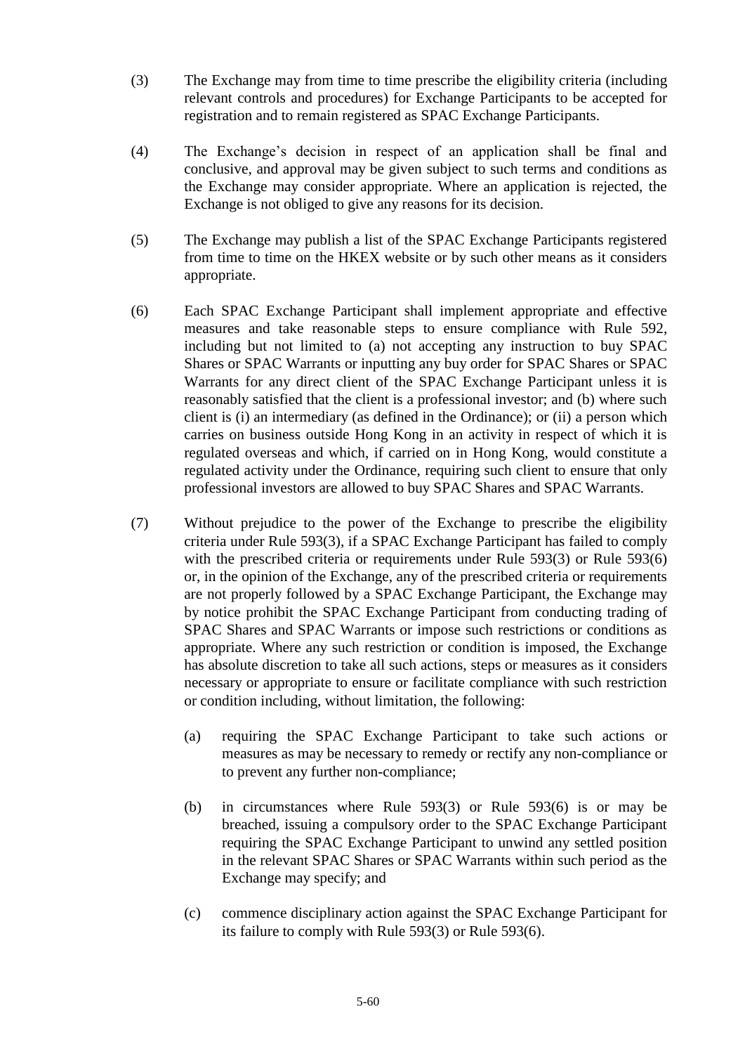(3) The Exchange may from time to time prescribe the eligibility criteria (including relevant controls and procedures) for Exchange Participants to be accepted for registration and to remain registered as SPAC Exchange Participants.

(4) The Exchange's decision in respect of an application shall be final and conclusive, and approval may be given subject to such terms and conditions as the Exchange may consider appropriate. Where an application is rejected, the Exchange is not obliged to give any reasons for its decision.

(5) The Exchange may publish a list of the SPAC Exchange Participants registered from time to time on the HKEX website or by such other means as it considers appropriate.

(6) Each SPAC Exchange Participant shall implement appropriate and effective measures and take reasonable steps to ensure compliance with Rule 592, including but not limited to (a) not accepting any instruction to buy SPAC Shares or SPAC Warrants or inputting any buy order for SPAC Shares or SPAC Warrants for any direct client of the SPAC Exchange Participant unless it is reasonably satisfied that the client is a professional investor; and (b) where such client is (i) an intermediary (as defined in the Ordinance); or (ii) a person which carries on business outside Hong Kong in an activity in respect of which it is regulated overseas and which, if carried on in Hong Kong, would constitute a regulated activity under the Ordinance, requiring such client to ensure that only professional investors are allowed to buy SPAC Shares and SPAC Warrants.

(7) Without prejudice to the power of the Exchange to prescribe the eligibility criteria under Rule 593(3), if a SPAC Exchange Participant has failed to comply with the prescribed criteria or requirements under Rule 593(3) or Rule 593(6) or, in the opinion of the Exchange, any of the prescribed criteria or requirements are not properly followed by a SPAC Exchange Participant, the Exchange may by notice prohibit the SPAC Exchange Participant from conducting trading of SPAC Shares and SPAC Warrants or impose such restrictions or conditions as appropriate. Where any such restriction or condition is imposed, the Exchange has absolute discretion to take all such actions, steps or measures as it considers necessary or appropriate to ensure or facilitate compliance with such restriction or condition including, without limitation, the following:

   (a) requiring the SPAC Exchange Participant to take such actions or measures as may be necessary to remedy or rectify any non-compliance or to prevent any further non-compliance;

   (b) in circumstances where Rule 593(3) or Rule 593(6) is or may be breached, issuing a compulsory order to the SPAC Exchange Participant requiring the SPAC Exchange Participant to unwind any settled position in the relevant SPAC Shares or SPAC Warrants within such period as the Exchange may specify; and

   (c) commence disciplinary action against the SPAC Exchange Participant for its failure to comply with Rule 593(3) or Rule 593(6).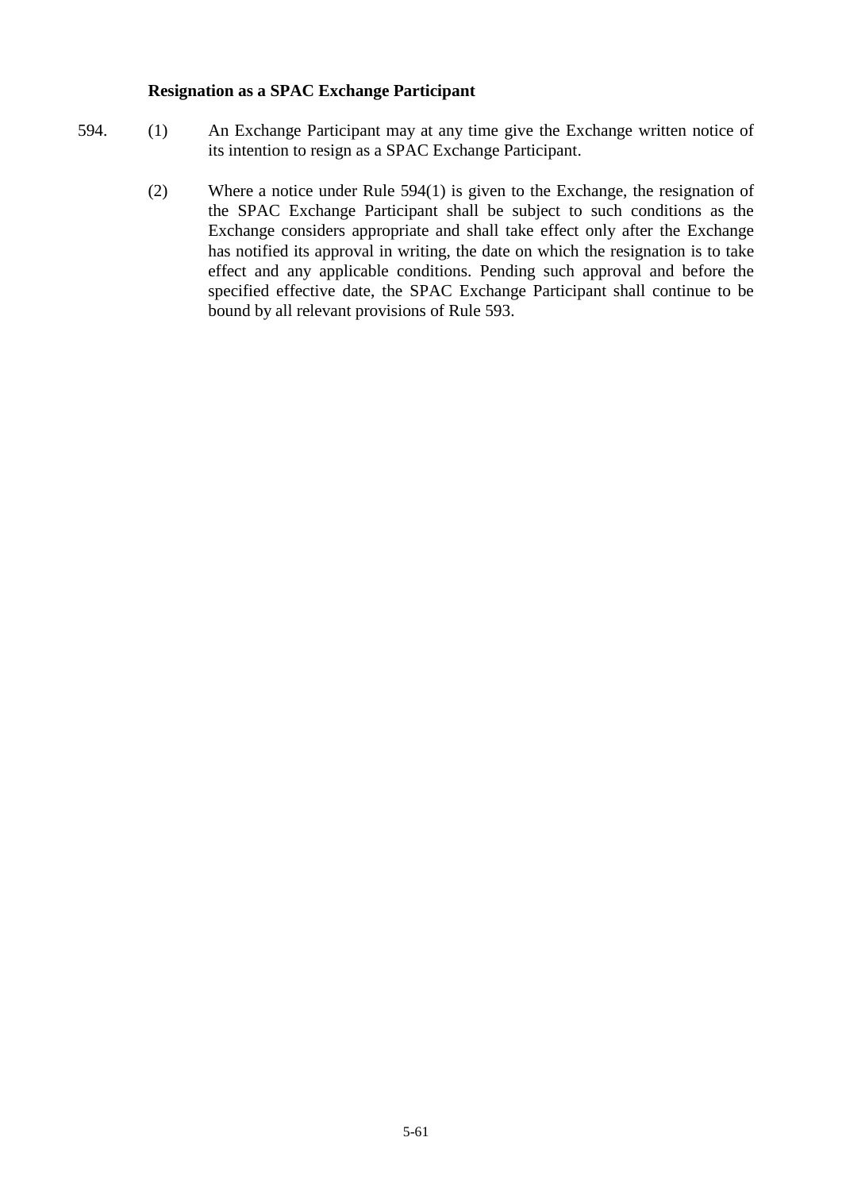**Resignation as a SPAC Exchange Participant**

594. (1) An Exchange Participant may at any time give the Exchange written notice of its intention to resign as a SPAC Exchange Participant.

(2) Where a notice under Rule 594(1) is given to the Exchange, the resignation of the SPAC Exchange Participant shall be subject to such conditions as the Exchange considers appropriate and shall take effect only after the Exchange has notified its approval in writing, the date on which the resignation is to take effect and any applicable conditions. Pending such approval and before the specified effective date, the SPAC Exchange Participant shall continue to be bound by all relevant provisions of Rule 593.